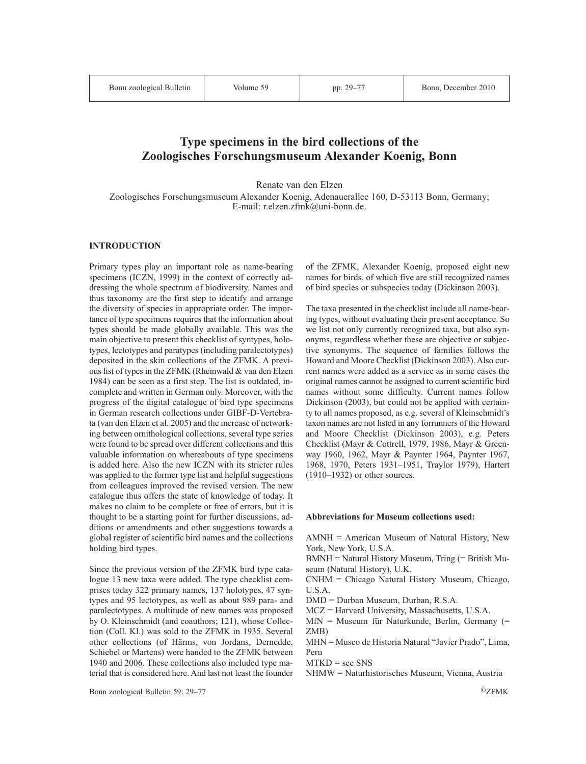# Type specimens in the bird collections of the Zoologisches Forschungsmuseum Alexander Koenig, Bonn

Renate van den Elzen

Zoologisches Forschungsmuseum Alexander Koenig, Adenauerallee 160, D-53113 Bonn, Germany; E-mail: r.elzen.zfmk@uni-bonn.de.

## INTRODUCTION

Primary types play an important role as name-bearing specimens (ICZN, 1999) in the context of correctly addressing the whole spectrum of biodiversity. Names and thus taxonomy are the first step to identify and arrange the diversity of species in appropriate order. The importance of type specimens requires that the information about types should be made globally available. This was the main objective to present this checklist of syntypes, holotypes, lectotypes and paratypes (including paralectotypes) deposited in the skin collections of the ZFMK. A previous list of types in the ZFMK (Rheinwald & van den Elzen 1984) can be seen as a first step. The list is outdated, incomplete and written in German only. Moreover, with the progress of the digital catalogue of bird type specimens in German research collections under GIBF-D-Vertebrata (van den Elzen et al. 2005) and the increase of networking between ornithological collections, several type series were found to be spread over different collections and this valuable information on whereabouts of type specimens is added here. Also the new ICZN with its stricter rules was applied to the former type list and helpful suggestions from colleagues improved the revised version. The new catalogue thus offers the state of knowledge of today. It makes no claim to be complete or free of errors, but it is thought to be a starting point for further discussions, additions or amendments and other suggestions towards a global register of scientific bird names and the collections holding bird types.

Since the previous version of the ZFMK bird type catalogue 13 new taxa were added. The type checklist comprises today 322 primary names, 137 holotypes, 47 syntypes and 95 lectotypes, as well as about 989 para- and paralectotypes. A multitude of new names was proposed by O. Kleinschmidt (and coauthors; 121), whose Collection (Coll. Kl.) was sold to the ZFMK in 1935. Several other collections (of Härms, von Jordans, Dernedde, Schiebel or Martens) were handed to the ZFMK between 1940 and 2006. These collections also included type material that is considered here. And last not least the founder of the ZFMK, Alexander Koenig, proposed eight new names for birds, of which five are still recognized names of bird species or subspecies today (Dickinson 2003).

The taxa presented in the checklist include all name-bearing types, without evaluating their present acceptance. So we list not only currently recognized taxa, but also synonyms, regardless whether these are objective or subjective synonyms. The sequence of families follows the Howard and Moore Checklist (Dickinson 2003). Also current names were added as a service as in some cases the original names cannot be assigned to current scientific bird names without some difficulty. Current names follow Dickinson (2003), but could not be applied with certainty to all names proposed, as e.g. several of Kleinschmidt's taxon names are not listed in any forrunners of the Howard and Moore Checklist (Dickinson 2003), e.g. Peters Checklist (Mayr & Cottrell, 1979, 1986, Mayr & Greenway 1960, 1962, Mayr & Paynter 1964, Paynter 1967, 1968, 1970, Peters 1931–1951, Traylor 1979), Hartert (1910–1932) or other sources.

**Abbreviations for Museum collections used:**

AMNH = American Museum of Natural History, New York, New York, U.S.A.
BMNH = Natural History Museum, Tring (= British Museum (Natural History), U.K.
CNHM = Chicago Natural History Museum, Chicago, U.S.A.
DMD = Durban Museum, Durban, R.S.A.
MCZ = Harvard University, Massachusetts, U.S.A.
MfN = Museum für Naturkunde, Berlin, Germany (= ZMB)
MHN = Museo de Historia Natural "Javier Prado", Lima, Peru
MTKD = see SNS
NHMW = Naturhistorisches Museum, Vienna, Austria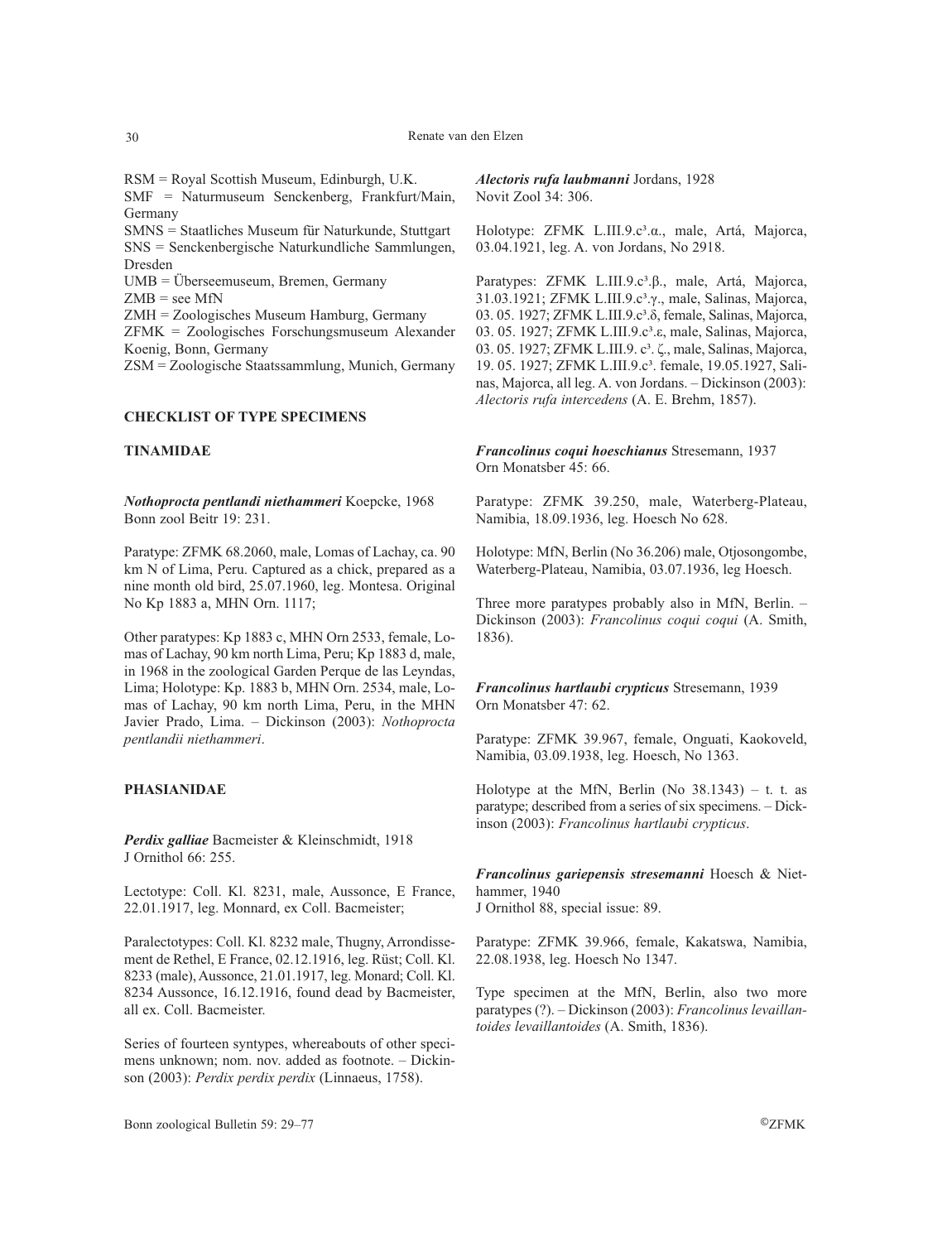RSM = Royal Scottish Museum, Edinburgh, U.K.
SMF = Naturmuseum Senckenberg, Frankfurt/Main, Germany
SMNS = Staatliches Museum für Naturkunde, Stuttgart
SNS = Senckenbergische Naturkundliche Sammlungen, Dresden
UMB = Überseemuseum, Bremen, Germany
ZMB = see MfN
ZMH = Zoologisches Museum Hamburg, Germany
ZFMK = Zoologisches Forschungsmuseum Alexander Koenig, Bonn, Germany
ZSM = Zoologische Staatssammlung, Munich, Germany

## CHECKLIST OF TYPE SPECIMENS

### TINAMIDAE

***Nothoprocta pentlandi niethammeri*** Koepcke, 1968
Bonn zool Beitr 19: 231.

Paratype: ZFMK 68.2060, male, Lomas of Lachay, ca. 90 km N of Lima, Peru. Captured as a chick, prepared as a nine month old bird, 25.07.1960, leg. Montesa. Original No Kp 1883 a, MHN Orn. 1117;

Other paratypes: Kp 1883 c, MHN Orn 2533, female, Lomas of Lachay, 90 km north Lima, Peru; Kp 1883 d, male, in 1968 in the zoological Garden Perque de las Leyndas, Lima; Holotype: Kp. 1883 b, MHN Orn. 2534, male, Lomas of Lachay, 90 km north Lima, Peru, in the MHN Javier Prado, Lima. – Dickinson (2003): *Nothoprocta pentlandii niethammeri*.

### PHASIANIDAE

***Perdix galliae*** Bacmeister & Kleinschmidt, 1918
J Ornithol 66: 255.

Lectotype: Coll. Kl. 8231, male, Aussonce, E France, 22.01.1917, leg. Monnard, ex Coll. Bacmeister;

Paralectotypes: Coll. Kl. 8232 male, Thugny, Arrondissement de Rethel, E France, 02.12.1916, leg. Rüst; Coll. Kl. 8233 (male), Aussonce, 21.01.1917, leg. Monard; Coll. Kl. 8234 Aussonce, 16.12.1916, found dead by Bacmeister, all ex. Coll. Bacmeister.

Series of fourteen syntypes, whereabouts of other specimens unknown; nom. nov. added as footnote. – Dickinson (2003): *Perdix perdix perdix* (Linnaeus, 1758).

***Alectoris rufa laubmanni*** Jordans, 1928
Novit Zool 34: 306.

Holotype: ZFMK L.III.9.c³.α., male, Artá, Majorca, 03.04.1921, leg. A. von Jordans, No 2918.

Paratypes: ZFMK L.III.9.c³.β., male, Artá, Majorca, 31.03.1921; ZFMK L.III.9.c³.γ., male, Salinas, Majorca, 03. 05. 1927; ZFMK L.III.9.c³.δ, female, Salinas, Majorca, 03. 05. 1927; ZFMK L.III.9.c³.ε, male, Salinas, Majorca, 03. 05. 1927; ZFMK L.III.9. c³. ζ., male, Salinas, Majorca, 19. 05. 1927; ZFMK L.III.9.c³. female, 19.05.1927, Salinas, Majorca, all leg. A. von Jordans. – Dickinson (2003): *Alectoris rufa intercedens* (A. E. Brehm, 1857).

***Francolinus coqui hoeschianus*** Stresemann, 1937
Orn Monatsber 45: 66.

Paratype: ZFMK 39.250, male, Waterberg-Plateau, Namibia, 18.09.1936, leg. Hoesch No 628.

Holotype: MfN, Berlin (No 36.206) male, Otjosongombe, Waterberg-Plateau, Namibia, 03.07.1936, leg Hoesch.

Three more paratypes probably also in MfN, Berlin. – Dickinson (2003): *Francolinus coqui coqui* (A. Smith, 1836).

***Francolinus hartlaubi crypticus*** Stresemann, 1939
Orn Monatsber 47: 62.

Paratype: ZFMK 39.967, female, Onguati, Kaokoveld, Namibia, 03.09.1938, leg. Hoesch, No 1363.

Holotype at the MfN, Berlin (No 38.1343) – t. t. as paratype; described from a series of six specimens. – Dickinson (2003): *Francolinus hartlaubi crypticus*.

***Francolinus gariepensis stresemanni*** Hoesch & Niethammer, 1940
J Ornithol 88, special issue: 89.

Paratype: ZFMK 39.966, female, Kakatswa, Namibia, 22.08.1938, leg. Hoesch No 1347.

Type specimen at the MfN, Berlin, also two more paratypes (?). – Dickinson (2003): *Francolinus levaillantoides levaillantoides* (A. Smith, 1836).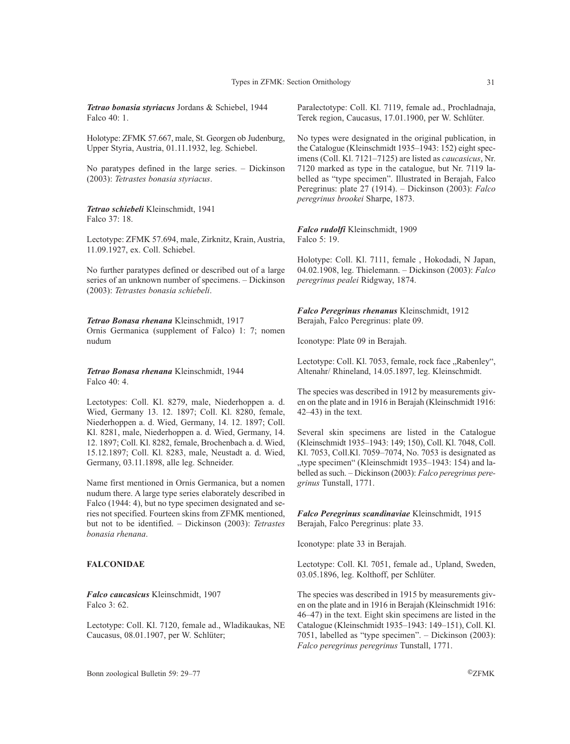***Tetrao bonasia styriacus*** Jordans & Schiebel, 1944
Falco 40: 1.

Holotype: ZFMK 57.667, male, St. Georgen ob Judenburg, Upper Styria, Austria, 01.11.1932, leg. Schiebel.

No paratypes defined in the large series. – Dickinson (2003): *Tetrastes bonasia styriacus*.

***Tetrao schiebeli*** Kleinschmidt, 1941
Falco 37: 18.

Lectotype: ZFMK 57.694, male, Zirknitz, Krain, Austria, 11.09.1927, ex. Coll. Schiebel.

No further paratypes defined or described out of a large series of an unknown number of specimens. – Dickinson (2003): *Tetrastes bonasia schiebeli*.

***Tetrao Bonasa rhenana*** Kleinschmidt, 1917
Ornis Germanica (supplement of Falco) 1: 7; nomen nudum

***Tetrao Bonasa rhenana*** Kleinschmidt, 1944
Falco 40: 4.

Lectotypes: Coll. Kl. 8279, male, Niederhoppen a. d. Wied, Germany 13. 12. 1897; Coll. Kl. 8280, female, Niederhoppen a. d. Wied, Germany, 14. 12. 1897; Coll. Kl. 8281, male, Niederhoppen a. d. Wied, Germany, 14. 12. 1897; Coll. Kl. 8282, female, Brochenbach a. d. Wied, 15.12.1897; Coll. Kl. 8283, male, Neustadt a. d. Wied, Germany, 03.11.1898, alle leg. Schneider.

Name first mentioned in Ornis Germanica, but a nomen nudum there. A large type series elaborately described in Falco (1944: 4), but no type specimen designated and series not specified. Fourteen skins from ZFMK mentioned, but not to be identified. – Dickinson (2003): *Tetrastes bonasia rhenana*.

## FALCONIDAE

***Falco caucasicus*** Kleinschmidt, 1907
Falco 3: 62.

Lectotype: Coll. Kl. 7120, female ad., Wladikaukas, NE Caucasus, 08.01.1907, per W. Schlüter;

Paralectotype: Coll. Kl. 7119, female ad., Prochladnaja, Terek region, Caucasus, 17.01.1900, per W. Schlüter.

No types were designated in the original publication, in the Catalogue (Kleinschmidt 1935–1943: 152) eight specimens (Coll. Kl. 7121–7125) are listed as *caucasicus*, Nr. 7120 marked as type in the catalogue, but Nr. 7119 labelled as "type specimen". Illustrated in Berajah, Falco Peregrinus: plate 27 (1914). – Dickinson (2003): *Falco peregrinus brookei* Sharpe, 1873.

***Falco rudolfi*** Kleinschmidt, 1909
Falco 5: 19.

Holotype: Coll. Kl. 7111, female , Hokodadi, N Japan, 04.02.1908, leg. Thielemann. – Dickinson (2003): *Falco peregrinus pealei* Ridgway, 1874.

***Falco Peregrinus rhenanus*** Kleinschmidt, 1912
Berajah, Falco Peregrinus: plate 09.

Iconotype: Plate 09 in Berajah.

Lectotype: Coll. Kl. 7053, female, rock face „Rabenley", Altenahr/ Rhineland, 14.05.1897, leg. Kleinschmidt.

The species was described in 1912 by measurements given on the plate and in 1916 in Berajah (Kleinschmidt 1916: 42–43) in the text.

Several skin specimens are listed in the Catalogue (Kleinschmidt 1935–1943: 149; 150), Coll. Kl. 7048, Coll. Kl. 7053, Coll.Kl. 7059–7074, No. 7053 is designated as „type specimen" (Kleinschmidt 1935–1943: 154) and labelled as such. – Dickinson (2003): *Falco peregrinus peregrinus* Tunstall, 1771.

***Falco Peregrinus scandinaviae*** Kleinschmidt, 1915
Berajah, Falco Peregrinus: plate 33.

Iconotype: plate 33 in Berajah.

Lectotype: Coll. Kl. 7051, female ad., Upland, Sweden, 03.05.1896, leg. Kolthoff, per Schlüter.

The species was described in 1915 by measurements given on the plate and in 1916 in Berajah (Kleinschmidt 1916: 46–47) in the text. Eight skin specimens are listed in the Catalogue (Kleinschmidt 1935–1943: 149–151), Coll. Kl. 7051, labelled as "type specimen". – Dickinson (2003): *Falco peregrinus peregrinus* Tunstall, 1771.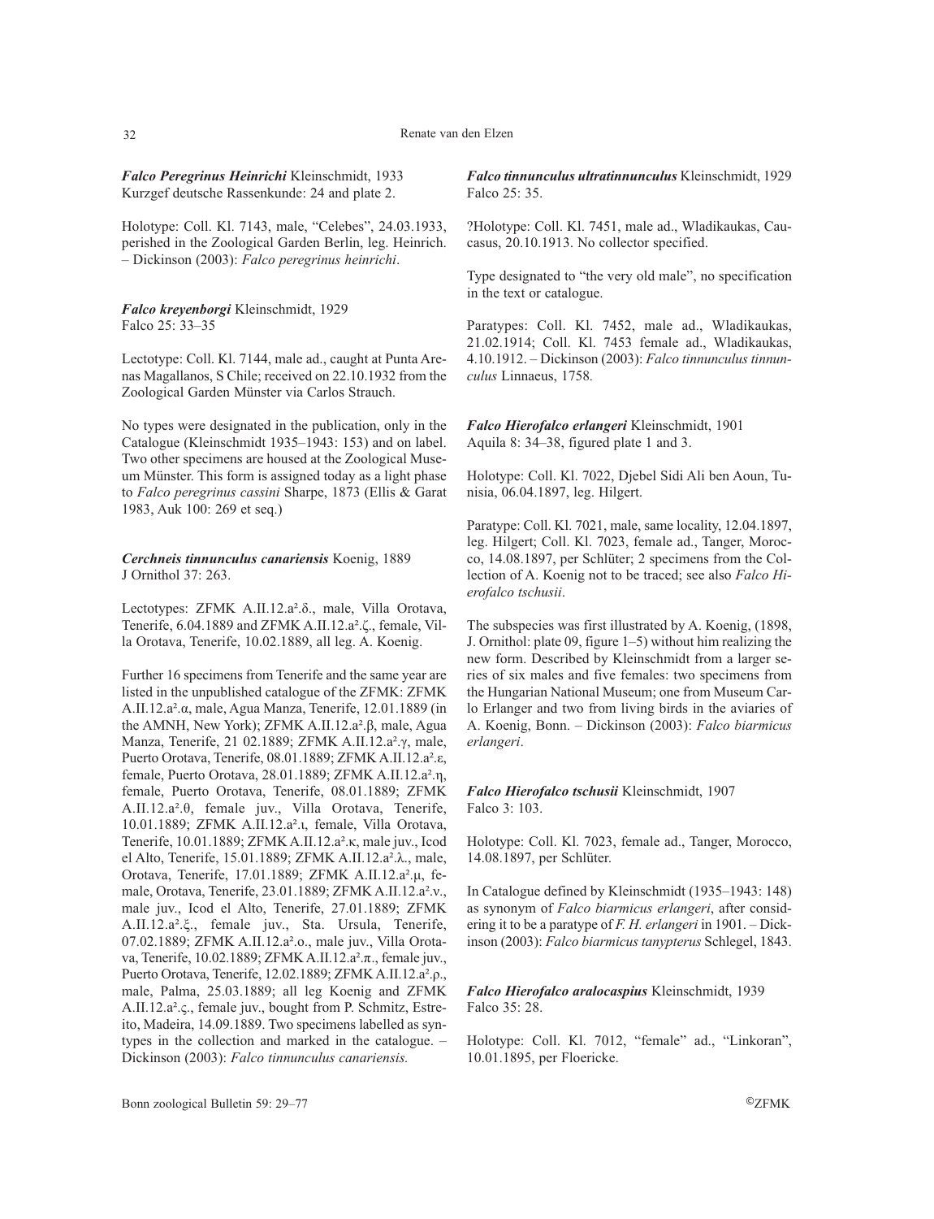***Falco Peregrinus Heinrichi*** Kleinschmidt, 1933
Kurzgef deutsche Rassenkunde: 24 and plate 2.

Holotype: Coll. Kl. 7143, male, "Celebes", 24.03.1933, perished in the Zoological Garden Berlin, leg. Heinrich. – Dickinson (2003): *Falco peregrinus heinrichi*.

***Falco kreyenborgi*** Kleinschmidt, 1929
Falco 25: 33–35

Lectotype: Coll. Kl. 7144, male ad., caught at Punta Arenas Magallanos, S Chile; received on 22.10.1932 from the Zoological Garden Münster via Carlos Strauch.

No types were designated in the publication, only in the Catalogue (Kleinschmidt 1935–1943: 153) and on label. Two other specimens are housed at the Zoological Museum Münster. This form is assigned today as a light phase to *Falco peregrinus cassini* Sharpe, 1873 (Ellis & Garat 1983, Auk 100: 269 et seq.)

***Cerchneis tinnunculus canariensis*** Koenig, 1889
J Ornithol 37: 263.

Lectotypes: ZFMK A.II.12.a².δ., male, Villa Orotava, Tenerife, 6.04.1889 and ZFMK A.II.12.a².ζ., female, Villa Orotava, Tenerife, 10.02.1889, all leg. A. Koenig.

Further 16 specimens from Tenerife and the same year are listed in the unpublished catalogue of the ZFMK: ZFMK A.II.12.a².α, male, Agua Manza, Tenerife, 12.01.1889 (in the AMNH, New York); ZFMK A.II.12.a².β, male, Agua Manza, Tenerife, 21 02.1889; ZFMK A.II.12.a².γ, male, Puerto Orotava, Tenerife, 08.01.1889; ZFMK A.II.12.a².ε, female, Puerto Orotava, 28.01.1889; ZFMK A.II.12.a².η, female, Puerto Orotava, Tenerife, 08.01.1889; ZFMK A.II.12.a².θ, female juv., Villa Orotava, Tenerife, 10.01.1889; ZFMK A.II.12.a².ι, female, Villa Orotava, Tenerife, 10.01.1889; ZFMK A.II.12.a².κ, male juv., Icod el Alto, Tenerife, 15.01.1889; ZFMK A.II.12.a².λ., male, Orotava, Tenerife, 17.01.1889; ZFMK A.II.12.a².μ, female, Orotava, Tenerife, 23.01.1889; ZFMK A.II.12.a².ν., male juv., Icod el Alto, Tenerife, 27.01.1889; ZFMK A.II.12.a².ξ., female juv., Sta. Ursula, Tenerife, 07.02.1889; ZFMK A.II.12.a².ο., male juv., Villa Orotava, Tenerife, 10.02.1889; ZFMK A.II.12.a².π., female juv., Puerto Orotava, Tenerife, 12.02.1889; ZFMK A.II.12.a².ρ., male, Palma, 25.03.1889; all leg Koenig and ZFMK A.II.12.a².ς., female juv., bought from P. Schmitz, Estreito, Madeira, 14.09.1889. Two specimens labelled as syntypes in the collection and marked in the catalogue. – Dickinson (2003): *Falco tinnunculus canariensis.*

***Falco tinnunculus ultratinnunculus*** Kleinschmidt, 1929
Falco 25: 35.

?Holotype: Coll. Kl. 7451, male ad., Wladikaukas, Caucasus, 20.10.1913. No collector specified.

Type designated to "the very old male", no specification in the text or catalogue.

Paratypes: Coll. Kl. 7452, male ad., Wladikaukas, 21.02.1914; Coll. Kl. 7453 female ad., Wladikaukas, 4.10.1912. – Dickinson (2003): *Falco tinnunculus tinnunculus* Linnaeus, 1758.

***Falco Hierofalco erlangeri*** Kleinschmidt, 1901
Aquila 8: 34–38, figured plate 1 and 3.

Holotype: Coll. Kl. 7022, Djebel Sidi Ali ben Aoun, Tunisia, 06.04.1897, leg. Hilgert.

Paratype: Coll. Kl. 7021, male, same locality, 12.04.1897, leg. Hilgert; Coll. Kl. 7023, female ad., Tanger, Morocco, 14.08.1897, per Schlüter; 2 specimens from the Collection of A. Koenig not to be traced; see also *Falco Hierofalco tschusii*.

The subspecies was first illustrated by A. Koenig, (1898, J. Ornithol: plate 09, figure 1–5) without him realizing the new form. Described by Kleinschmidt from a larger series of six males and five females: two specimens from the Hungarian National Museum; one from Museum Carlo Erlanger and two from living birds in the aviaries of A. Koenig, Bonn. – Dickinson (2003): *Falco biarmicus erlangeri*.

***Falco Hierofalco tschusii*** Kleinschmidt, 1907
Falco 3: 103.

Holotype: Coll. Kl. 7023, female ad., Tanger, Morocco, 14.08.1897, per Schlüter.

In Catalogue defined by Kleinschmidt (1935–1943: 148) as synonym of *Falco biarmicus erlangeri*, after considering it to be a paratype of *F. H. erlangeri* in 1901. – Dickinson (2003): *Falco biarmicus tanypterus* Schlegel, 1843.

***Falco Hierofalco aralocaspius*** Kleinschmidt, 1939
Falco 35: 28.

Holotype: Coll. Kl. 7012, "female" ad., "Linkoran", 10.01.1895, per Floericke.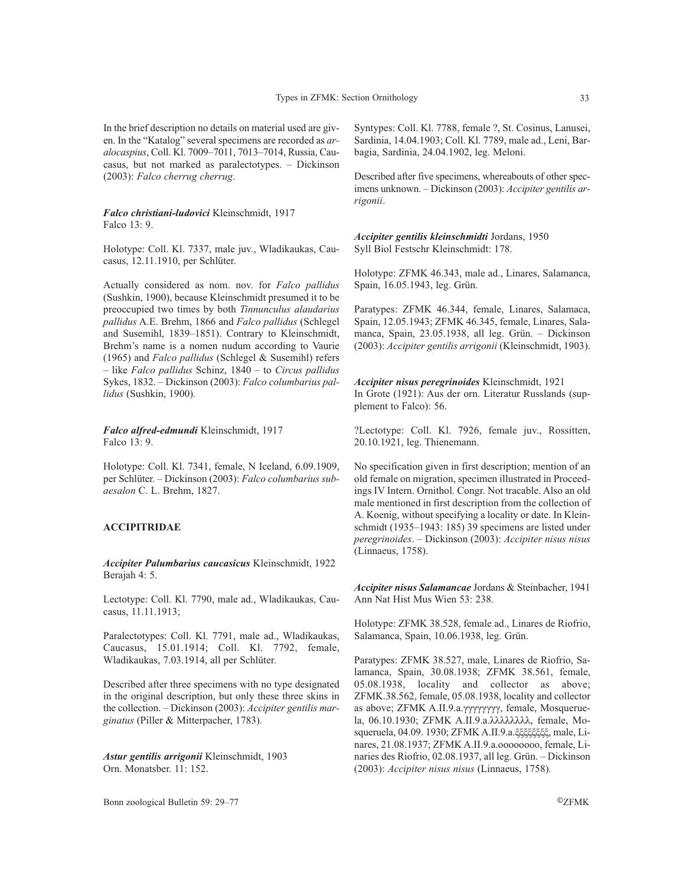In the brief description no details on material used are given. In the "Katalog" several specimens are recorded as *aralocaspius*, Coll. Kl. 7009–7011, 7013–7014, Russia, Caucasus, but not marked as paralectotypes. – Dickinson (2003): *Falco cherrug cherrug*.

***Falco christiani-ludovici*** Kleinschmidt, 1917
Falco 13: 9.

Holotype: Coll. Kl. 7337, male juv., Wladikaukas, Caucasus, 12.11.1910, per Schlüter.

Actually considered as nom. nov. for *Falco pallidus* (Sushkin, 1900), because Kleinschmidt presumed it to be preoccupied two times by both *Tinnunculus alaudarius pallidus* A.E. Brehm, 1866 and *Falco pallidus* (Schlegel and Susemihl, 1839–1851). Contrary to Kleinschmidt, Brehm's name is a nomen nudum according to Vaurie (1965) and *Falco pallidus* (Schlegel & Susemihl) refers – like *Falco pallidus* Schinz, 1840 – to *Circus pallidus* Sykes, 1832. – Dickinson (2003): *Falco columbarius pallidus* (Sushkin, 1900).

***Falco alfred-edmundi*** Kleinschmidt, 1917
Falco 13: 9.

Holotype: Coll. Kl. 7341, female, N Iceland, 6.09.1909, per Schlüter. – Dickinson (2003): *Falco columbarius subaesalon* C. L. Brehm, 1827.

## ACCIPITRIDAE

***Accipiter Palumbarius caucasicus*** Kleinschmidt, 1922
Berajah 4: 5.

Lectotype: Coll. Kl. 7790, male ad., Wladikaukas, Caucasus, 11.11.1913;

Paralectotypes: Coll. Kl. 7791, male ad., Wladikaukas, Caucasus, 15.01.1914; Coll. Kl. 7792, female, Wladikaukas, 7.03.1914, all per Schlüter.

Described after three specimens with no type designated in the original description, but only these three skins in the collection. – Dickinson (2003): *Accipiter gentilis marginatus* (Piller & Mitterpacher, 1783).

***Astur gentilis arrigonii*** Kleinschmidt, 1903
Orn. Monatsber. 11: 152.

Syntypes: Coll. Kl. 7788, female ?, St. Cosinus, Lanusei, Sardinia, 14.04.1903; Coll. Kl. 7789, male ad., Leni, Barbagia, Sardinia, 24.04.1902, leg. Meloni.

Described after five specimens, whereabouts of other specimens unknown. – Dickinson (2003): *Accipiter gentilis arrigonii*.

***Accipiter gentilis kleinschmidti*** Jordans, 1950
Syll Biol Festschr Kleinschmidt: 178.

Holotype: ZFMK 46.343, male ad., Linares, Salamanca, Spain, 16.05.1943, leg. Grün.

Paratypes: ZFMK 46.344, female, Linares, Salamaca, Spain, 12.05.1943; ZFMK 46.345, female, Linares, Salamanca, Spain, 23.05.1938, all leg. Grün. – Dickinson (2003): *Accipiter gentilis arrigonii* (Kleinschmidt, 1903).

***Accipiter nisus peregrinoides*** Kleinschmidt, 1921
In Grote (1921): Aus der orn. Literatur Russlands (supplement to Falco): 56.

?Lectotype: Coll. Kl. 7926, female juv., Rossitten, 20.10.1921, leg. Thienemann.

No specification given in first description; mention of an old female on migration, specimen illustrated in Proceedings IV Intern. Ornithol. Congr. Not tracable. Also an old male mentioned in first description from the collection of A. Koenig, without specifying a locality or date. In Kleinschmidt (1935–1943: 185) 39 specimens are listed under *peregrinoides*. – Dickinson (2003): *Accipiter nisus nisus* (Linnaeus, 1758).

***Accipiter nisus Salamancae*** Jordans & Steinbacher, 1941
Ann Nat Hist Mus Wien 53: 238.

Holotype: ZFMK 38.528, female ad., Linares de Riofrio, Salamanca, Spain, 10.06.1938, leg. Grün.

Paratypes: ZFMK 38.527, male, Linares de Riofrio, Salamanca, Spain, 30.08.1938; ZFMK 38.561, female, 05.08.1938, locality and collector as above; ZFMK.38.562, female, 05.08.1938, locality and collector as above; ZFMK A.II.9.a.γγγγγγγγ, female, Mosqueruela, 06.10.1930; ZFMK A.II.9.a.λλλλλλλλ, female, Mosqueruela, 04.09. 1930; ZFMK A.II.9.a.ξξξξξξξξ, male, Linares, 21.08.1937; ZFMK A.II.9.a.oooooooo, female, Linaries des Riofrio, 02.08.1937, all leg. Grün. – Dickinson (2003): *Accipiter nisus nisus* (Linnaeus, 1758).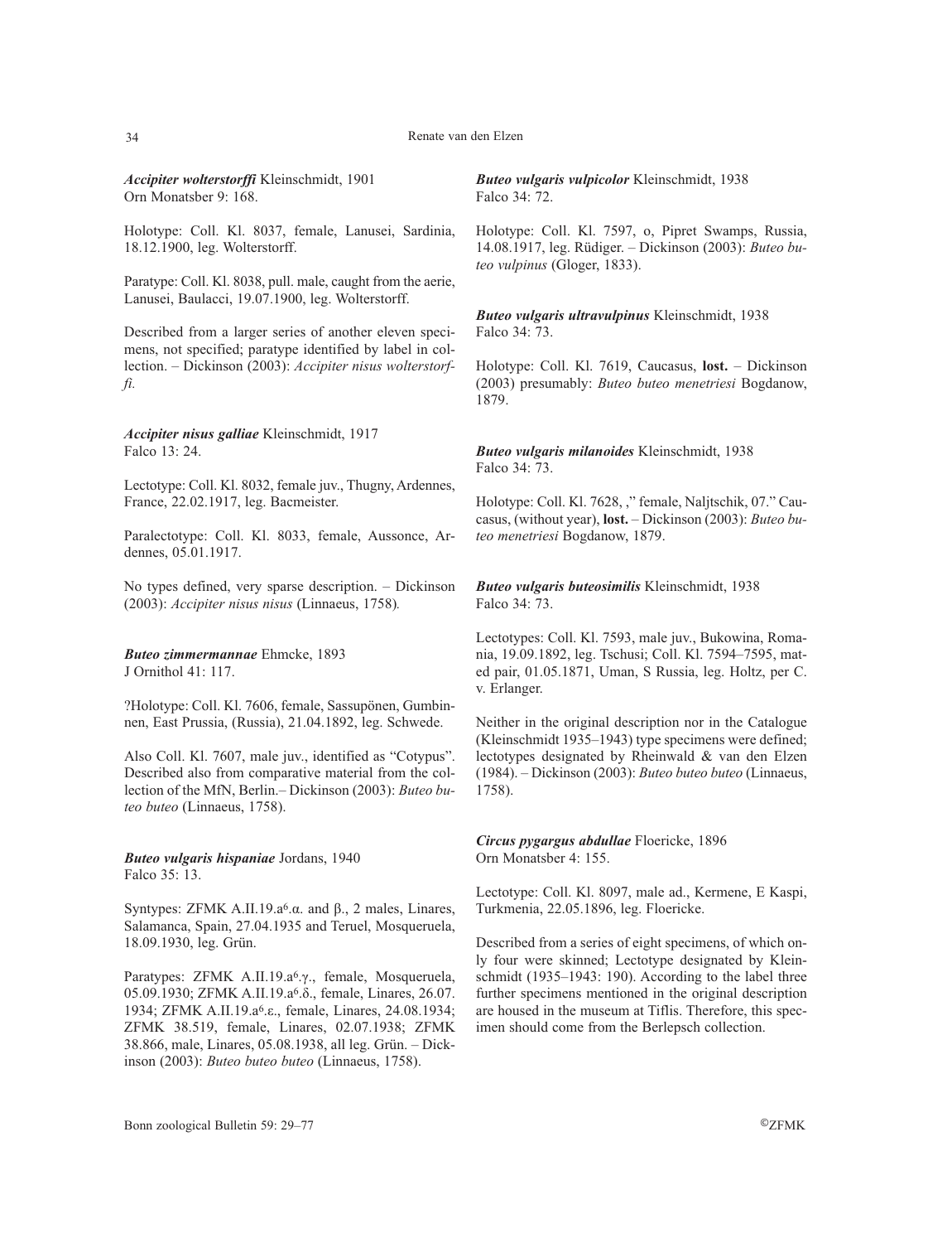***Accipiter wolterstorffi*** Kleinschmidt, 1901
Orn Monatsber 9: 168.

Holotype: Coll. Kl. 8037, female, Lanusei, Sardinia, 18.12.1900, leg. Wolterstorff.

Paratype: Coll. Kl. 8038, pull. male, caught from the aerie, Lanusei, Baulacci, 19.07.1900, leg. Wolterstorff.

Described from a larger series of another eleven specimens, not specified; paratype identified by label in collection. – Dickinson (2003): *Accipiter nisus wolterstorffi.*

***Accipiter nisus galliae*** Kleinschmidt, 1917
Falco 13: 24.

Lectotype: Coll. Kl. 8032, female juv., Thugny, Ardennes, France, 22.02.1917, leg. Bacmeister.

Paralectotype: Coll. Kl. 8033, female, Aussonce, Ardennes, 05.01.1917.

No types defined, very sparse description. – Dickinson (2003): *Accipiter nisus nisus* (Linnaeus, 1758).

***Buteo zimmermannae*** Ehmcke, 1893
J Ornithol 41: 117.

?Holotype: Coll. Kl. 7606, female, Sassupönen, Gumbinnen, East Prussia, (Russia), 21.04.1892, leg. Schwede.

Also Coll. Kl. 7607, male juv., identified as "Cotypus". Described also from comparative material from the collection of the MfN, Berlin.– Dickinson (2003): *Buteo buteo buteo* (Linnaeus, 1758).

***Buteo vulgaris hispaniae*** Jordans, 1940
Falco 35: 13.

Syntypes: ZFMK A.II.19.a⁶.α. and β., 2 males, Linares, Salamanca, Spain, 27.04.1935 and Teruel, Mosqueruela, 18.09.1930, leg. Grün.

Paratypes: ZFMK A.II.19.a⁶.γ., female, Mosqueruela, 05.09.1930; ZFMK A.II.19.a⁶.δ., female, Linares, 26.07. 1934; ZFMK A.II.19.a⁶.ε., female, Linares, 24.08.1934; ZFMK 38.519, female, Linares, 02.07.1938; ZFMK 38.866, male, Linares, 05.08.1938, all leg. Grün. – Dickinson (2003): *Buteo buteo buteo* (Linnaeus, 1758).

***Buteo vulgaris vulpicolor*** Kleinschmidt, 1938
Falco 34: 72.

Holotype: Coll. Kl. 7597, o, Pipret Swamps, Russia, 14.08.1917, leg. Rüdiger. – Dickinson (2003): *Buteo buteo vulpinus* (Gloger, 1833).

***Buteo vulgaris ultravulpinus*** Kleinschmidt, 1938
Falco 34: 73.

Holotype: Coll. Kl. 7619, Caucasus, **lost.** – Dickinson (2003) presumably: *Buteo buteo menetriesi* Bogdanow, 1879.

***Buteo vulgaris milanoides*** Kleinschmidt, 1938
Falco 34: 73.

Holotype: Coll. Kl. 7628, ," female, Naljtschik, 07." Caucasus, (without year), **lost.** – Dickinson (2003): *Buteo buteo menetriesi* Bogdanow, 1879.

***Buteo vulgaris buteosimilis*** Kleinschmidt, 1938
Falco 34: 73.

Lectotypes: Coll. Kl. 7593, male juv., Bukowina, Romania, 19.09.1892, leg. Tschusi; Coll. Kl. 7594–7595, mated pair, 01.05.1871, Uman, S Russia, leg. Holtz, per C. v. Erlanger.

Neither in the original description nor in the Catalogue (Kleinschmidt 1935–1943) type specimens were defined; lectotypes designated by Rheinwald & van den Elzen (1984). – Dickinson (2003): *Buteo buteo buteo* (Linnaeus, 1758).

***Circus pygargus abdullae*** Floericke, 1896
Orn Monatsber 4: 155.

Lectotype: Coll. Kl. 8097, male ad., Kermene, E Kaspi, Turkmenia, 22.05.1896, leg. Floericke.

Described from a series of eight specimens, of which only four were skinned; Lectotype designated by Kleinschmidt (1935–1943: 190). According to the label three further specimens mentioned in the original description are housed in the museum at Tiflis. Therefore, this specimen should come from the Berlepsch collection.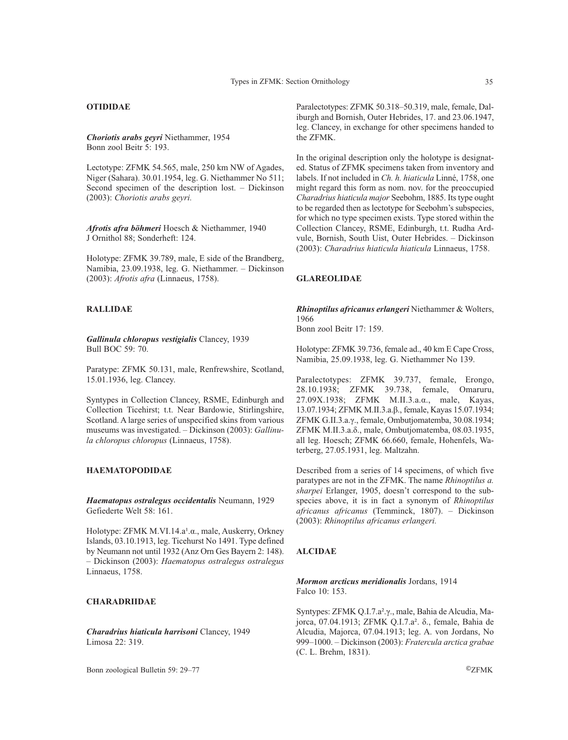## OTIDIDAE

***Choriotis arabs geyri*** Niethammer, 1954
Bonn zool Beitr 5: 193.

Lectotype: ZFMK 54.565, male, 250 km NW of Agades, Niger (Sahara). 30.01.1954, leg. G. Niethammer No 511; Second specimen of the description lost. – Dickinson (2003): *Choriotis arabs geyri.*

***Afrotis afra böhmeri*** Hoesch & Niethammer, 1940
J Ornithol 88; Sonderheft: 124.

Holotype: ZFMK 39.789, male, E side of the Brandberg, Namibia, 23.09.1938, leg. G. Niethammer. – Dickinson (2003): *Afrotis afra* (Linnaeus, 1758).

## RALLIDAE

***Gallinula chloropus vestigialis*** Clancey, 1939
Bull BOC 59: 70.

Paratype: ZFMK 50.131, male, Renfrewshire, Scotland, 15.01.1936, leg. Clancey.

Syntypes in Collection Clancey, RSME, Edinburgh and Collection Ticehirst; t.t. Near Bardowie, Stirlingshire, Scotland. A large series of unspecified skins from various museums was investigated. – Dickinson (2003): *Gallinula chloropus chloropus* (Linnaeus, 1758).

## HAEMATOPODIDAE

***Haematopus ostralegus occidentalis*** Neumann, 1929
Gefiederte Welt 58: 161.

Holotype: ZFMK M.VI.14.a¹.α., male, Auskerry, Orkney Islands, 03.10.1913, leg. Ticehurst No 1491. Type defined by Neumann not until 1932 (Anz Orn Ges Bayern 2: 148). – Dickinson (2003): *Haematopus ostralegus ostralegus* Linnaeus, 1758.

## CHARADRIIDAE

***Charadrius hiaticula harrisoni*** Clancey, 1949
Limosa 22: 319.

Paralectotypes: ZFMK 50.318–50.319, male, female, Daliburgh and Bornish, Outer Hebrides, 17. and 23.06.1947, leg. Clancey, in exchange for other specimens handed to the ZFMK.

In the original description only the holotype is designated. Status of ZFMK specimens taken from inventory and labels. If not included in *Ch. h. hiaticula* Linné, 1758, one might regard this form as nom. nov. for the preoccupied *Charadrius hiaticula major* Seebohm, 1885. Its type ought to be regarded then as lectotype for Seebohm's subspecies, for which no type specimen exists. Type stored within the Collection Clancey, RSME, Edinburgh, t.t. Rudha Ardvule, Bornish, South Uist, Outer Hebrides. – Dickinson (2003): *Charadrius hiaticula hiaticula* Linnaeus, 1758.

## GLAREOLIDAE

***Rhinoptilus africanus erlangeri*** Niethammer & Wolters, 1966
Bonn zool Beitr 17: 159.

Holotype: ZFMK 39.736, female ad., 40 km E Cape Cross, Namibia, 25.09.1938, leg. G. Niethammer No 139.

Paralectotypes: ZFMK 39.737, female, Erongo, 28.10.1938; ZFMK 39.738, female, Omaruru, 27.09X.1938; ZFMK M.II.3.a.α., male, Kayas, 13.07.1934; ZFMK M.II.3.a.β., female, Kayas 15.07.1934; ZFMK G.II.3.a.γ., female, Ombutjomatemba, 30.08.1934; ZFMK M.II.3.a.δ., male, Ombutjomatemba, 08.03.1935, all leg. Hoesch; ZFMK 66.660, female, Hohenfels, Waterberg, 27.05.1931, leg. Maltzahn.

Described from a series of 14 specimens, of which five paratypes are not in the ZFMK. The name *Rhinoptilus a. sharpei* Erlanger, 1905, doesn't correspond to the subspecies above, it is in fact a synonym of *Rhinoptilus africanus africanus* (Temminck, 1807). – Dickinson (2003): *Rhinoptilus africanus erlangeri.*

## ALCIDAE

***Mormon arcticus meridionalis*** Jordans, 1914
Falco 10: 153.

Syntypes: ZFMK Q.I.7.a².γ., male, Bahia de Alcudia, Majorca, 07.04.1913; ZFMK Q.I.7.a². δ., female, Bahia de Alcudia, Majorca, 07.04.1913; leg. A. von Jordans, No 999–1000. – Dickinson (2003): *Fratercula arctica grabae* (C. L. Brehm, 1831).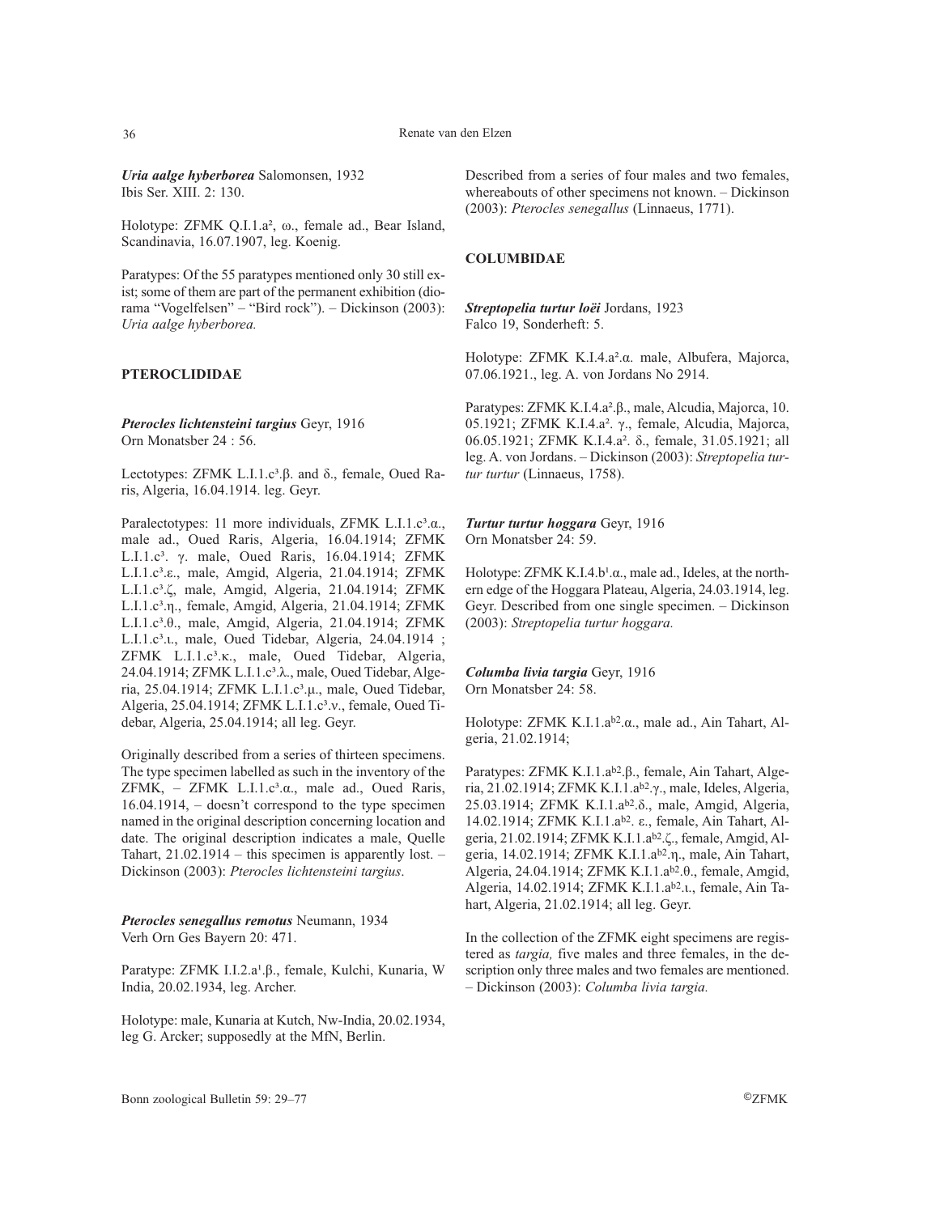***Uria aalge hyberborea*** Salomonsen, 1932
Ibis Ser. XIII. 2: 130.

Holotype: ZFMK Q.I.1.a², ω., female ad., Bear Island, Scandinavia, 16.07.1907, leg. Koenig.

Paratypes: Of the 55 paratypes mentioned only 30 still exist; some of them are part of the permanent exhibition (diorama "Vogelfelsen" – "Bird rock"). – Dickinson (2003): *Uria aalge hyberborea.*

## PTEROCLIDIDAE

***Pterocles lichtensteini targius*** Geyr, 1916
Orn Monatsber 24 : 56.

Lectotypes: ZFMK L.I.1.c³.β. and δ., female, Oued Raris, Algeria, 16.04.1914. leg. Geyr.

Paralectotypes: 11 more individuals, ZFMK L.I.1.c³.α., male ad., Oued Raris, Algeria, 16.04.1914; ZFMK L.I.1.c³. γ. male, Oued Raris, 16.04.1914; ZFMK L.I.1.c³.ε., male, Amgid, Algeria, 21.04.1914; ZFMK L.I.1.c³.ζ, male, Amgid, Algeria, 21.04.1914; ZFMK L.I.1.c³.η., female, Amgid, Algeria, 21.04.1914; ZFMK L.I.1.c³.θ., male, Amgid, Algeria, 21.04.1914; ZFMK L.I.1.c³.ι., male, Oued Tidebar, Algeria, 24.04.1914 ; ZFMK L.I.1.c³.κ., male, Oued Tidebar, Algeria, 24.04.1914; ZFMK L.I.1.c³.λ., male, Oued Tidebar, Algeria, 25.04.1914; ZFMK L.I.1.c³.μ., male, Oued Tidebar, Algeria, 25.04.1914; ZFMK L.I.1.c³.ν., female, Oued Tidebar, Algeria, 25.04.1914; all leg. Geyr.

Originally described from a series of thirteen specimens. The type specimen labelled as such in the inventory of the ZFMK, – ZFMK L.I.1.c³.α., male ad., Oued Raris, 16.04.1914, – doesn't correspond to the type specimen named in the original description concerning location and date. The original description indicates a male, Quelle Tahart, 21.02.1914 – this specimen is apparently lost. – Dickinson (2003): *Pterocles lichtensteini targius*.

***Pterocles senegallus remotus*** Neumann, 1934
Verh Orn Ges Bayern 20: 471.

Paratype: ZFMK I.I.2.a¹.β., female, Kulchi, Kunaria, W India, 20.02.1934, leg. Archer.

Holotype: male, Kunaria at Kutch, Nw-India, 20.02.1934, leg G. Arcker; supposedly at the MfN, Berlin.

Described from a series of four males and two females, whereabouts of other specimens not known. – Dickinson (2003): *Pterocles senegallus* (Linnaeus, 1771).

## COLUMBIDAE

***Streptopelia turtur loëi*** Jordans, 1923
Falco 19, Sonderheft: 5.

Holotype: ZFMK K.I.4.a².α. male, Albufera, Majorca, 07.06.1921., leg. A. von Jordans No 2914.

Paratypes: ZFMK K.I.4.a².β., male, Alcudia, Majorca, 10. 05.1921; ZFMK K.I.4.a². γ., female, Alcudia, Majorca, 06.05.1921; ZFMK K.I.4.a². δ., female, 31.05.1921; all leg. A. von Jordans. – Dickinson (2003): *Streptopelia turtur turtur* (Linnaeus, 1758).

***Turtur turtur hoggara*** Geyr, 1916
Orn Monatsber 24: 59.

Holotype: ZFMK K.I.4.b¹.α., male ad., Ideles, at the northern edge of the Hoggara Plateau, Algeria, 24.03.1914, leg. Geyr. Described from one single specimen. – Dickinson (2003): *Streptopelia turtur hoggara.*

***Columba livia targia*** Geyr, 1916
Orn Monatsber 24: 58.

Holotype: ZFMK K.I.1.a$^{b2}$.α., male ad., Ain Tahart, Algeria, 21.02.1914;

Paratypes: ZFMK K.I.1.a$^{b2}$.β., female, Ain Tahart, Algeria, 21.02.1914; ZFMK K.I.1.a$^{b2}$.γ., male, Ideles, Algeria, 25.03.1914; ZFMK K.I.1.a$^{b2}$.δ., male, Amgid, Algeria, 14.02.1914; ZFMK K.I.1.a$^{b2}$. ε., female, Ain Tahart, Algeria, 21.02.1914; ZFMK K.I.1.a$^{b2}$.ζ., female, Amgid, Algeria, 14.02.1914; ZFMK K.I.1.a$^{b2}$.η., male, Ain Tahart, Algeria, 24.04.1914; ZFMK K.I.1.a$^{b2}$.θ., female, Amgid, Algeria, 14.02.1914; ZFMK K.I.1.a$^{b2}$.ι., female, Ain Tahart, Algeria, 21.02.1914; all leg. Geyr.

In the collection of the ZFMK eight specimens are registered as *targia,* five males and three females, in the description only three males and two females are mentioned. – Dickinson (2003): *Columba livia targia.*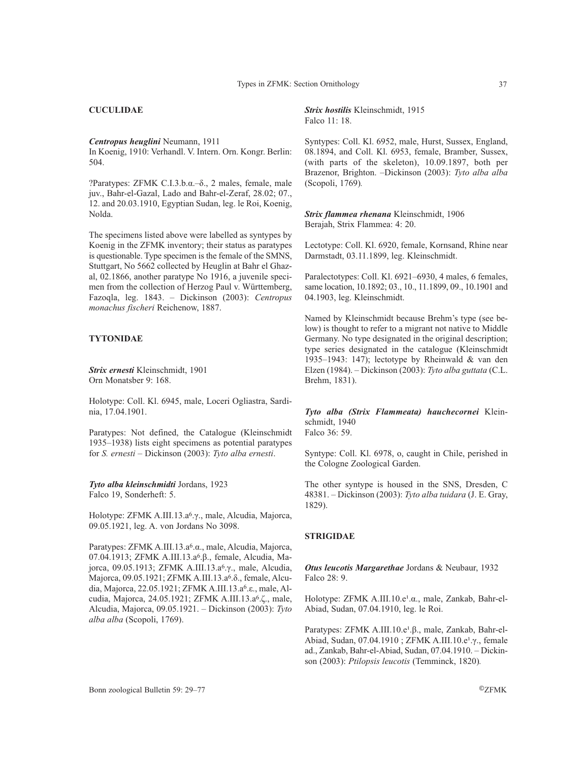## CUCULIDAE

***Centropus heuglini*** Neumann, 1911
In Koenig, 1910: Verhandl. V. Intern. Orn. Kongr. Berlin: 504.

?Paratypes: ZFMK C.I.3.b.α.–δ., 2 males, female, male juv., Bahr-el-Gazal, Lado and Bahr-el-Zeraf, 28.02; 07., 12. and 20.03.1910, Egyptian Sudan, leg. le Roi, Koenig, Nolda.

The specimens listed above were labelled as syntypes by Koenig in the ZFMK inventory; their status as paratypes is questionable. Type specimen is the female of the SMNS, Stuttgart, No 5662 collected by Heuglin at Bahr el Ghazal, 02.1866, another paratype No 1916, a juvenile specimen from the collection of Herzog Paul v. Württemberg, Fazoqla, leg. 1843. – Dickinson (2003): *Centropus monachus fischeri* Reichenow, 1887.

## TYTONIDAE

***Strix ernesti*** Kleinschmidt, 1901
Orn Monatsber 9: 168.

Holotype: Coll. Kl. 6945, male, Loceri Ogliastra, Sardinia, 17.04.1901.

Paratypes: Not defined, the Catalogue (Kleinschmidt 1935–1938) lists eight specimens as potential paratypes for *S. ernesti* – Dickinson (2003): *Tyto alba ernesti*.

***Tyto alba kleinschmidti*** Jordans, 1923
Falco 19, Sonderheft: 5.

Holotype: ZFMK A.III.13.a6.γ., male, Alcudia, Majorca, 09.05.1921, leg. A. von Jordans No 3098.

Paratypes: ZFMK A.III.13.a6.α., male, Alcudia, Majorca, 07.04.1913; ZFMK A.III.13.a6.β., female, Alcudia, Majorca, 09.05.1913; ZFMK A.III.13.a6.γ., male, Alcudia, Majorca, 09.05.1921; ZFMK A.III.13.a6.δ., female, Alcudia, Majorca, 22.05.1921; ZFMK A.III.13.a6.ε., male, Alcudia, Majorca, 24.05.1921; ZFMK A.III.13.a6.ζ., male, Alcudia, Majorca, 09.05.1921. – Dickinson (2003): *Tyto alba alba* (Scopoli, 1769).

***Strix hostilis*** Kleinschmidt, 1915
Falco 11: 18.

Syntypes: Coll. Kl. 6952, male, Hurst, Sussex, England, 08.1894, and Coll. Kl. 6953, female, Bramber, Sussex, (with parts of the skeleton), 10.09.1897, both per Brazenor, Brighton. –Dickinson (2003): *Tyto alba alba* (Scopoli, 1769).

***Strix flammea rhenana*** Kleinschmidt, 1906
Berajah, Strix Flammea: 4: 20.

Lectotype: Coll. Kl. 6920, female, Kornsand, Rhine near Darmstadt, 03.11.1899, leg. Kleinschmidt.

Paralectotypes: Coll. Kl. 6921–6930, 4 males, 6 females, same location, 10.1892; 03., 10., 11.1899, 09., 10.1901 and 04.1903, leg. Kleinschmidt.

Named by Kleinschmidt because Brehm's type (see below) is thought to refer to a migrant not native to Middle Germany. No type designated in the original description; type series designated in the catalogue (Kleinschmidt 1935–1943: 147); lectotype by Rheinwald & van den Elzen (1984). – Dickinson (2003): *Tyto alba guttata* (C.L. Brehm, 1831).

***Tyto alba (Strix Flammeata) hauchecornei*** Kleinschmidt, 1940
Falco 36: 59.

Syntype: Coll. Kl. 6978, o, caught in Chile, perished in the Cologne Zoological Garden.

The other syntype is housed in the SNS, Dresden, C 48381. – Dickinson (2003): *Tyto alba tuidara* (J. E. Gray, 1829).

## STRIGIDAE

***Otus leucotis Margarethae*** Jordans & Neubaur, 1932
Falco 28: 9.

Holotype: ZFMK A.III.10.e1.α., male, Zankab, Bahr-el-Abiad, Sudan, 07.04.1910, leg. le Roi.

Paratypes: ZFMK A.III.10.e1.β., male, Zankab, Bahr-el-Abiad, Sudan, 07.04.1910 ; ZFMK A.III.10.e1.γ., female ad., Zankab, Bahr-el-Abiad, Sudan, 07.04.1910. – Dickinson (2003): *Ptilopsis leucotis* (Temminck, 1820).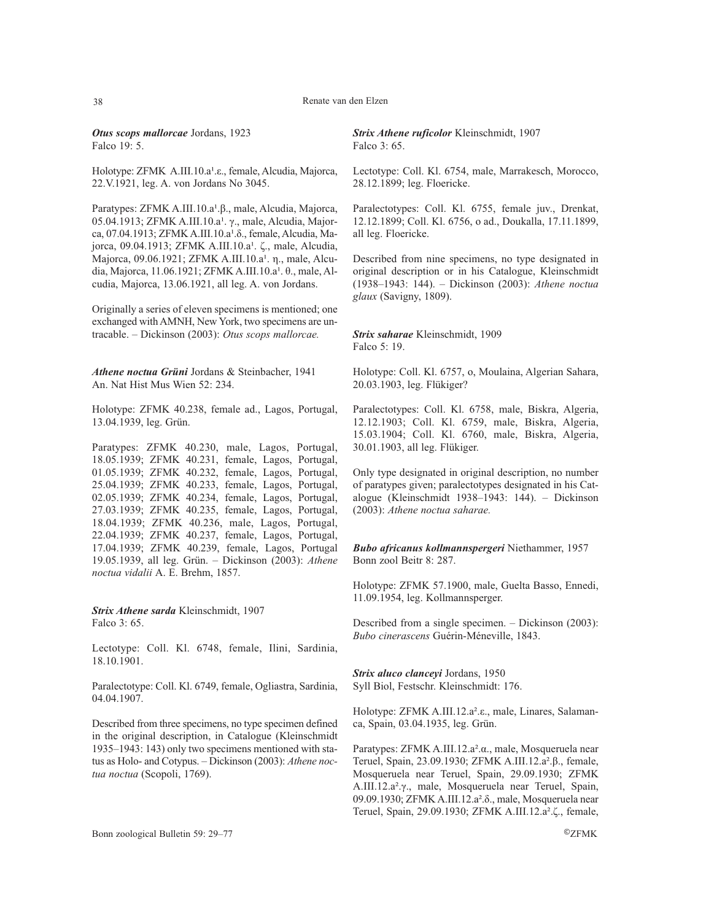***Otus scops mallorcae*** Jordans, 1923
Falco 19: 5.

Holotype: ZFMK A.III.10.a¹.ε., female, Alcudia, Majorca, 22.V.1921, leg. A. von Jordans No 3045.

Paratypes: ZFMK A.III.10.a¹.β., male, Alcudia, Majorca, 05.04.1913; ZFMK A.III.10.a¹. γ., male, Alcudia, Majorca, 07.04.1913; ZFMK A.III.10.a¹.δ., female, Alcudia, Majorca, 09.04.1913; ZFMK A.III.10.a¹. ζ., male, Alcudia, Majorca, 09.06.1921; ZFMK A.III.10.a¹. η., male, Alcudia, Majorca, 11.06.1921; ZFMK A.III.10.a¹. θ., male, Alcudia, Majorca, 13.06.1921, all leg. A. von Jordans.

Originally a series of eleven specimens is mentioned; one exchanged with AMNH, New York, two specimens are untracable. – Dickinson (2003): *Otus scops mallorcae.*

***Athene noctua Grüni*** Jordans & Steinbacher, 1941
An. Nat Hist Mus Wien 52: 234.

Holotype: ZFMK 40.238, female ad., Lagos, Portugal, 13.04.1939, leg. Grün.

Paratypes: ZFMK 40.230, male, Lagos, Portugal, 18.05.1939; ZFMK 40.231, female, Lagos, Portugal, 01.05.1939; ZFMK 40.232, female, Lagos, Portugal, 25.04.1939; ZFMK 40.233, female, Lagos, Portugal, 02.05.1939; ZFMK 40.234, female, Lagos, Portugal, 27.03.1939; ZFMK 40.235, female, Lagos, Portugal, 18.04.1939; ZFMK 40.236, male, Lagos, Portugal, 22.04.1939; ZFMK 40.237, female, Lagos, Portugal, 17.04.1939; ZFMK 40.239, female, Lagos, Portugal 19.05.1939, all leg. Grün. – Dickinson (2003): *Athene noctua vidalii* A. E. Brehm, 1857.

***Strix Athene sarda*** Kleinschmidt, 1907
Falco 3: 65.

Lectotype: Coll. Kl. 6748, female, Ilini, Sardinia, 18.10.1901.

Paralectotype: Coll. Kl. 6749, female, Ogliastra, Sardinia, 04.04.1907.

Described from three specimens, no type specimen defined in the original description, in Catalogue (Kleinschmidt 1935–1943: 143) only two specimens mentioned with status as Holo- and Cotypus. – Dickinson (2003): *Athene noctua noctua* (Scopoli, 1769).

***Strix Athene ruficolor*** Kleinschmidt, 1907
Falco 3: 65.

Lectotype: Coll. Kl. 6754, male, Marrakesch, Morocco, 28.12.1899; leg. Floericke.

Paralectotypes: Coll. Kl. 6755, female juv., Drenkat, 12.12.1899; Coll. Kl. 6756, o ad., Doukalla, 17.11.1899, all leg. Floericke.

Described from nine specimens, no type designated in original description or in his Catalogue, Kleinschmidt (1938–1943: 144). – Dickinson (2003): *Athene noctua glaux* (Savigny, 1809).

***Strix saharae*** Kleinschmidt, 1909
Falco 5: 19.

Holotype: Coll. Kl. 6757, o, Moulaina, Algerian Sahara, 20.03.1903, leg. Flükiger?

Paralectotypes: Coll. Kl. 6758, male, Biskra, Algeria, 12.12.1903; Coll. Kl. 6759, male, Biskra, Algeria, 15.03.1904; Coll. Kl. 6760, male, Biskra, Algeria, 30.01.1903, all leg. Flükiger.

Only type designated in original description, no number of paratypes given; paralectotypes designated in his Catalogue (Kleinschmidt 1938–1943: 144). – Dickinson (2003): *Athene noctua saharae.*

***Bubo africanus kollmannspergeri*** Niethammer, 1957
Bonn zool Beitr 8: 287.

Holotype: ZFMK 57.1900, male, Guelta Basso, Ennedi, 11.09.1954, leg. Kollmannsperger.

Described from a single specimen. – Dickinson (2003): *Bubo cinerascens* Guérin-Méneville, 1843.

***Strix aluco clanceyi*** Jordans, 1950
Syll Biol, Festschr. Kleinschmidt: 176.

Holotype: ZFMK A.III.12.a².ε., male, Linares, Salamanca, Spain, 03.04.1935, leg. Grün.

Paratypes: ZFMK A.III.12.a².α., male, Mosqueruela near Teruel, Spain, 23.09.1930; ZFMK A.III.12.a².β., female, Mosqueruela near Teruel, Spain, 29.09.1930; ZFMK A.III.12.a².γ., male, Mosqueruela near Teruel, Spain, 09.09.1930; ZFMK A.III.12.a².δ., male, Mosqueruela near Teruel, Spain, 29.09.1930; ZFMK A.III.12.a².ζ., female,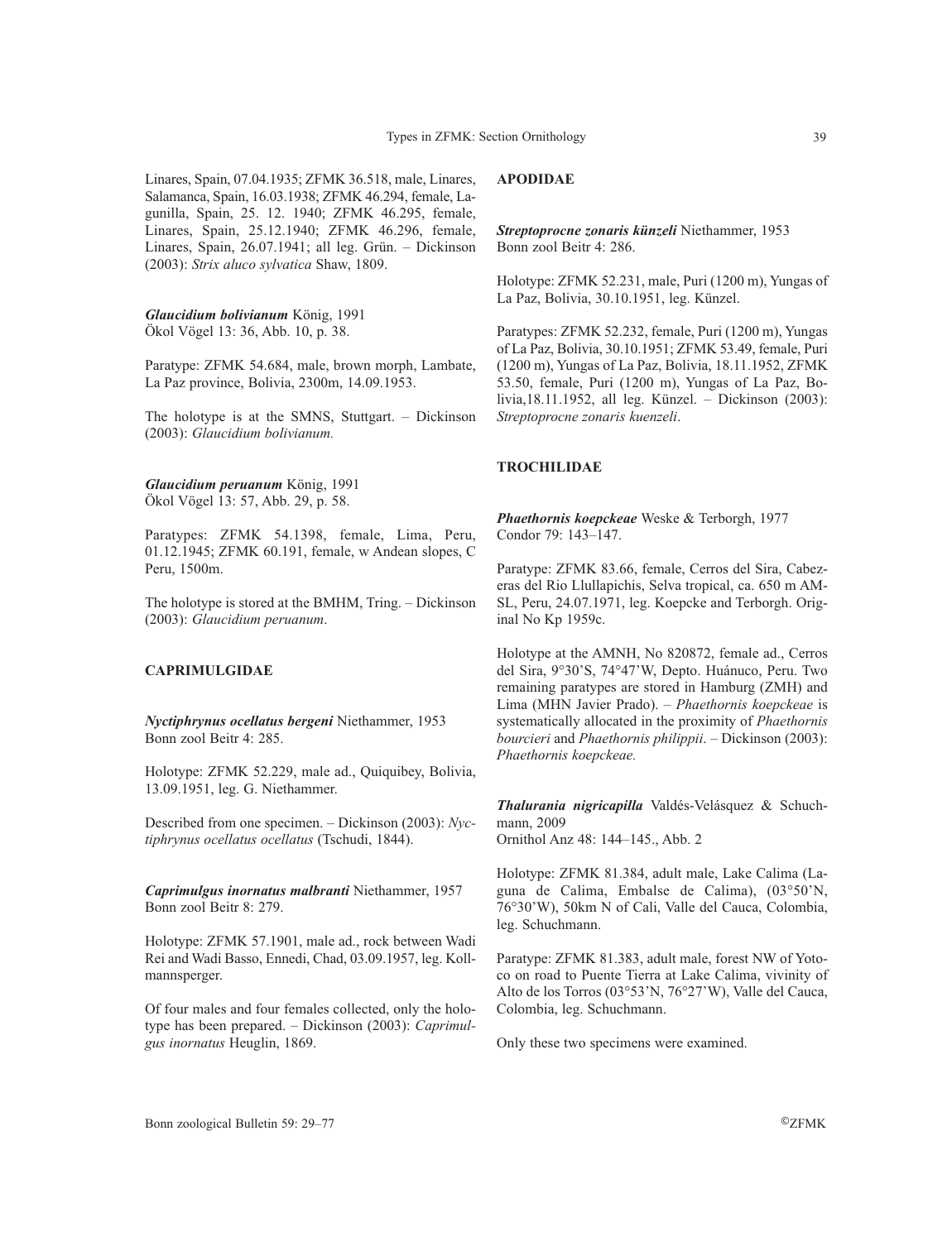Linares, Spain, 07.04.1935; ZFMK 36.518, male, Linares, Salamanca, Spain, 16.03.1938; ZFMK 46.294, female, Lagunilla, Spain, 25. 12. 1940; ZFMK 46.295, female, Linares, Spain, 25.12.1940; ZFMK 46.296, female, Linares, Spain, 26.07.1941; all leg. Grün. – Dickinson (2003): *Strix aluco sylvatica* Shaw, 1809.

***Glaucidium bolivianum*** König, 1991
Ökol Vögel 13: 36, Abb. 10, p. 38.

Paratype: ZFMK 54.684, male, brown morph, Lambate, La Paz province, Bolivia, 2300m, 14.09.1953.

The holotype is at the SMNS, Stuttgart. – Dickinson (2003): *Glaucidium bolivianum.*

***Glaucidium peruanum*** König, 1991
Ökol Vögel 13: 57, Abb. 29, p. 58.

Paratypes: ZFMK 54.1398, female, Lima, Peru, 01.12.1945; ZFMK 60.191, female, w Andean slopes, C Peru, 1500m.

The holotype is stored at the BMHM, Tring. – Dickinson (2003): *Glaucidium peruanum*.

## CAPRIMULGIDAE

***Nyctiphrynus ocellatus bergeni*** Niethammer, 1953
Bonn zool Beitr 4: 285.

Holotype: ZFMK 52.229, male ad., Quiquibey, Bolivia, 13.09.1951, leg. G. Niethammer.

Described from one specimen. – Dickinson (2003): *Nyctiphrynus ocellatus ocellatus* (Tschudi, 1844).

***Caprimulgus inornatus malbranti*** Niethammer, 1957
Bonn zool Beitr 8: 279.

Holotype: ZFMK 57.1901, male ad., rock between Wadi Rei and Wadi Basso, Ennedi, Chad, 03.09.1957, leg. Kollmannsperger.

Of four males and four females collected, only the holotype has been prepared. – Dickinson (2003): *Caprimulgus inornatus* Heuglin, 1869.

## APODIDAE

***Streptoprocne zonaris künzeli*** Niethammer, 1953
Bonn zool Beitr 4: 286.

Holotype: ZFMK 52.231, male, Puri (1200 m), Yungas of La Paz, Bolivia, 30.10.1951, leg. Künzel.

Paratypes: ZFMK 52.232, female, Puri (1200 m), Yungas of La Paz, Bolivia, 30.10.1951; ZFMK 53.49, female, Puri (1200 m), Yungas of La Paz, Bolivia, 18.11.1952, ZFMK 53.50, female, Puri (1200 m), Yungas of La Paz, Bolivia,18.11.1952, all leg. Künzel. – Dickinson (2003): *Streptoprocne zonaris kuenzeli*.

## TROCHILIDAE

***Phaethornis koepckeae*** Weske & Terborgh, 1977
Condor 79: 143–147.

Paratype: ZFMK 83.66, female, Cerros del Sira, Cabezeras del Rio Llullapichis, Selva tropical, ca. 650 m AMSL, Peru, 24.07.1971, leg. Koepcke and Terborgh. Original No Kp 1959c.

Holotype at the AMNH, No 820872, female ad., Cerros del Sira, 9°30'S, 74°47'W, Depto. Huánuco, Peru. Two remaining paratypes are stored in Hamburg (ZMH) and Lima (MHN Javier Prado). – *Phaethornis koepckeae* is systematically allocated in the proximity of *Phaethornis bourcieri* and *Phaethornis philippii*. – Dickinson (2003): *Phaethornis koepckeae.*

***Thalurania nigricapilla*** Valdés-Velásquez & Schuchmann, 2009
Ornithol Anz 48: 144–145., Abb. 2

Holotype: ZFMK 81.384, adult male, Lake Calima (Laguna de Calima, Embalse de Calima), (03°50'N, 76°30'W), 50km N of Cali, Valle del Cauca, Colombia, leg. Schuchmann.

Paratype: ZFMK 81.383, adult male, forest NW of Yotoco on road to Puente Tierra at Lake Calima, vivinity of Alto de los Torros (03°53'N, 76°27'W), Valle del Cauca, Colombia, leg. Schuchmann.

Only these two specimens were examined.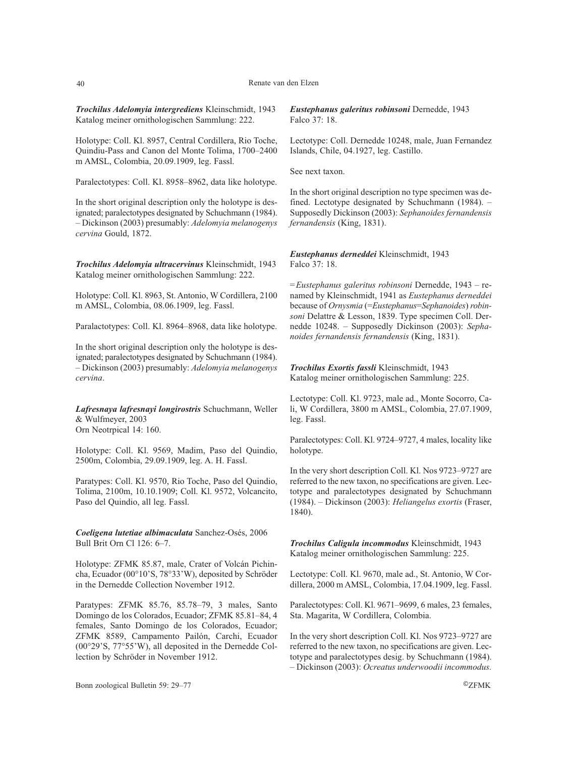***Trochilus Adelomyia intergrediens*** Kleinschmidt, 1943
Katalog meiner ornithologischen Sammlung: 222.

Holotype: Coll. Kl. 8957, Central Cordillera, Rio Toche, Quindiu-Pass and Canon del Monte Tolima, 1700–2400 m AMSL, Colombia, 20.09.1909, leg. Fassl.

Paralectotypes: Coll. Kl. 8958–8962, data like holotype.

In the short original description only the holotype is designated; paralectotypes designated by Schuchmann (1984). – Dickinson (2003) presumably: *Adelomyia melanogenys cervina* Gould, 1872.

***Trochilus Adelomyia ultracervinus*** Kleinschmidt, 1943
Katalog meiner ornithologischen Sammlung: 222.

Holotype: Coll. Kl. 8963, St. Antonio, W Cordillera, 2100 m AMSL, Colombia, 08.06.1909, leg. Fassl.

Paralactotypes: Coll. Kl. 8964–8968, data like holotype.

In the short original description only the holotype is designated; paralectotypes designated by Schuchmann (1984). – Dickinson (2003) presumably: *Adelomyia melanogenys cervina*.

***Lafresnaya lafresnayi longirostris*** Schuchmann, Weller & Wulfmeyer, 2003
Orn Neotrpical 14: 160.

Holotype: Coll. Kl. 9569, Madim, Paso del Quindio, 2500m, Colombia, 29.09.1909, leg. A. H. Fassl.

Paratypes: Coll. Kl. 9570, Rio Toche, Paso del Quindio, Tolima, 2100m, 10.10.1909; Coll. Kl. 9572, Volcancito, Paso del Quindio, all leg. Fassl.

***Coeligena lutetiae albimaculata*** Sanchez-Osés, 2006
Bull Brit Orn Cl 126: 6–7.

Holotype: ZFMK 85.87, male, Crater of Volcán Pichincha, Ecuador (00°10'S, 78°33'W), deposited by Schröder in the Dernedde Collection November 1912.

Paratypes: ZFMK 85.76, 85.78–79, 3 males, Santo Domingo de los Colorados, Ecuador; ZFMK 85.81–84, 4 females, Santo Domingo de los Colorados, Ecuador; ZFMK 8589, Campamento Pailón, Carchi, Ecuador (00°29'S, 77°55'W), all deposited in the Dernedde Collection by Schröder in November 1912.

***Eustephanus galeritus robinsoni*** Dernedde, 1943
Falco 37: 18.

Lectotype: Coll. Dernedde 10248, male, Juan Fernandez Islands, Chile, 04.1927, leg. Castillo.

See next taxon.

In the short original description no type specimen was defined. Lectotype designated by Schuchmann (1984). – Supposedly Dickinson (2003): *Sephanoides fernandensis fernandensis* (King, 1831).

***Eustephanus derneddei*** Kleinschmidt, 1943
Falco 37: 18.

= *Eustephanus galeritus robinsoni* Dernedde, 1943 – renamed by Kleinschmidt, 1941 as *Eustephanus derneddei* because of *Ornysmia* (=*Eustephanus*=*Sephanoides*) *robinsoni* Delattre & Lesson, 1839. Type specimen Coll. Dernedde 10248. – Supposedly Dickinson (2003): *Sephanoides fernandensis fernandensis* (King, 1831).

***Trochilus Exortis fassli*** Kleinschmidt, 1943
Katalog meiner ornithologischen Sammlung: 225.

Lectotype: Coll. Kl. 9723, male ad., Monte Socorro, Cali, W Cordillera, 3800 m AMSL, Colombia, 27.07.1909, leg. Fassl.

Paralectotypes: Coll. Kl. 9724–9727, 4 males, locality like holotype.

In the very short description Coll. Kl. Nos 9723–9727 are referred to the new taxon, no specifications are given. Lectotype and paralectotypes designated by Schuchmann (1984). – Dickinson (2003): *Heliangelus exortis* (Fraser, 1840).

***Trochilus Caligula incommodus*** Kleinschmidt, 1943
Katalog meiner ornithologischen Sammlung: 225.

Lectotype: Coll. Kl. 9670, male ad., St. Antonio, W Cordillera, 2000 m AMSL, Colombia, 17.04.1909, leg. Fassl.

Paralectotypes: Coll. Kl. 9671–9699, 6 males, 23 females, Sta. Magarita, W Cordillera, Colombia.

In the very short description Coll. Kl. Nos 9723–9727 are referred to the new taxon, no specifications are given. Lectotype and paralectotypes desig. by Schuchmann (1984). – Dickinson (2003): *Ocreatus underwoodii incommodus.*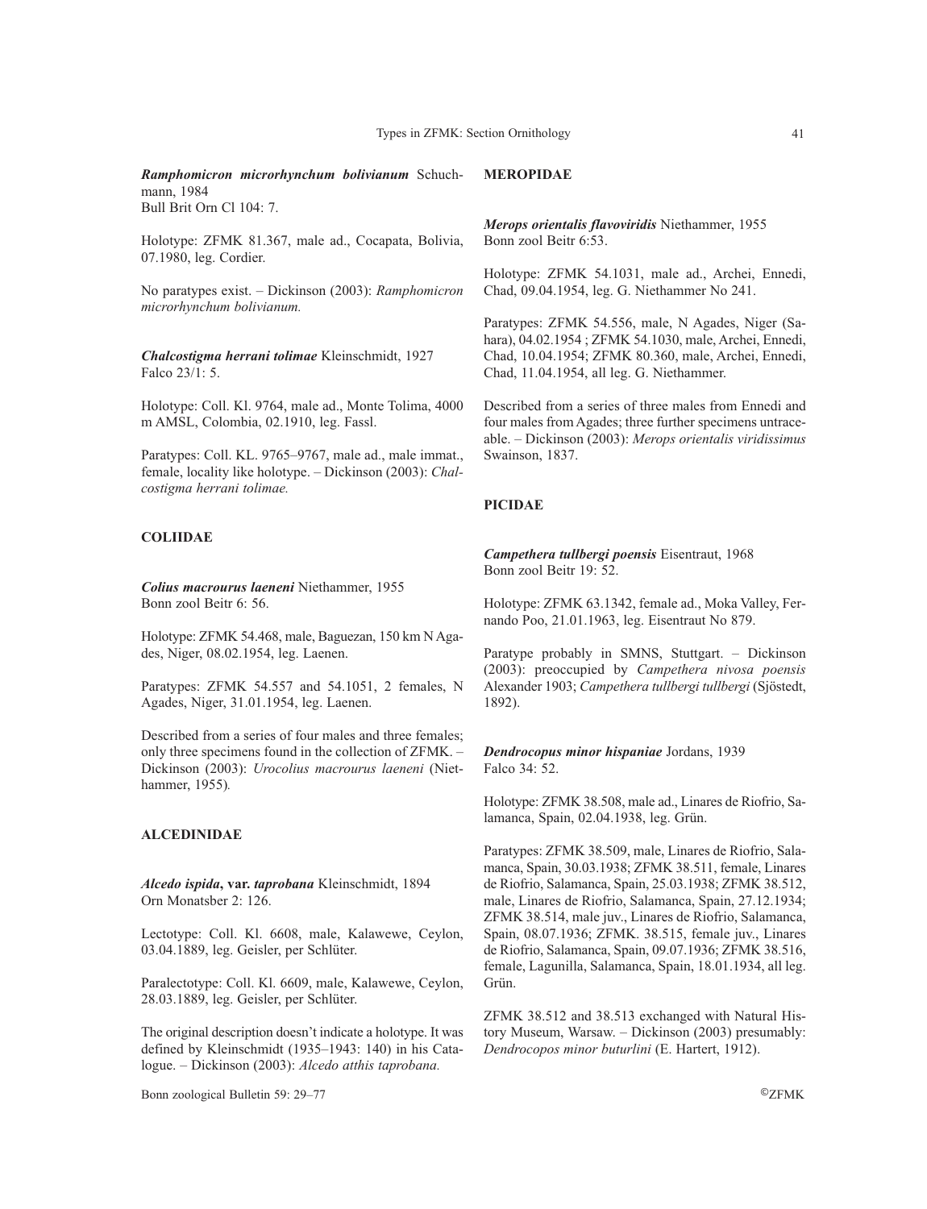***Ramphomicron microrhynchum bolivianum*** Schuchmann, 1984
Bull Brit Orn Cl 104: 7.

Holotype: ZFMK 81.367, male ad., Cocapata, Bolivia, 07.1980, leg. Cordier.

No paratypes exist. – Dickinson (2003): *Ramphomicron microrhynchum bolivianum.*

***Chalcostigma herrani tolimae*** Kleinschmidt, 1927
Falco 23/1: 5.

Holotype: Coll. Kl. 9764, male ad., Monte Tolima, 4000 m AMSL, Colombia, 02.1910, leg. Fassl.

Paratypes: Coll. KL. 9765–9767, male ad., male immat., female, locality like holotype. – Dickinson (2003): *Chalcostigma herrani tolimae.*

## COLIIDAE

***Colius macrourus laeneni*** Niethammer, 1955
Bonn zool Beitr 6: 56.

Holotype: ZFMK 54.468, male, Baguezan, 150 km N Agades, Niger, 08.02.1954, leg. Laenen.

Paratypes: ZFMK 54.557 and 54.1051, 2 females, N Agades, Niger, 31.01.1954, leg. Laenen.

Described from a series of four males and three females; only three specimens found in the collection of ZFMK. – Dickinson (2003): *Urocolius macrourus laeneni* (Niethammer, 1955).

## ALCEDINIDAE

***Alcedo ispida*, var. *taprobana*** Kleinschmidt, 1894
Orn Monatsber 2: 126.

Lectotype: Coll. Kl. 6608, male, Kalawewe, Ceylon, 03.04.1889, leg. Geisler, per Schlüter.

Paralectotype: Coll. Kl. 6609, male, Kalawewe, Ceylon, 28.03.1889, leg. Geisler, per Schlüter.

The original description doesn't indicate a holotype. It was defined by Kleinschmidt (1935–1943: 140) in his Catalogue. – Dickinson (2003): *Alcedo atthis taprobana.*

## MEROPIDAE

***Merops orientalis flavoviridis*** Niethammer, 1955
Bonn zool Beitr 6:53.

Holotype: ZFMK 54.1031, male ad., Archei, Ennedi, Chad, 09.04.1954, leg. G. Niethammer No 241.

Paratypes: ZFMK 54.556, male, N Agades, Niger (Sahara), 04.02.1954 ; ZFMK 54.1030, male, Archei, Ennedi, Chad, 10.04.1954; ZFMK 80.360, male, Archei, Ennedi, Chad, 11.04.1954, all leg. G. Niethammer.

Described from a series of three males from Ennedi and four males from Agades; three further specimens untraceable. – Dickinson (2003): *Merops orientalis viridissimus* Swainson, 1837.

## PICIDAE

***Campethera tullbergi poensis*** Eisentraut, 1968
Bonn zool Beitr 19: 52.

Holotype: ZFMK 63.1342, female ad., Moka Valley, Fernando Poo, 21.01.1963, leg. Eisentraut No 879.

Paratype probably in SMNS, Stuttgart. – Dickinson (2003): preoccupied by *Campethera nivosa poensis* Alexander 1903; *Campethera tullbergi tullbergi* (Sjöstedt, 1892).

***Dendrocopus minor hispaniae*** Jordans, 1939
Falco 34: 52.

Holotype: ZFMK 38.508, male ad., Linares de Riofrio, Salamanca, Spain, 02.04.1938, leg. Grün.

Paratypes: ZFMK 38.509, male, Linares de Riofrio, Salamanca, Spain, 30.03.1938; ZFMK 38.511, female, Linares de Riofrio, Salamanca, Spain, 25.03.1938; ZFMK 38.512, male, Linares de Riofrio, Salamanca, Spain, 27.12.1934; ZFMK 38.514, male juv., Linares de Riofrio, Salamanca, Spain, 08.07.1936; ZFMK. 38.515, female juv., Linares de Riofrio, Salamanca, Spain, 09.07.1936; ZFMK 38.516, female, Lagunilla, Salamanca, Spain, 18.01.1934, all leg. Grün.

ZFMK 38.512 and 38.513 exchanged with Natural History Museum, Warsaw. – Dickinson (2003) presumably: *Dendrocopos minor buturlini* (E. Hartert, 1912).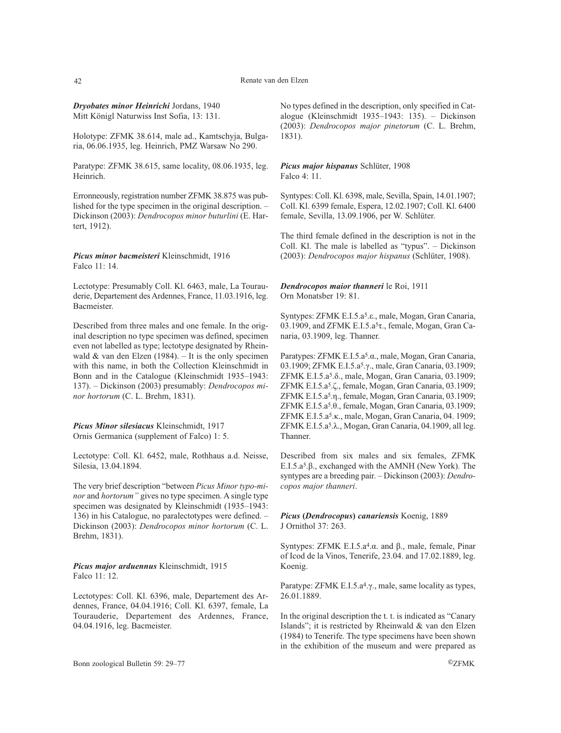***Dryobates minor Heinrichi*** Jordans, 1940
Mitt Königl Naturwiss Inst Sofia, 13: 131.

Holotype: ZFMK 38.614, male ad., Kamtschyja, Bulgaria, 06.06.1935, leg. Heinrich, PMZ Warsaw No 290.

Paratype: ZFMK 38.615, same locality, 08.06.1935, leg. Heinrich.

Erronneously, registration number ZFMK 38.875 was published for the type specimen in the original description. – Dickinson (2003): *Dendrocopos minor buturlini* (E. Hartert, 1912).

***Picus minor bacmeisteri*** Kleinschmidt, 1916
Falco 11: 14.

Lectotype: Presumably Coll. Kl. 6463, male, La Tourauderie, Departement des Ardennes, France, 11.03.1916, leg. Bacmeister.

Described from three males and one female. In the original description no type specimen was defined, specimen even not labelled as type; lectotype designated by Rheinwald & van den Elzen (1984). – It is the only specimen with this name, in both the Collection Kleinschmidt in Bonn and in the Catalogue (Kleinschmidt 1935–1943: 137). – Dickinson (2003) presumably: *Dendrocopos minor hortorum* (C. L. Brehm, 1831).

***Picus Minor silesiacus*** Kleinschmidt, 1917
Ornis Germanica (supplement of Falco) 1: 5.

Lectotype: Coll. Kl. 6452, male, Rothhaus a.d. Neisse, Silesia, 13.04.1894.

The very brief description "between *Picus Minor typo-minor* and *hortorum"* gives no type specimen. A single type specimen was designated by Kleinschmidt (1935–1943: 136) in his Catalogue, no paralectotypes were defined. – Dickinson (2003): *Dendrocopos minor hortorum* (C. L. Brehm, 1831).

***Picus major arduennus*** Kleinschmidt, 1915
Falco 11: 12.

Lectotypes: Coll. Kl. 6396, male, Departement des Ardennes, France, 04.04.1916; Coll. Kl. 6397, female, La Tourauderie, Departement des Ardennes, France, 04.04.1916, leg. Bacmeister.

No types defined in the description, only specified in Catalogue (Kleinschmidt 1935–1943: 135). – Dickinson (2003): *Dendrocopos major pinetorum* (C. L. Brehm, 1831).

***Picus major hispanus*** Schlüter, 1908
Falco 4: 11.

Syntypes: Coll. Kl. 6398, male, Sevilla, Spain, 14.01.1907; Coll. Kl. 6399 female, Espera, 12.02.1907; Coll. Kl. 6400 female, Sevilla, 13.09.1906, per W. Schlüter.

The third female defined in the description is not in the Coll. Kl. The male is labelled as "typus". – Dickinson (2003): *Dendrocopos major hispanus* (Schlüter, 1908).

***Dendrocopos maior thanneri*** le Roi, 1911
Orn Monatsber 19: 81.

Syntypes: ZFMK E.I.5.a$^5$.ε., male, Mogan, Gran Canaria, 03.1909, and ZFMK E.I.5.a$^5$τ., female, Mogan, Gran Canaria, 03.1909, leg. Thanner.

Paratypes: ZFMK E.I.5.a$^5$.α., male, Mogan, Gran Canaria, 03.1909; ZFMK E.I.5.a$^5$.γ., male, Gran Canaria, 03.1909; ZFMK E.I.5.a$^5$.δ., male, Mogan, Gran Canaria, 03.1909; ZFMK E.I.5.a$^5$.ζ., female, Mogan, Gran Canaria, 03.1909; ZFMK E.I.5.a$^5$.η., female, Mogan, Gran Canaria, 03.1909; ZFMK E.I.5.a$^5$.θ., female, Mogan, Gran Canaria, 03.1909; ZFMK E.I.5.a$^5$.κ., male, Mogan, Gran Canaria, 04. 1909; ZFMK E.I.5.a$^5$.λ., Mogan, Gran Canaria, 04.1909, all leg. Thanner.

Described from six males and six females, ZFMK E.I.5.a$^5$.β., exchanged with the AMNH (New York). The syntypes are a breeding pair. – Dickinson (2003): *Dendrocopos major thanneri*.

***Picus (Dendrocopus) canariensis*** Koenig, 1889
J Ornithol 37: 263.

Syntypes: ZFMK E.I.5.a$^4$.α. and β., male, female, Pinar of Icod de la Vinos, Tenerife, 23.04. and 17.02.1889, leg. Koenig.

Paratype: ZFMK E.I.5.a$^4$.γ., male, same locality as types, 26.01.1889.

In the original description the t. t. is indicated as "Canary Islands"; it is restricted by Rheinwald & van den Elzen (1984) to Tenerife. The type specimens have been shown in the exhibition of the museum and were prepared as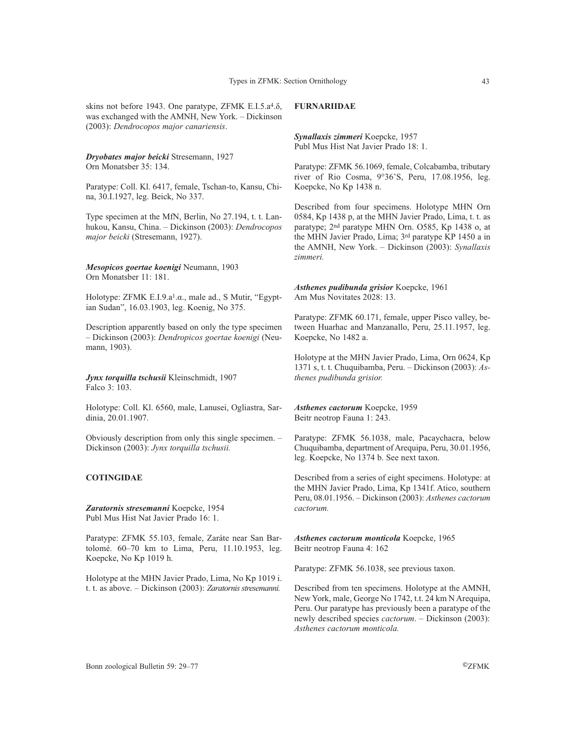skins not before 1943. One paratype, ZFMK E.I.5.a[4].δ, was exchanged with the AMNH, New York. – Dickinson (2003): *Dendrocopos major canariensis*.

***Dryobates major beicki*** Stresemann, 1927
Orn Monatsber 35: 134.

Paratype: Coll. Kl. 6417, female, Tschan-to, Kansu, China, 30.I.1927, leg. Beick, No 337.

Type specimen at the MfN, Berlin, No 27.194, t. t. Lanhukou, Kansu, China. – Dickinson (2003): *Dendrocopos major beicki* (Stresemann, 1927).

***Mesopicos goertae koenigi*** Neumann, 1903
Orn Monatsber 11: 181.

Holotype: ZFMK E.I.9.a[1].α., male ad., S Mutir, "Egyptian Sudan", 16.03.1903, leg. Koenig, No 375.

Description apparently based on only the type specimen – Dickinson (2003): *Dendropicos goertae koenigi* (Neumann, 1903).

***Jynx torquilla tschusii*** Kleinschmidt, 1907
Falco 3: 103.

Holotype: Coll. Kl. 6560, male, Lanusei, Ogliastra, Sardinia, 20.01.1907.

Obviously description from only this single specimen. – Dickinson (2003): *Jynx torquilla tschusii.*

## COTINGIDAE

***Zaratornis stresemanni*** Koepcke, 1954
Publ Mus Hist Nat Javier Prado 16: 1.

Paratype: ZFMK 55.103, female, Zaráte near San Bartolomé. 60–70 km to Lima, Peru, 11.10.1953, leg. Koepcke, No Kp 1019 h.

Holotype at the MHN Javier Prado, Lima, No Kp 1019 i. t. t. as above. – Dickinson (2003): *Zaratornis stresemanni.*

## FURNARIIDAE

***Synallaxis zimmeri*** Koepcke, 1957
Publ Mus Hist Nat Javier Prado 18: 1.

Paratype: ZFMK 56.1069, female, Colcabamba, tributary river of Rio Cosma, 9°36'S, Peru, 17.08.1956, leg. Koepcke, No Kp 1438 n.

Described from four specimens. Holotype MHN Orn 0584, Kp 1438 p, at the MHN Javier Prado, Lima, t. t. as paratype; 2nd paratype MHN Orn. O585, Kp 1438 o, at the MHN Javier Prado, Lima; 3rd paratype KP 1450 a in the AMNH, New York. – Dickinson (2003): *Synallaxis zimmeri.*

***Asthenes pudibunda grisior*** Koepcke, 1961
Am Mus Novitates 2028: 13.

Paratype: ZFMK 60.171, female, upper Pisco valley, between Huarhac and Manzanallo, Peru, 25.11.1957, leg. Koepcke, No 1482 a.

Holotype at the MHN Javier Prado, Lima, Orn 0624, Kp 1371 s, t. t. Chuquibamba, Peru. – Dickinson (2003): *Asthenes pudibunda grisior.*

***Asthenes cactorum*** Koepcke, 1959
Beitr neotrop Fauna 1: 243.

Paratype: ZFMK 56.1038, male, Pacaychacra, below Chuquibamba, department of Arequipa, Peru, 30.01.1956, leg. Koepcke, No 1374 b. See next taxon.

Described from a series of eight specimens. Holotype: at the MHN Javier Prado, Lima, Kp 1341f. Atico, southern Peru, 08.01.1956. – Dickinson (2003): *Asthenes cactorum cactorum.*

***Asthenes cactorum monticola*** Koepcke, 1965
Beitr neotrop Fauna 4: 162

Paratype: ZFMK 56.1038, see previous taxon.

Described from ten specimens. Holotype at the AMNH, New York, male, George No 1742, t.t. 24 km N Arequipa, Peru. Our paratype has previously been a paratype of the newly described species *cactorum*. – Dickinson (2003): *Asthenes cactorum monticola.*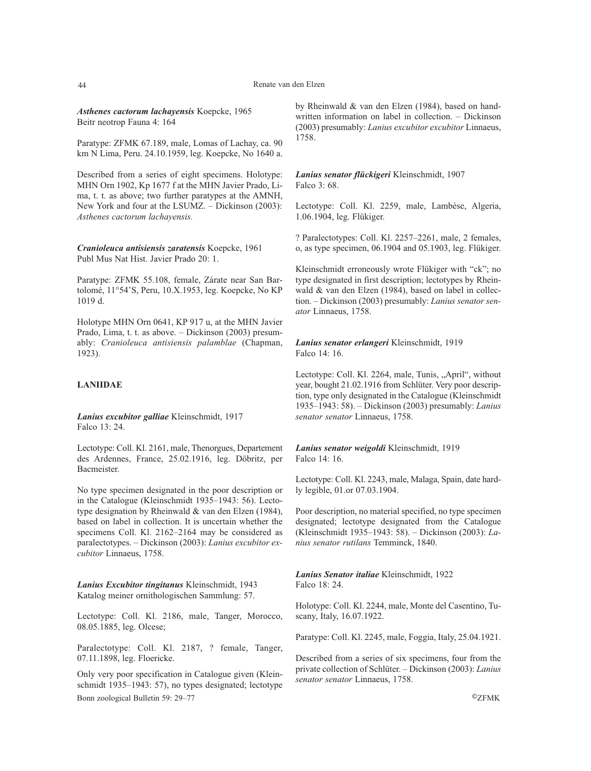***Asthenes cactorum lachayensis*** Koepcke, 1965
Beitr neotrop Fauna 4: 164

Paratype: ZFMK 67.189, male, Lomas of Lachay, ca. 90 km N Lima, Peru. 24.10.1959, leg. Koepcke, No 1640 a.

Described from a series of eight specimens. Holotype: MHN Orn 1902, Kp 1677 f at the MHN Javier Prado, Lima, t. t. as above; two further paratypes at the AMNH, New York and four at the LSUMZ. – Dickinson (2003): *Asthenes cactorum lachayensis.*

***Cranioleuca antisiensis zaratensis*** Koepcke, 1961
Publ Mus Nat Hist. Javier Prado 20: 1.

Paratype: ZFMK 55.108, female, Zárate near San Bartolomé, 11°54'S, Peru, 10.X.1953, leg. Koepcke, No KP 1019 d.

Holotype MHN Orn 0641, KP 917 u, at the MHN Javier Prado, Lima, t. t. as above. – Dickinson (2003) presumably: *Cranioleuca antisiensis palamblae* (Chapman, 1923).

## LANIIDAE

***Lanius excubitor galliae*** Kleinschmidt, 1917
Falco 13: 24.

Lectotype: Coll. Kl. 2161, male, Thenorgues, Departement des Ardennes, France, 25.02.1916, leg. Döbritz, per Bacmeister.

No type specimen designated in the poor description or in the Catalogue (Kleinschmidt 1935–1943: 56). Lectotype designation by Rheinwald & van den Elzen (1984), based on label in collection. It is uncertain whether the specimens Coll. Kl. 2162–2164 may be considered as paralectotypes. – Dickinson (2003): *Lanius excubitor excubitor* Linnaeus, 1758.

***Lanius Excubitor tingitanus*** Kleinschmidt, 1943
Katalog meiner ornithologischen Sammlung: 57.

Lectotype: Coll. Kl. 2186, male, Tanger, Morocco, 08.05.1885, leg. Olcese;

Paralectotype: Coll. Kl. 2187, ? female, Tanger, 07.11.1898, leg. Floericke.

Only very poor specification in Catalogue given (Kleinschmidt 1935–1943: 57), no types designated; lectotype by Rheinwald & van den Elzen (1984), based on handwritten information on label in collection. – Dickinson (2003) presumably: *Lanius excubitor excubitor* Linnaeus, 1758.

***Lanius senator flückigeri*** Kleinschmidt, 1907
Falco 3: 68.

Lectotype: Coll. Kl. 2259, male, Lambèse, Algeria, 1.06.1904, leg. Flükiger.

? Paralectotypes: Coll. Kl. 2257–2261, male, 2 females, o, as type specimen, 06.1904 and 05.1903, leg. Flükiger.

Kleinschmidt erroneously wrote Flükiger with "ck"; no type designated in first description; lectotypes by Rheinwald & van den Elzen (1984), based on label in collection. – Dickinson (2003) presumably: *Lanius senator senator* Linnaeus, 1758.

***Lanius senator erlangeri*** Kleinschmidt, 1919
Falco 14: 16.

Lectotype: Coll. Kl. 2264, male, Tunis, „April", without year, bought 21.02.1916 from Schlüter. Very poor description, type only designated in the Catalogue (Kleinschmidt 1935–1943: 58). – Dickinson (2003) presumably: *Lanius senator senator* Linnaeus, 1758.

***Lanius senator weigoldi*** Kleinschmidt, 1919
Falco 14: 16.

Lectotype: Coll. Kl. 2243, male, Malaga, Spain, date hardly legible, 01.or 07.03.1904.

Poor description, no material specified, no type specimen designated; lectotype designated from the Catalogue (Kleinschmidt 1935–1943: 58). – Dickinson (2003): *Lanius senator rutilans* Temminck, 1840.

***Lanius Senator italiae*** Kleinschmidt, 1922
Falco 18: 24.

Holotype: Coll. Kl. 2244, male, Monte del Casentino, Tuscany, Italy, 16.07.1922.

Paratype: Coll. Kl. 2245, male, Foggia, Italy, 25.04.1921.

Described from a series of six specimens, four from the private collection of Schlüter. – Dickinson (2003): *Lanius senator senator* Linnaeus, 1758.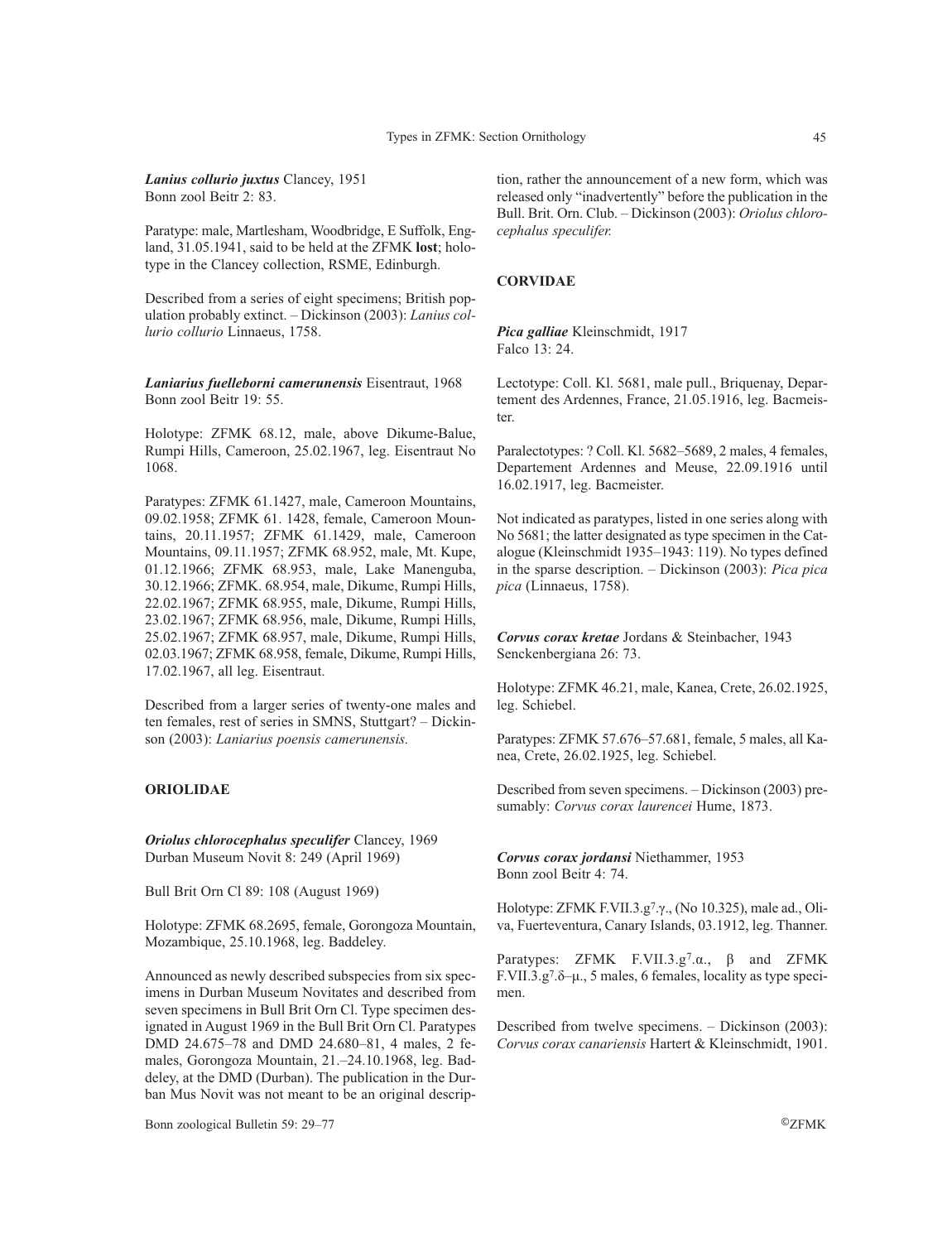***Lanius collurio juxtus*** Clancey, 1951
Bonn zool Beitr 2: 83.

Paratype: male, Martlesham, Woodbridge, E Suffolk, England, 31.05.1941, said to be held at the ZFMK **lost**; holotype in the Clancey collection, RSME, Edinburgh.

Described from a series of eight specimens; British population probably extinct. – Dickinson (2003): *Lanius collurio collurio* Linnaeus, 1758.

***Laniarius fuelleborni camerunensis*** Eisentraut, 1968
Bonn zool Beitr 19: 55.

Holotype: ZFMK 68.12, male, above Dikume-Balue, Rumpi Hills, Cameroon, 25.02.1967, leg. Eisentraut No 1068.

Paratypes: ZFMK 61.1427, male, Cameroon Mountains, 09.02.1958; ZFMK 61. 1428, female, Cameroon Mountains, 20.11.1957; ZFMK 61.1429, male, Cameroon Mountains, 09.11.1957; ZFMK 68.952, male, Mt. Kupe, 01.12.1966; ZFMK 68.953, male, Lake Manenguba, 30.12.1966; ZFMK. 68.954, male, Dikume, Rumpi Hills, 22.02.1967; ZFMK 68.955, male, Dikume, Rumpi Hills, 23.02.1967; ZFMK 68.956, male, Dikume, Rumpi Hills, 25.02.1967; ZFMK 68.957, male, Dikume, Rumpi Hills, 02.03.1967; ZFMK 68.958, female, Dikume, Rumpi Hills, 17.02.1967, all leg. Eisentraut.

Described from a larger series of twenty-one males and ten females, rest of series in SMNS, Stuttgart? – Dickinson (2003): *Laniarius poensis camerunensis.*

## ORIOLIDAE

***Oriolus chlorocephalus speculifer*** Clancey, 1969
Durban Museum Novit 8: 249 (April 1969)

Bull Brit Orn Cl 89: 108 (August 1969)

Holotype: ZFMK 68.2695, female, Gorongoza Mountain, Mozambique, 25.10.1968, leg. Baddeley.

Announced as newly described subspecies from six specimens in Durban Museum Novitates and described from seven specimens in Bull Brit Orn Cl. Type specimen designated in August 1969 in the Bull Brit Orn Cl. Paratypes DMD 24.675–78 and DMD 24.680–81, 4 males, 2 females, Gorongoza Mountain, 21.–24.10.1968, leg. Baddeley, at the DMD (Durban). The publication in the Durban Mus Novit was not meant to be an original description, rather the announcement of a new form, which was released only "inadvertently" before the publication in the Bull. Brit. Orn. Club. – Dickinson (2003): *Oriolus chlorocephalus speculifer.*

## CORVIDAE

***Pica galliae*** Kleinschmidt, 1917
Falco 13: 24.

Lectotype: Coll. Kl. 5681, male pull., Briquenay, Departement des Ardennes, France, 21.05.1916, leg. Bacmeister.

Paralectotypes: ? Coll. Kl. 5682–5689, 2 males, 4 females, Departement Ardennes and Meuse, 22.09.1916 until 16.02.1917, leg. Bacmeister.

Not indicated as paratypes, listed in one series along with No 5681; the latter designated as type specimen in the Catalogue (Kleinschmidt 1935–1943: 119). No types defined in the sparse description. – Dickinson (2003): *Pica pica pica* (Linnaeus, 1758).

***Corvus corax kretae*** Jordans & Steinbacher, 1943
Senckenbergiana 26: 73.

Holotype: ZFMK 46.21, male, Kanea, Crete, 26.02.1925, leg. Schiebel.

Paratypes: ZFMK 57.676–57.681, female, 5 males, all Kanea, Crete, 26.02.1925, leg. Schiebel.

Described from seven specimens. – Dickinson (2003) presumably: *Corvus corax laurencei* Hume, 1873.

***Corvus corax jordansi*** Niethammer, 1953
Bonn zool Beitr 4: 74.

Holotype: ZFMK F.VII.3.g$^7$.γ., (No 10.325), male ad., Oliva, Fuerteventura, Canary Islands, 03.1912, leg. Thanner.

Paratypes: ZFMK F.VII.3.g$^7$.α., β and ZFMK F.VII.3.g$^7$.δ–μ., 5 males, 6 females, locality as type specimen.

Described from twelve specimens. – Dickinson (2003): *Corvus corax canariensis* Hartert & Kleinschmidt, 1901.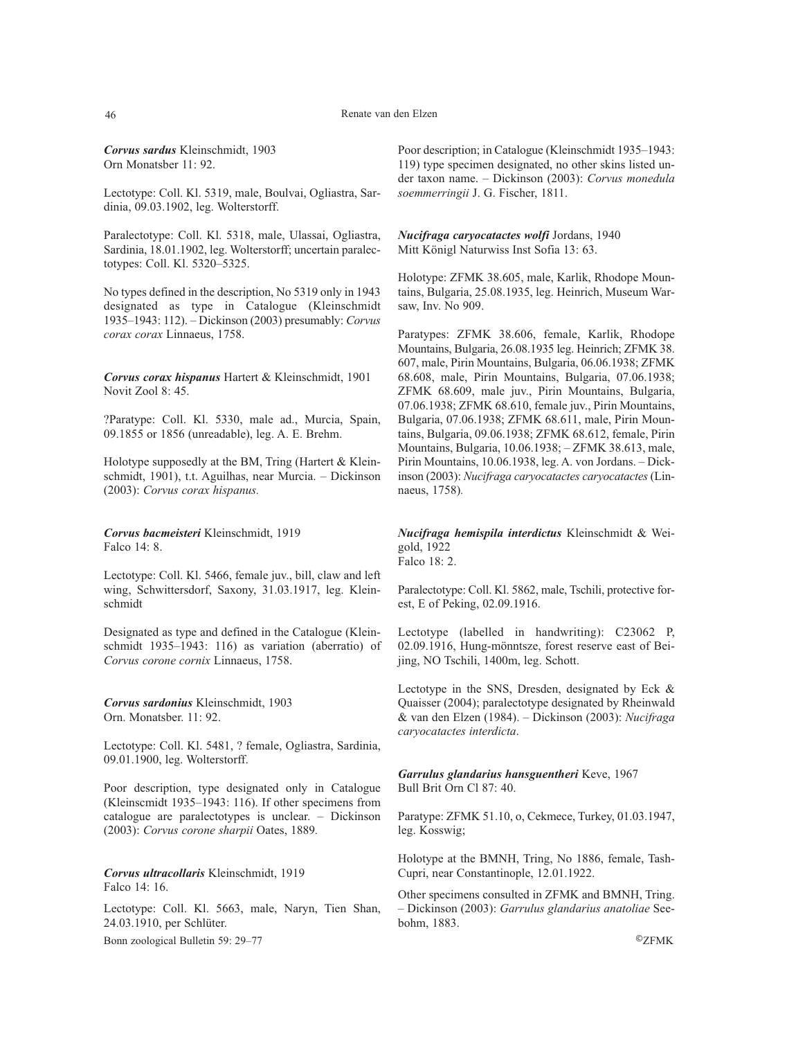***Corvus sardus*** Kleinschmidt, 1903
Orn Monatsber 11: 92.

Lectotype: Coll. Kl. 5319, male, Boulvai, Ogliastra, Sardinia, 09.03.1902, leg. Wolterstorff.

Paralectotype: Coll. Kl. 5318, male, Ulassai, Ogliastra, Sardinia, 18.01.1902, leg. Wolterstorff; uncertain paralectotypes: Coll. Kl. 5320–5325.

No types defined in the description, No 5319 only in 1943 designated as type in Catalogue (Kleinschmidt 1935–1943: 112). – Dickinson (2003) presumably: *Corvus corax corax* Linnaeus, 1758.

***Corvus corax hispanus*** Hartert & Kleinschmidt, 1901
Novit Zool 8: 45.

?Paratype: Coll. Kl. 5330, male ad., Murcia, Spain, 09.1855 or 1856 (unreadable), leg. A. E. Brehm.

Holotype supposedly at the BM, Tring (Hartert & Kleinschmidt, 1901), t.t. Aguilhas, near Murcia. – Dickinson (2003): *Corvus corax hispanus.*

***Corvus bacmeisteri*** Kleinschmidt, 1919
Falco 14: 8.

Lectotype: Coll. Kl. 5466, female juv., bill, claw and left wing, Schwittersdorf, Saxony, 31.03.1917, leg. Kleinschmidt

Designated as type and defined in the Catalogue (Kleinschmidt 1935–1943: 116) as variation (aberratio) of *Corvus corone cornix* Linnaeus, 1758.

***Corvus sardonius*** Kleinschmidt, 1903
Orn. Monatsber. 11: 92.

Lectotype: Coll. Kl. 5481, ? female, Ogliastra, Sardinia, 09.01.1900, leg. Wolterstorff.

Poor description, type designated only in Catalogue (Kleinscmidt 1935–1943: 116). If other specimens from catalogue are paralectotypes is unclear. – Dickinson (2003): *Corvus corone sharpii* Oates, 1889.

***Corvus ultracollaris*** Kleinschmidt, 1919
Falco 14: 16.

Lectotype: Coll. Kl. 5663, male, Naryn, Tien Shan, 24.03.1910, per Schlüter.

Poor description; in Catalogue (Kleinschmidt 1935–1943: 119) type specimen designated, no other skins listed under taxon name. – Dickinson (2003): *Corvus monedula soemmerringii* J. G. Fischer, 1811.

***Nucifraga caryocatactes wolfi*** Jordans, 1940
Mitt Königl Naturwiss Inst Sofia 13: 63.

Holotype: ZFMK 38.605, male, Karlik, Rhodope Mountains, Bulgaria, 25.08.1935, leg. Heinrich, Museum Warsaw, Inv. No 909.

Paratypes: ZFMK 38.606, female, Karlik, Rhodope Mountains, Bulgaria, 26.08.1935 leg. Heinrich; ZFMK 38. 607, male, Pirin Mountains, Bulgaria, 06.06.1938; ZFMK 68.608, male, Pirin Mountains, Bulgaria, 07.06.1938; ZFMK 68.609, male juv., Pirin Mountains, Bulgaria, 07.06.1938; ZFMK 68.610, female juv., Pirin Mountains, Bulgaria, 07.06.1938; ZFMK 68.611, male, Pirin Mountains, Bulgaria, 09.06.1938; ZFMK 68.612, female, Pirin Mountains, Bulgaria, 10.06.1938; – ZFMK 38.613, male, Pirin Mountains, 10.06.1938, leg. A. von Jordans. – Dickinson (2003): *Nucifraga caryocatactes caryocatactes* (Linnaeus, 1758).

***Nucifraga hemispila interdictus*** Kleinschmidt & Weigold, 1922
Falco 18: 2.

Paralectotype: Coll. Kl. 5862, male, Tschili, protective forest, E of Peking, 02.09.1916.

Lectotype (labelled in handwriting): C23062 P, 02.09.1916, Hung-mönntsze, forest reserve east of Beijing, NO Tschili, 1400m, leg. Schott.

Lectotype in the SNS, Dresden, designated by Eck & Quaisser (2004); paralectotype designated by Rheinwald & van den Elzen (1984). – Dickinson (2003): *Nucifraga caryocatactes interdicta*.

***Garrulus glandarius hansguentheri*** Keve, 1967
Bull Brit Orn Cl 87: 40.

Paratype: ZFMK 51.10, o, Cekmece, Turkey, 01.03.1947, leg. Kosswig;

Holotype at the BMNH, Tring, No 1886, female, Tash-Cupri, near Constantinople, 12.01.1922.

Other specimens consulted in ZFMK and BMNH, Tring. – Dickinson (2003): *Garrulus glandarius anatoliae* Seebohm, 1883.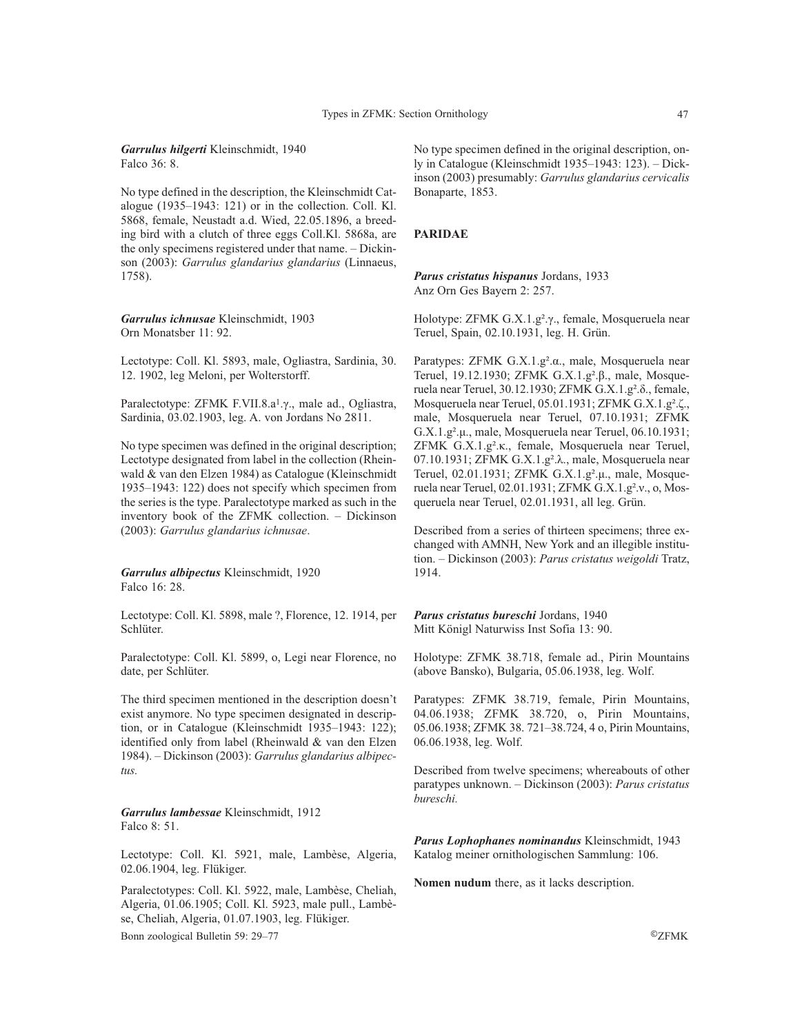***Garrulus hilgerti*** Kleinschmidt, 1940
Falco 36: 8.

No type defined in the description, the Kleinschmidt Catalogue (1935–1943: 121) or in the collection. Coll. Kl. 5868, female, Neustadt a.d. Wied, 22.05.1896, a breeding bird with a clutch of three eggs Coll.Kl. 5868a, are the only specimens registered under that name. – Dickinson (2003): *Garrulus glandarius glandarius* (Linnaeus, 1758).

***Garrulus ichnusae*** Kleinschmidt, 1903
Orn Monatsber 11: 92.

Lectotype: Coll. Kl. 5893, male, Ogliastra, Sardinia, 30. 12. 1902, leg Meloni, per Wolterstorff.

Paralectotype: ZFMK F.VII.8.a¹.γ., male ad., Ogliastra, Sardinia, 03.02.1903, leg. A. von Jordans No 2811.

No type specimen was defined in the original description; Lectotype designated from label in the collection (Rheinwald & van den Elzen 1984) as Catalogue (Kleinschmidt 1935–1943: 122) does not specify which specimen from the series is the type. Paralectotype marked as such in the inventory book of the ZFMK collection. – Dickinson (2003): *Garrulus glandarius ichnusae*.

***Garrulus albipectus*** Kleinschmidt, 1920
Falco 16: 28.

Lectotype: Coll. Kl. 5898, male ?, Florence, 12. 1914, per Schlüter.

Paralectotype: Coll. Kl. 5899, o, Legi near Florence, no date, per Schlüter.

The third specimen mentioned in the description doesn't exist anymore. No type specimen designated in description, or in Catalogue (Kleinschmidt 1935–1943: 122); identified only from label (Rheinwald & van den Elzen 1984). – Dickinson (2003): *Garrulus glandarius albipectus.*

***Garrulus lambessae*** Kleinschmidt, 1912
Falco 8: 51.

Lectotype: Coll. Kl. 5921, male, Lambèse, Algeria, 02.06.1904, leg. Flükiger.

Paralectotypes: Coll. Kl. 5922, male, Lambèse, Cheliah, Algeria, 01.06.1905; Coll. Kl. 5923, male pull., Lambèse, Cheliah, Algeria, 01.07.1903, leg. Flükiger.

No type specimen defined in the original description, only in Catalogue (Kleinschmidt 1935–1943: 123). – Dickinson (2003) presumably: *Garrulus glandarius cervicalis* Bonaparte, 1853.

## PARIDAE

***Parus cristatus hispanus*** Jordans, 1933
Anz Orn Ges Bayern 2: 257.

Holotype: ZFMK G.X.1.g².γ., female, Mosqueruela near Teruel, Spain, 02.10.1931, leg. H. Grün.

Paratypes: ZFMK G.X.1.g².α., male, Mosqueruela near Teruel, 19.12.1930; ZFMK G.X.1.g².β., male, Mosqueruela near Teruel, 30.12.1930; ZFMK G.X.1.g².δ., female, Mosqueruela near Teruel, 05.01.1931; ZFMK G.X.1.g².ζ., male, Mosqueruela near Teruel, 07.10.1931; ZFMK G.X.1.g².μ., male, Mosqueruela near Teruel, 06.10.1931; ZFMK G.X.1.g².κ., female, Mosqueruela near Teruel, 07.10.1931; ZFMK G.X.1.g².λ., male, Mosqueruela near Teruel, 02.01.1931; ZFMK G.X.1.g².μ., male, Mosqueruela near Teruel, 02.01.1931; ZFMK G.X.1.g².ν., o, Mosqueruela near Teruel, 02.01.1931, all leg. Grün.

Described from a series of thirteen specimens; three exchanged with AMNH, New York and an illegible institution. – Dickinson (2003): *Parus cristatus weigoldi* Tratz, 1914.

***Parus cristatus bureschi*** Jordans, 1940
Mitt Königl Naturwiss Inst Sofia 13: 90.

Holotype: ZFMK 38.718, female ad., Pirin Mountains (above Bansko), Bulgaria, 05.06.1938, leg. Wolf.

Paratypes: ZFMK 38.719, female, Pirin Mountains, 04.06.1938; ZFMK 38.720, o, Pirin Mountains, 05.06.1938; ZFMK 38. 721–38.724, 4 o, Pirin Mountains, 06.06.1938, leg. Wolf.

Described from twelve specimens; whereabouts of other paratypes unknown. – Dickinson (2003): *Parus cristatus bureschi.*

***Parus Lophophanes nominandus*** Kleinschmidt, 1943
Katalog meiner ornithologischen Sammlung: 106.

**Nomen nudum** there, as it lacks description.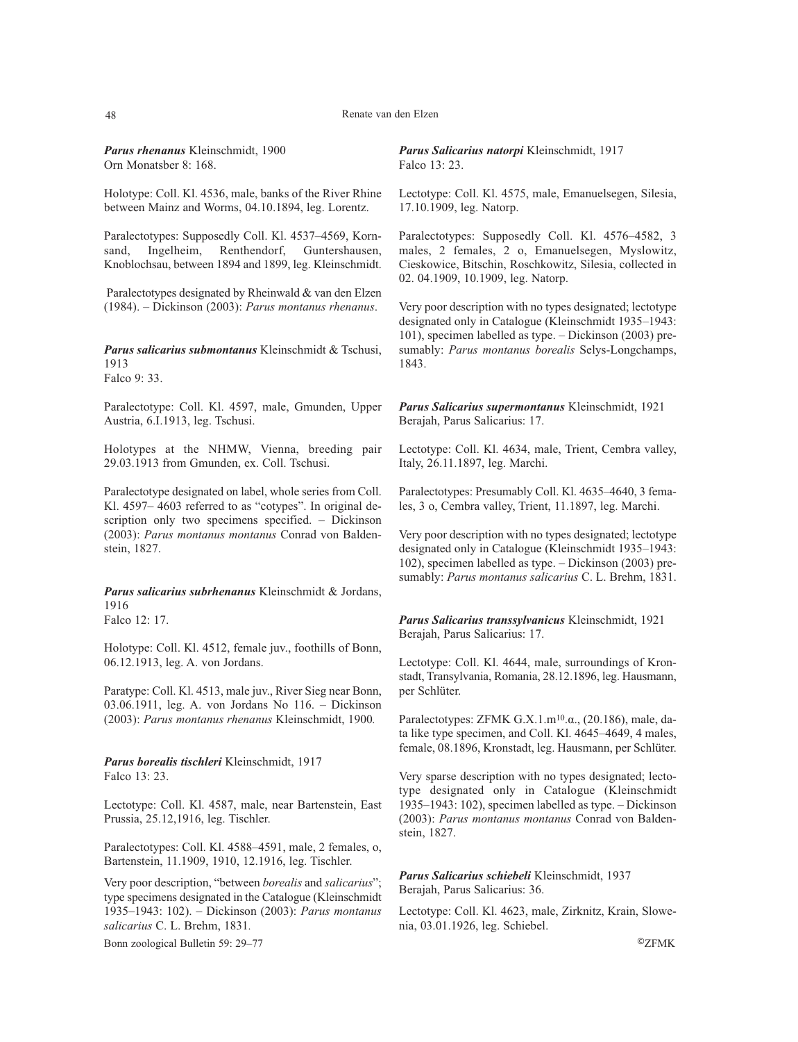***Parus rhenanus*** Kleinschmidt, 1900
Orn Monatsber 8: 168.

Holotype: Coll. Kl. 4536, male, banks of the River Rhine between Mainz and Worms, 04.10.1894, leg. Lorentz.

Paralectotypes: Supposedly Coll. Kl. 4537–4569, Kornsand, Ingelheim, Renthendorf, Guntershausen, Knoblochsau, between 1894 and 1899, leg. Kleinschmidt.

Paralectotypes designated by Rheinwald & van den Elzen (1984). – Dickinson (2003): *Parus montanus rhenanus*.

***Parus salicarius submontanus*** Kleinschmidt & Tschusi, 1913
Falco 9: 33.

Paralectotype: Coll. Kl. 4597, male, Gmunden, Upper Austria, 6.I.1913, leg. Tschusi.

Holotypes at the NHMW, Vienna, breeding pair 29.03.1913 from Gmunden, ex. Coll. Tschusi.

Paralectotype designated on label, whole series from Coll. Kl. 4597– 4603 referred to as "cotypes". In original description only two specimens specified. – Dickinson (2003): *Parus montanus montanus* Conrad von Baldenstein, 1827.

***Parus salicarius subrhenanus*** Kleinschmidt & Jordans, 1916
Falco 12: 17.

Holotype: Coll. Kl. 4512, female juv., foothills of Bonn, 06.12.1913, leg. A. von Jordans.

Paratype: Coll. Kl. 4513, male juv., River Sieg near Bonn, 03.06.1911, leg. A. von Jordans No 116. – Dickinson (2003): *Parus montanus rhenanus* Kleinschmidt, 1900.

***Parus borealis tischleri*** Kleinschmidt, 1917
Falco 13: 23.

Lectotype: Coll. Kl. 4587, male, near Bartenstein, East Prussia, 25.12,1916, leg. Tischler.

Paralectotypes: Coll. Kl. 4588–4591, male, 2 females, o, Bartenstein, 11.1909, 1910, 12.1916, leg. Tischler.

Very poor description, "between *borealis* and *salicarius*"; type specimens designated in the Catalogue (Kleinschmidt 1935–1943: 102). – Dickinson (2003): *Parus montanus salicarius* C. L. Brehm, 1831.

***Parus Salicarius natorpi*** Kleinschmidt, 1917
Falco 13: 23.

Lectotype: Coll. Kl. 4575, male, Emanuelsegen, Silesia, 17.10.1909, leg. Natorp.

Paralectotypes: Supposedly Coll. Kl. 4576–4582, 3 males, 2 females, 2 o, Emanuelsegen, Myslowitz, Cieskowice, Bitschin, Roschkowitz, Silesia, collected in 02. 04.1909, 10.1909, leg. Natorp.

Very poor description with no types designated; lectotype designated only in Catalogue (Kleinschmidt 1935–1943: 101), specimen labelled as type. – Dickinson (2003) presumably: *Parus montanus borealis* Selys-Longchamps, 1843.

***Parus Salicarius supermontanus*** Kleinschmidt, 1921
Berajah, Parus Salicarius: 17.

Lectotype: Coll. Kl. 4634, male, Trient, Cembra valley, Italy, 26.11.1897, leg. Marchi.

Paralectotypes: Presumably Coll. Kl. 4635–4640, 3 females, 3 o, Cembra valley, Trient, 11.1897, leg. Marchi.

Very poor description with no types designated; lectotype designated only in Catalogue (Kleinschmidt 1935–1943: 102), specimen labelled as type. – Dickinson (2003) presumably: *Parus montanus salicarius* C. L. Brehm, 1831.

***Parus Salicarius transsylvanicus*** Kleinschmidt, 1921
Berajah, Parus Salicarius: 17.

Lectotype: Coll. Kl. 4644, male, surroundings of Kronstadt, Transylvania, Romania, 28.12.1896, leg. Hausmann, per Schlüter.

Paralectotypes: ZFMK G.X.1.m10.α., (20.186), male, data like type specimen, and Coll. Kl. 4645–4649, 4 males, female, 08.1896, Kronstadt, leg. Hausmann, per Schlüter.

Very sparse description with no types designated; lectotype designated only in Catalogue (Kleinschmidt 1935–1943: 102), specimen labelled as type. – Dickinson (2003): *Parus montanus montanus* Conrad von Baldenstein, 1827.

***Parus Salicarius schiebeli*** Kleinschmidt, 1937
Berajah, Parus Salicarius: 36.

Lectotype: Coll. Kl. 4623, male, Zirknitz, Krain, Slowenia, 03.01.1926, leg. Schiebel.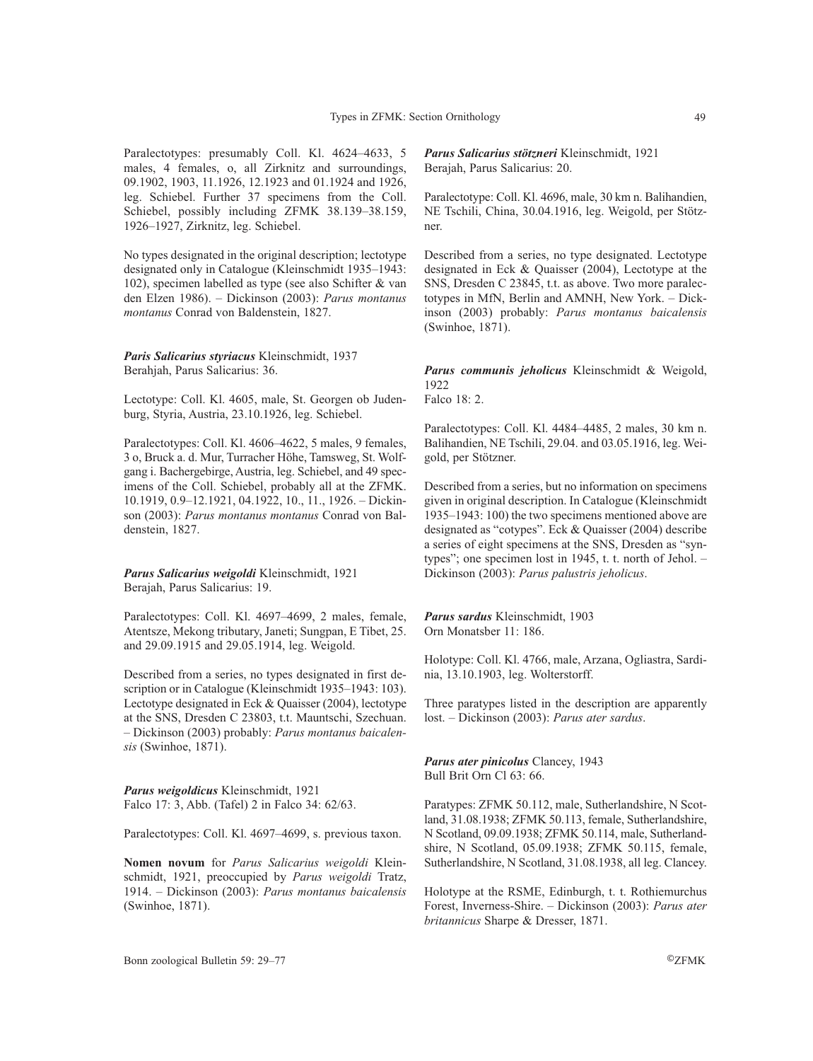Paralectotypes: presumably Coll. Kl. 4624–4633, 5 males, 4 females, o, all Zirknitz and surroundings, 09.1902, 1903, 11.1926, 12.1923 and 01.1924 and 1926, leg. Schiebel. Further 37 specimens from the Coll. Schiebel, possibly including ZFMK 38.139–38.159, 1926–1927, Zirknitz, leg. Schiebel.

No types designated in the original description; lectotype designated only in Catalogue (Kleinschmidt 1935–1943: 102), specimen labelled as type (see also Schifter & van den Elzen 1986). – Dickinson (2003): *Parus montanus montanus* Conrad von Baldenstein, 1827.

***Paris Salicarius styriacus*** Kleinschmidt, 1937
Berahjah, Parus Salicarius: 36.

Lectotype: Coll. Kl. 4605, male, St. Georgen ob Judenburg, Styria, Austria, 23.10.1926, leg. Schiebel.

Paralectotypes: Coll. Kl. 4606–4622, 5 males, 9 females, 3 o, Bruck a. d. Mur, Turracher Höhe, Tamsweg, St. Wolfgang i. Bachergebirge, Austria, leg. Schiebel, and 49 specimens of the Coll. Schiebel, probably all at the ZFMK. 10.1919, 0.9–12.1921, 04.1922, 10., 11., 1926. – Dickinson (2003): *Parus montanus montanus* Conrad von Baldenstein, 1827.

***Parus Salicarius weigoldi*** Kleinschmidt, 1921
Berajah, Parus Salicarius: 19.

Paralectotypes: Coll. Kl. 4697–4699, 2 males, female, Atentsze, Mekong tributary, Janeti; Sungpan, E Tibet, 25. and 29.09.1915 and 29.05.1914, leg. Weigold.

Described from a series, no types designated in first description or in Catalogue (Kleinschmidt 1935–1943: 103). Lectotype designated in Eck & Quaisser (2004), lectotype at the SNS, Dresden C 23803, t.t. Mauntschi, Szechuan. – Dickinson (2003) probably: *Parus montanus baicalensis* (Swinhoe, 1871).

***Parus weigoldicus*** Kleinschmidt, 1921
Falco 17: 3, Abb. (Tafel) 2 in Falco 34: 62/63.

Paralectotypes: Coll. Kl. 4697–4699, s. previous taxon.

**Nomen novum** for *Parus Salicarius weigoldi* Kleinschmidt, 1921, preoccupied by *Parus weigoldi* Tratz, 1914. – Dickinson (2003): *Parus montanus baicalensis* (Swinhoe, 1871).

***Parus Salicarius stötzneri*** Kleinschmidt, 1921
Berajah, Parus Salicarius: 20.

Paralectotype: Coll. Kl. 4696, male, 30 km n. Balihandien, NE Tschili, China, 30.04.1916, leg. Weigold, per Stötzner.

Described from a series, no type designated. Lectotype designated in Eck & Quaisser (2004), Lectotype at the SNS, Dresden C 23845, t.t. as above. Two more paralectotypes in MfN, Berlin and AMNH, New York. – Dickinson (2003) probably: *Parus montanus baicalensis* (Swinhoe, 1871).

***Parus communis jeholicus*** Kleinschmidt & Weigold, 1922
Falco 18: 2.

Paralectotypes: Coll. Kl. 4484–4485, 2 males, 30 km n. Balihandien, NE Tschili, 29.04. and 03.05.1916, leg. Weigold, per Stötzner.

Described from a series, but no information on specimens given in original description. In Catalogue (Kleinschmidt 1935–1943: 100) the two specimens mentioned above are designated as "cotypes". Eck & Quaisser (2004) describe a series of eight specimens at the SNS, Dresden as "syntypes"; one specimen lost in 1945, t. t. north of Jehol. – Dickinson (2003): *Parus palustris jeholicus*.

***Parus sardus*** Kleinschmidt, 1903
Orn Monatsber 11: 186.

Holotype: Coll. Kl. 4766, male, Arzana, Ogliastra, Sardinia, 13.10.1903, leg. Wolterstorff.

Three paratypes listed in the description are apparently lost. – Dickinson (2003): *Parus ater sardus*.

***Parus ater pinicolus*** Clancey, 1943
Bull Brit Orn Cl 63: 66.

Paratypes: ZFMK 50.112, male, Sutherlandshire, N Scotland, 31.08.1938; ZFMK 50.113, female, Sutherlandshire, N Scotland, 09.09.1938; ZFMK 50.114, male, Sutherlandshire, N Scotland, 05.09.1938; ZFMK 50.115, female, Sutherlandshire, N Scotland, 31.08.1938, all leg. Clancey.

Holotype at the RSME, Edinburgh, t. t. Rothiemurchus Forest, Inverness-Shire. – Dickinson (2003): *Parus ater britannicus* Sharpe & Dresser, 1871.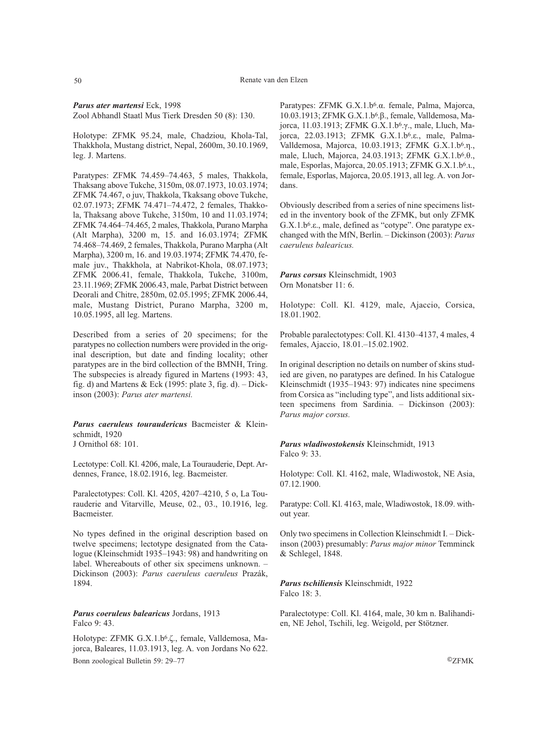***Parus ater martensi*** Eck, 1998
Zool Abhandl Staatl Mus Tierk Dresden 50 (8): 130.

Holotype: ZFMK 95.24, male, Chadziou, Khola-Tal, Thakkhola, Mustang district, Nepal, 2600m, 30.10.1969, leg. J. Martens.

Paratypes: ZFMK 74.459–74.463, 5 males, Thakkola, Thaksang above Tukche, 3150m, 08.07.1973, 10.03.1974; ZFMK 74.467, o juv, Thakkola, Tkaksang obove Tukche, 02.07.1973; ZFMK 74.471–74.472, 2 females, Thakkola, Thaksang above Tukche, 3150m, 10 and 11.03.1974; ZFMK 74.464–74.465, 2 males, Thakkola, Purano Marpha (Alt Marpha), 3200 m, 15. and 16.03.1974; ZFMK 74.468–74.469, 2 females, Thakkola, Purano Marpha (Alt Marpha), 3200 m, 16. and 19.03.1974; ZFMK 74.470, female juv., Thakkhola, at Nabrikot-Khola, 08.07.1973; ZFMK 2006.41, female, Thakkola, Tukche, 3100m, 23.11.1969; ZFMK 2006.43, male, Parbat District between Deorali and Chitre, 2850m, 02.05.1995; ZFMK 2006.44, male, Mustang District, Purano Marpha, 3200 m, 10.05.1995, all leg. Martens.

Described from a series of 20 specimens; for the paratypes no collection numbers were provided in the original description, but date and finding locality; other paratypes are in the bird collection of the BMNH, Tring. The subspecies is already figured in Martens (1993: 43, fig. d) and Martens & Eck (1995: plate 3, fig. d). – Dickinson (2003): *Parus ater martensi.*

***Parus caeruleus tourauderícus*** Bacmeister & Kleinschmidt, 1920
J Ornithol 68: 101.

Lectotype: Coll. Kl. 4206, male, La Tourauderie, Dept. Ardennes, France, 18.02.1916, leg. Bacmeister.

Paralectotypes: Coll. Kl. 4205, 4207–4210, 5 o, La Tourauderie and Vitarville, Meuse, 02., 03., 10.1916, leg. Bacmeister.

No types defined in the original description based on twelve specimens; lectotype designated from the Catalogue (Kleinschmidt 1935–1943: 98) and handwriting on label. Whereabouts of other six specimens unknown. – Dickinson (2003): *Parus caeruleus caeruleus* Prazák, 1894.

***Parus coeruleus balearicus*** Jordans, 1913
Falco 9: 43.

Holotype: ZFMK G.X.1.b6.ζ., female, Valldemosa, Majorca, Baleares, 11.03.1913, leg. A. von Jordans No 622.

Paratypes: ZFMK G.X.1.b6.α. female, Palma, Majorca, 10.03.1913; ZFMK G.X.1.b6.β., female, Valldemosa, Majorca, 11.03.1913; ZFMK G.X.1.b6.γ., male, Lluch, Majorca, 22.03.1913; ZFMK G.X.1.b6.ε., male, Palma-Valldemosa, Majorca, 10.03.1913; ZFMK G.X.1.b6.η., male, Lluch, Majorca, 24.03.1913; ZFMK G.X.1.b6.θ., male, Esporlas, Majorca, 20.05.1913; ZFMK G.X.1.b6.ι., female, Esporlas, Majorca, 20.05.1913, all leg. A. von Jordans.

Obviously described from a series of nine specimens listed in the inventory book of the ZFMK, but only ZFMK G.X.1.b6.ε., male, defined as "cotype". One paratype exchanged with the MfN, Berlin. – Dickinson (2003): *Parus caeruleus balearicus.*

***Parus corsus*** Kleinschmidt, 1903
Orn Monatsber 11: 6.

Holotype: Coll. Kl. 4129, male, Ajaccio, Corsica, 18.01.1902.

Probable paralectotypes: Coll. Kl. 4130–4137, 4 males, 4 females, Ajaccio, 18.01.–15.02.1902.

In original description no details on number of skins studied are given, no paratypes are defined. In his Catalogue Kleinschmidt (1935–1943: 97) indicates nine specimens from Corsica as "including type", and lists additional sixteen specimens from Sardinia. – Dickinson (2003): *Parus major corsus.*

***Parus wladiwostokensis*** Kleinschmidt, 1913
Falco 9: 33.

Holotype: Coll. Kl. 4162, male, Wladiwostok, NE Asia, 07.12.1900.

Paratype: Coll. Kl. 4163, male, Wladiwostok, 18.09. without year.

Only two specimens in Collection Kleinschmidt I. – Dickinson (2003) presumably: *Parus major minor* Temminck & Schlegel, 1848.

***Parus tschiliensis*** Kleinschmidt, 1922
Falco 18: 3.

Paralectotype: Coll. Kl. 4164, male, 30 km n. Balihandien, NE Jehol, Tschili, leg. Weigold, per Stötzner.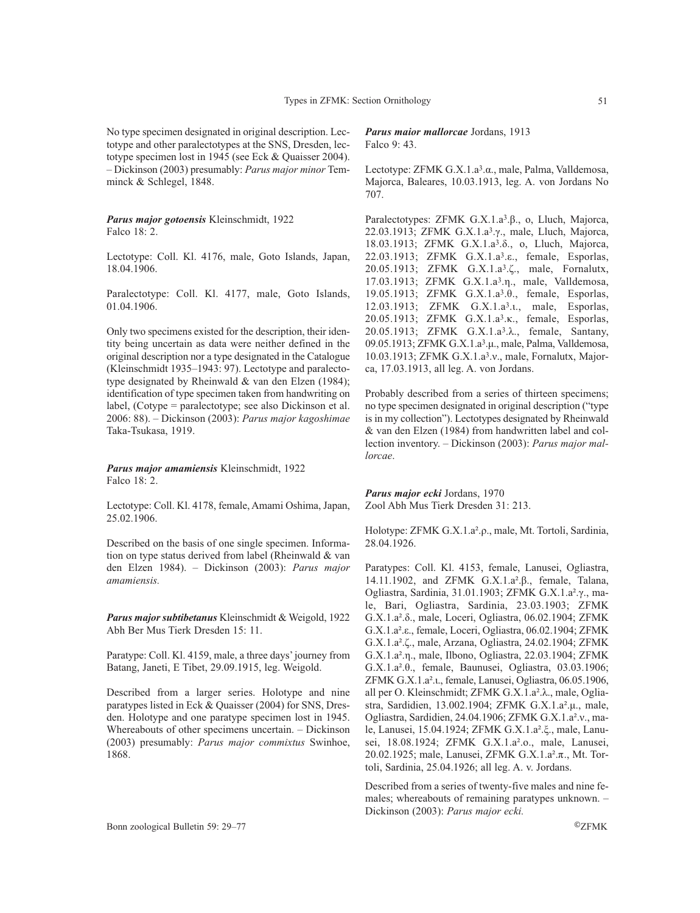No type specimen designated in original description. Lectotype and other paralectotypes at the SNS, Dresden, lectotype specimen lost in 1945 (see Eck & Quaisser 2004). – Dickinson (2003) presumably: *Parus major minor* Temminck & Schlegel, 1848.

***Parus major gotoensis*** Kleinschmidt, 1922
Falco 18: 2.

Lectotype: Coll. Kl. 4176, male, Goto Islands, Japan, 18.04.1906.

Paralectotype: Coll. Kl. 4177, male, Goto Islands, 01.04.1906.

Only two specimens existed for the description, their identity being uncertain as data were neither defined in the original description nor a type designated in the Catalogue (Kleinschmidt 1935–1943: 97). Lectotype and paralectotype designated by Rheinwald & van den Elzen (1984); identification of type specimen taken from handwriting on label, (Cotype = paralectotype; see also Dickinson et al. 2006: 88). – Dickinson (2003): *Parus major kagoshimae* Taka-Tsukasa, 1919.

***Parus major amamiensis*** Kleinschmidt, 1922
Falco 18: 2.

Lectotype: Coll. Kl. 4178, female, Amami Oshima, Japan, 25.02.1906.

Described on the basis of one single specimen. Information on type status derived from label (Rheinwald & van den Elzen 1984). – Dickinson (2003): *Parus major amamiensis.*

***Parus major subtibetanus*** Kleinschmidt & Weigold, 1922
Abh Ber Mus Tierk Dresden 15: 11.

Paratype: Coll. Kl. 4159, male, a three days' journey from Batang, Janeti, E Tibet, 29.09.1915, leg. Weigold.

Described from a larger series. Holotype and nine paratypes listed in Eck & Quaisser (2004) for SNS, Dresden. Holotype and one paratype specimen lost in 1945. Whereabouts of other specimens uncertain. – Dickinson (2003) presumably: *Parus major commixtus* Swinhoe, 1868.

***Parus maior mallorcae*** Jordans, 1913
Falco 9: 43.

Lectotype: ZFMK G.X.1.a³.α., male, Palma, Valldemosa, Majorca, Baleares, 10.03.1913, leg. A. von Jordans No 707.

Paralectotypes: ZFMK G.X.1.a³.β., o, Lluch, Majorca, 22.03.1913; ZFMK G.X.1.a³.γ., male, Lluch, Majorca, 18.03.1913; ZFMK G.X.1.a³.δ., o, Lluch, Majorca, 22.03.1913; ZFMK G.X.1.a³.ε., female, Esporlas, 20.05.1913; ZFMK G.X.1.a³.ζ., male, Fornalutx, 17.03.1913; ZFMK G.X.1.a³.η., male, Valldemosa, 19.05.1913; ZFMK G.X.1.a³.θ., female, Esporlas, 12.03.1913; ZFMK G.X.1.a³.ι., male, Esporlas, 20.05.1913; ZFMK G.X.1.a³.κ., female, Esporlas, 20.05.1913; ZFMK G.X.1.a³.λ., female, Santany, 09.05.1913; ZFMK G.X.1.a³.μ., male, Palma, Valldemosa, 10.03.1913; ZFMK G.X.1.a³.ν., male, Fornalutx, Majorca, 17.03.1913, all leg. A. von Jordans.

Probably described from a series of thirteen specimens; no type specimen designated in original description ("type is in my collection"). Lectotypes designated by Rheinwald & van den Elzen (1984) from handwritten label and collection inventory. – Dickinson (2003): *Parus major mallorcae*.

***Parus major ecki*** Jordans, 1970
Zool Abh Mus Tierk Dresden 31: 213.

Holotype: ZFMK G.X.1.a².ρ., male, Mt. Tortoli, Sardinia, 28.04.1926.

Paratypes: Coll. Kl. 4153, female, Lanusei, Ogliastra, 14.11.1902, and ZFMK G.X.1.a².β., female, Talana, Ogliastra, Sardinia, 31.01.1903; ZFMK G.X.1.a².γ., male, Bari, Ogliastra, Sardinia, 23.03.1903; ZFMK G.X.1.a².δ., male, Loceri, Ogliastra, 06.02.1904; ZFMK G.X.1.a².ε., female, Loceri, Ogliastra, 06.02.1904; ZFMK G.X.1.a².ζ., male, Arzana, Ogliastra, 24.02.1904; ZFMK G.X.1.a².η., male, Ilbono, Ogliastra, 22.03.1904; ZFMK G.X.1.a².θ., female, Baunusei, Ogliastra, 03.03.1906; ZFMK G.X.1.a².ι., female, Lanusei, Ogliastra, 06.05.1906, all per O. Kleinschmidt; ZFMK G.X.1.a².λ., male, Ogliastra, Sardidien, 13.002.1904; ZFMK G.X.1.a².μ., male, Ogliastra, Sardidien, 24.04.1906; ZFMK G.X.1.a².ν., male, Lanusei, 15.04.1924; ZFMK G.X.1.a².ξ., male, Lanusei, 18.08.1924; ZFMK G.X.1.a².ο., male, Lanusei, 20.02.1925; male, Lanusei, ZFMK G.X.1.a².π., Mt. Tortoli, Sardinia, 25.04.1926; all leg. A. v. Jordans.

Described from a series of twenty-five males and nine females; whereabouts of remaining paratypes unknown. – Dickinson (2003): *Parus major ecki.*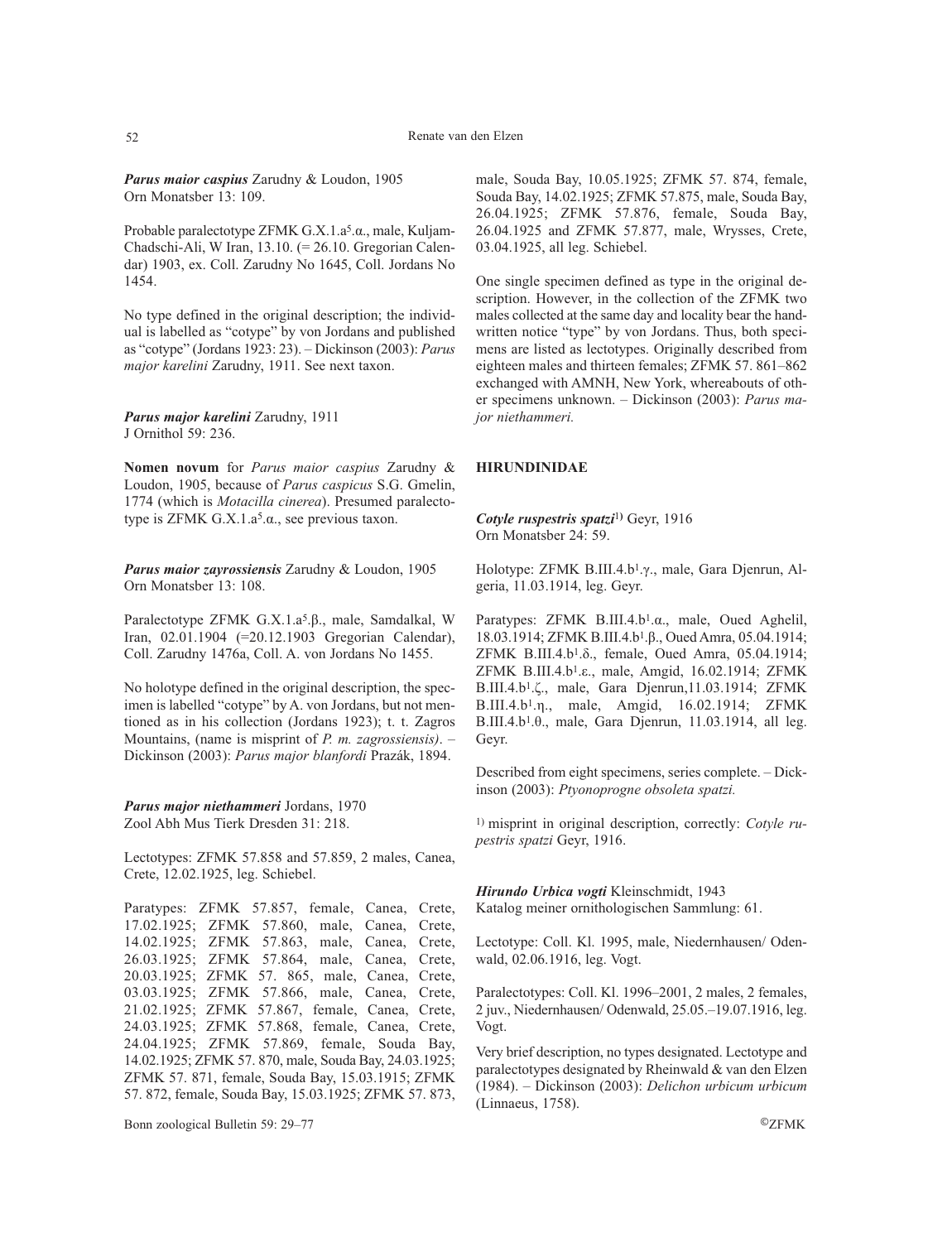***Parus maior caspius*** Zarudny & Loudon, 1905
Orn Monatsber 13: 109.

Probable paralectotype ZFMK G.X.1.a$^{5}$.α., male, Kuljam-Chadschi-Ali, W Iran, 13.10. (= 26.10. Gregorian Calendar) 1903, ex. Coll. Zarudny No 1645, Coll. Jordans No 1454.

No type defined in the original description; the individual is labelled as "cotype" by von Jordans and published as "cotype" (Jordans 1923: 23). – Dickinson (2003): *Parus major karelini* Zarudny, 1911. See next taxon.

***Parus major karelini*** Zarudny, 1911
J Ornithol 59: 236.

**Nomen novum** for *Parus maior caspius* Zarudny & Loudon, 1905, because of *Parus caspicus* S.G. Gmelin, 1774 (which is *Motacilla cinerea*). Presumed paralectotype is ZFMK G.X.1.a$^{5}$.α., see previous taxon.

***Parus maior zayrossiensis*** Zarudny & Loudon, 1905
Orn Monatsber 13: 108.

Paralectotype ZFMK G.X.1.a$^{5}$.β., male, Samdalkal, W Iran, 02.01.1904 (=20.12.1903 Gregorian Calendar), Coll. Zarudny 1476a, Coll. A. von Jordans No 1455.

No holotype defined in the original description, the specimen is labelled "cotype" by A. von Jordans, but not mentioned as in his collection (Jordans 1923); t. t. Zagros Mountains, (name is misprint of *P. m. zagrossiensis)*. – Dickinson (2003): *Parus major blanfordi* Prazák, 1894.

***Parus major niethammeri*** Jordans, 1970
Zool Abh Mus Tierk Dresden 31: 218.

Lectotypes: ZFMK 57.858 and 57.859, 2 males, Canea, Crete, 12.02.1925, leg. Schiebel.

Paratypes: ZFMK 57.857, female, Canea, Crete, 17.02.1925; ZFMK 57.860, male, Canea, Crete, 14.02.1925; ZFMK 57.863, male, Canea, Crete, 26.03.1925; ZFMK 57.864, male, Canea, Crete, 20.03.1925; ZFMK 57. 865, male, Canea, Crete, 03.03.1925; ZFMK 57.866, male, Canea, Crete, 21.02.1925; ZFMK 57.867, female, Canea, Crete, 24.03.1925; ZFMK 57.868, female, Canea, Crete, 24.04.1925; ZFMK 57.869, female, Souda Bay, 14.02.1925; ZFMK 57. 870, male, Souda Bay, 24.03.1925; ZFMK 57. 871, female, Souda Bay, 15.03.1915; ZFMK 57. 872, female, Souda Bay, 15.03.1925; ZFMK 57. 873, male, Souda Bay, 10.05.1925; ZFMK 57. 874, female, Souda Bay, 14.02.1925; ZFMK 57.875, male, Souda Bay, 26.04.1925; ZFMK 57.876, female, Souda Bay, 26.04.1925 and ZFMK 57.877, male, Wrysses, Crete, 03.04.1925, all leg. Schiebel.

One single specimen defined as type in the original description. However, in the collection of the ZFMK two males collected at the same day and locality bear the handwritten notice "type" by von Jordans. Thus, both specimens are listed as lectotypes. Originally described from eighteen males and thirteen females; ZFMK 57. 861–862 exchanged with AMNH, New York, whereabouts of other specimens unknown. – Dickinson (2003): *Parus major niethammeri.*

## HIRUNDINIDAE

***Cotyle ruspestris spatzi***[1)] Geyr, 1916
Orn Monatsber 24: 59.

Holotype: ZFMK B.III.4.b$^{1}$.γ., male, Gara Djenrun, Algeria, 11.03.1914, leg. Geyr.

Paratypes: ZFMK B.III.4.b$^{1}$.α., male, Oued Aghelil, 18.03.1914; ZFMK B.III.4.b$^{1}$.β., Oued Amra, 05.04.1914; ZFMK B.III.4.b$^{1}$.δ., female, Oued Amra, 05.04.1914; ZFMK B.III.4.b$^{1}$.ε., male, Amgid, 16.02.1914; ZFMK B.III.4.b$^{1}$.ζ., male, Gara Djenrun,11.03.1914; ZFMK B.III.4.b$^{1}$.η., male, Amgid, 16.02.1914; ZFMK B.III.4.b$^{1}$.θ., male, Gara Djenrun, 11.03.1914, all leg. Geyr.

Described from eight specimens, series complete. – Dickinson (2003): *Ptyonoprogne obsoleta spatzi.*

[1)] misprint in original description, correctly: *Cotyle rupestris spatzi* Geyr, 1916.

***Hirundo Urbica vogti*** Kleinschmidt, 1943
Katalog meiner ornithologischen Sammlung: 61.

Lectotype: Coll. Kl. 1995, male, Niedernhausen/ Odenwald, 02.06.1916, leg. Vogt.

Paralectotypes: Coll. Kl. 1996–2001, 2 males, 2 females, 2 juv., Niedernhausen/ Odenwald, 25.05.–19.07.1916, leg. Vogt.

Very brief description, no types designated. Lectotype and paralectotypes designated by Rheinwald & van den Elzen (1984). – Dickinson (2003): *Delichon urbicum urbicum* (Linnaeus, 1758).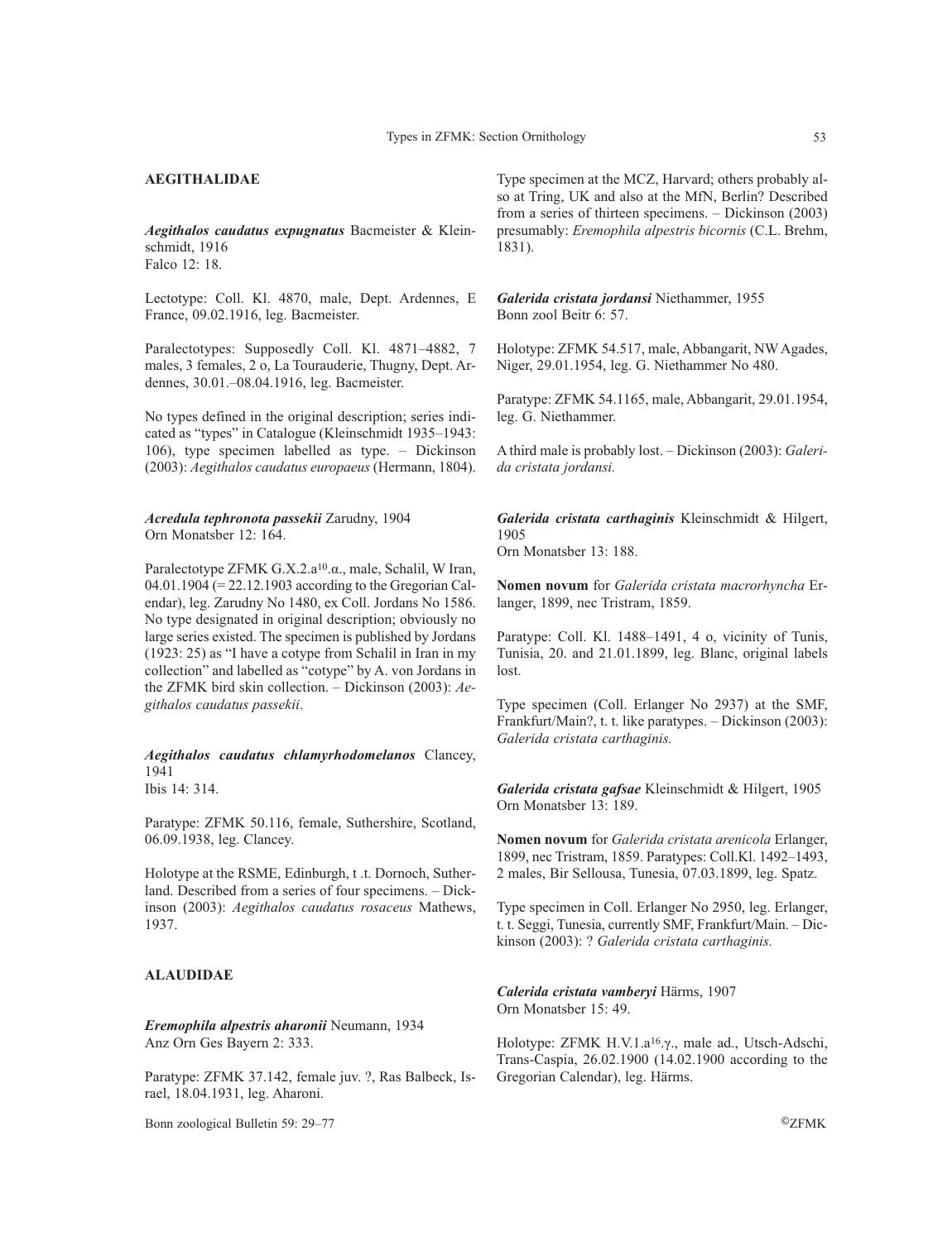## AEGITHALIDAE

***Aegithalos caudatus expugnatus*** Bacmeister & Kleinschmidt, 1916
Falco 12: 18.

Lectotype: Coll. Kl. 4870, male, Dept. Ardennes, E France, 09.02.1916, leg. Bacmeister.

Paralectotypes: Supposedly Coll. Kl. 4871–4882, 7 males, 3 females, 2 o, La Tourauderie, Thugny, Dept. Ardennes, 30.01.–08.04.1916, leg. Bacmeister.

No types defined in the original description; series indicated as "types" in Catalogue (Kleinschmidt 1935–1943: 106), type specimen labelled as type. – Dickinson (2003): *Aegithalos caudatus europaeus* (Hermann, 1804).

***Acredula tephronota passekii*** Zarudny, 1904
Orn Monatsber 12: 164.

Paralectotype ZFMK G.X.2.a10.α., male, Schalil, W Iran, 04.01.1904 (= 22.12.1903 according to the Gregorian Calendar), leg. Zarudny No 1480, ex Coll. Jordans No 1586. No type designated in original description; obviously no large series existed. The specimen is published by Jordans (1923: 25) as "I have a cotype from Schalil in Iran in my collection" and labelled as "cotype" by A. von Jordans in the ZFMK bird skin collection. – Dickinson (2003): *Aegithalos caudatus passekii*.

***Aegithalos caudatus chlamyrhodomelanos*** Clancey, 1941
Ibis 14: 314.

Paratype: ZFMK 50.116, female, Suthershire, Scotland, 06.09.1938, leg. Clancey.

Holotype at the RSME, Edinburgh, t .t. Dornoch, Sutherland. Described from a series of four specimens. – Dickinson (2003): *Aegithalos caudatus rosaceus* Mathews, 1937.

## ALAUDIDAE

***Eremophila alpestris aharonii*** Neumann, 1934
Anz Orn Ges Bayern 2: 333.

Paratype: ZFMK 37.142, female juv. ?, Ras Balbeck, Israel, 18.04.1931, leg. Aharoni.

Type specimen at the MCZ, Harvard; others probably also at Tring, UK and also at the MfN, Berlin? Described from a series of thirteen specimens. – Dickinson (2003) presumably: *Eremophila alpestris bicornis* (C.L. Brehm, 1831).

***Galerida cristata jordansi*** Niethammer, 1955
Bonn zool Beitr 6: 57.

Holotype: ZFMK 54.517, male, Abbangarit, NW Agades, Niger, 29.01.1954, leg. G. Niethammer No 480.

Paratype: ZFMK 54.1165, male, Abbangarit, 29.01.1954, leg. G. Niethammer.

A third male is probably lost. – Dickinson (2003): *Galerida cristata jordansi.*

***Galerida cristata carthaginis*** Kleinschmidt & Hilgert, 1905
Orn Monatsber 13: 188.

**Nomen novum** for *Galerida cristata macrorhyncha* Erlanger, 1899, nec Tristram, 1859.

Paratype: Coll. Kl. 1488–1491, 4 o, vicinity of Tunis, Tunisia, 20. and 21.01.1899, leg. Blanc, original labels lost.

Type specimen (Coll. Erlanger No 2937) at the SMF, Frankfurt/Main?, t. t. like paratypes. – Dickinson (2003): *Galerida cristata carthaginis.*

***Galerida cristata gafsae*** Kleinschmidt & Hilgert, 1905
Orn Monatsber 13: 189.

**Nomen novum** for *Galerida cristata arenicola* Erlanger, 1899, nec Tristram, 1859. Paratypes: Coll.Kl. 1492–1493, 2 males, Bir Sellousa, Tunesia, 07.03.1899, leg. Spatz.

Type specimen in Coll. Erlanger No 2950, leg. Erlanger, t. t. Seggi, Tunesia, currently SMF, Frankfurt/Main. – Dickinson (2003): ? *Galerida cristata carthaginis.*

***Calerida cristata vamberyi*** Härms, 1907
Orn Monatsber 15: 49.

Holotype: ZFMK H.V.1.a16.γ., male ad., Utsch-Adschi, Trans-Caspia, 26.02.1900 (14.02.1900 according to the Gregorian Calendar), leg. Härms.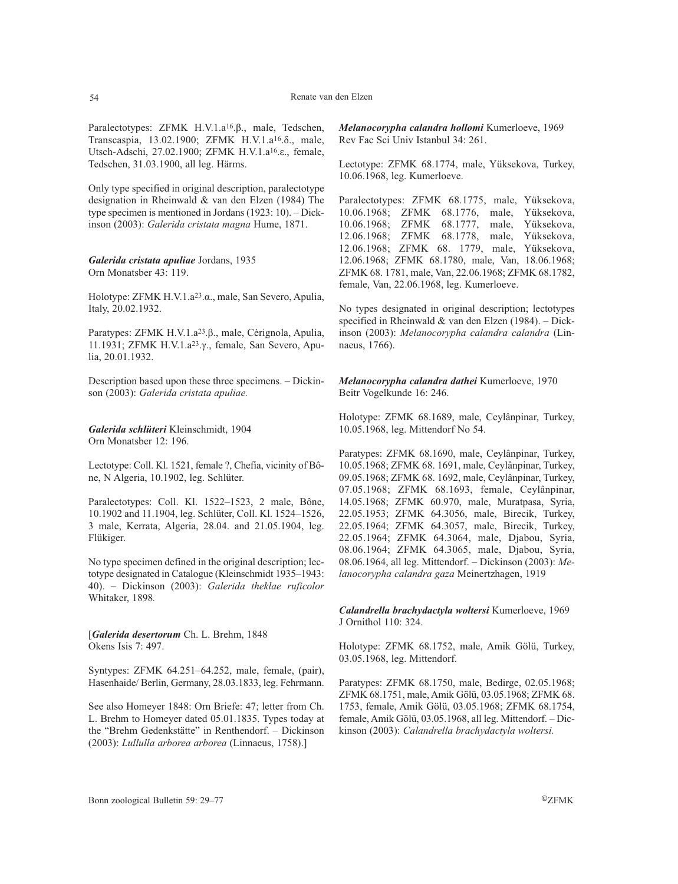Paralectotypes: ZFMK H.V.1.a16.β., male, Tedschen, Transcaspia, 13.02.1900; ZFMK H.V.1.a16.δ., male, Utsch-Adschi, 27.02.1900; ZFMK H.V.1.a16.ε., female, Tedschen, 31.03.1900, all leg. Härms.

Only type specified in original description, paralectotype designation in Rheinwald & van den Elzen (1984) The type specimen is mentioned in Jordans (1923: 10). – Dickinson (2003): *Galerida cristata magna* Hume, 1871.

***Galerida cristata apuliae*** Jordans, 1935
Orn Monatsber 43: 119.

Holotype: ZFMK H.V.1.a23.α., male, San Severo, Apulia, Italy, 20.02.1932.

Paratypes: ZFMK H.V.1.a23.β., male, Cèrignola, Apulia, 11.1931; ZFMK H.V.1.a23.γ., female, San Severo, Apulia, 20.01.1932.

Description based upon these three specimens. – Dickinson (2003): *Galerida cristata apuliae.*

***Galerida schlüteri*** Kleinschmidt, 1904
Orn Monatsber 12: 196.

Lectotype: Coll. Kl. 1521, female ?, Chefia, vicinity of Bône, N Algeria, 10.1902, leg. Schlüter.

Paralectotypes: Coll. Kl. 1522–1523, 2 male, Bône, 10.1902 and 11.1904, leg. Schlüter, Coll. Kl. 1524–1526, 3 male, Kerrata, Algeria, 28.04. and 21.05.1904, leg. Flükiger.

No type specimen defined in the original description; lectotype designated in Catalogue (Kleinschmidt 1935–1943: 40). – Dickinson (2003): *Galerida theklae ruficolor* Whitaker, 1898*.*

[***Galerida desertorum*** Ch. L. Brehm, 1848
Okens Isis 7: 497.

Syntypes: ZFMK 64.251–64.252, male, female, (pair), Hasenhaide/ Berlin, Germany, 28.03.1833, leg. Fehrmann.

See also Homeyer 1848: Orn Briefe: 47; letter from Ch. L. Brehm to Homeyer dated 05.01.1835. Types today at the "Brehm Gedenkstätte" in Renthendorf. – Dickinson (2003): *Lullula arborea arborea* (Linnaeus, 1758).]

***Melanocorypha calandra hollomi*** Kumerloeve, 1969
Rev Fac Sci Univ Istanbul 34: 261.

Lectotype: ZFMK 68.1774, male, Yüksekova, Turkey, 10.06.1968, leg. Kumerloeve.

Paralectotypes: ZFMK 68.1775, male, Yüksekova, 10.06.1968; ZFMK 68.1776, male, Yüksekova, 10.06.1968; ZFMK 68.1777, male, Yüksekova, 12.06.1968; ZFMK 68.1778, male, Yüksekova, 12.06.1968; ZFMK 68. 1779, male, Yüksekova, 12.06.1968; ZFMK 68.1780, male, Van, 18.06.1968; ZFMK 68. 1781, male, Van, 22.06.1968; ZFMK 68.1782, female, Van, 22.06.1968, leg. Kumerloeve.

No types designated in original description; lectotypes specified in Rheinwald & van den Elzen (1984). – Dickinson (2003): *Melanocorypha calandra calandra* (Linnaeus, 1766).

***Melanocorypha calandra dathei*** Kumerloeve, 1970
Beitr Vogelkunde 16: 246.

Holotype: ZFMK 68.1689, male, Ceylânpinar, Turkey, 10.05.1968, leg. Mittendorf No 54.

Paratypes: ZFMK 68.1690, male, Ceylânpinar, Turkey, 10.05.1968; ZFMK 68. 1691, male, Ceylânpinar, Turkey, 09.05.1968; ZFMK 68. 1692, male, Ceylânpinar, Turkey, 07.05.1968; ZFMK 68.1693, female, Ceylânpinar, 14.05.1968; ZFMK 60.970, male, Muratpasa, Syria, 22.05.1953; ZFMK 64.3056, male, Birecik, Turkey, 22.05.1964; ZFMK 64.3057, male, Birecik, Turkey, 22.05.1964; ZFMK 64.3064, male, Djabou, Syria, 08.06.1964; ZFMK 64.3065, male, Djabou, Syria, 08.06.1964, all leg. Mittendorf. – Dickinson (2003): *Melanocorypha calandra gaza* Meinertzhagen, 1919

***Calandrella brachydactyla woltersi*** Kumerloeve, 1969
J Ornithol 110: 324.

Holotype: ZFMK 68.1752, male, Amik Gölü, Turkey, 03.05.1968, leg. Mittendorf.

Paratypes: ZFMK 68.1750, male, Bedirge, 02.05.1968; ZFMK 68.1751, male, Amik Gölü, 03.05.1968; ZFMK 68. 1753, female, Amik Gölü, 03.05.1968; ZFMK 68.1754, female, Amik Gölü, 03.05.1968, all leg. Mittendorf. – Dickinson (2003): *Calandrella brachydactyla woltersi.*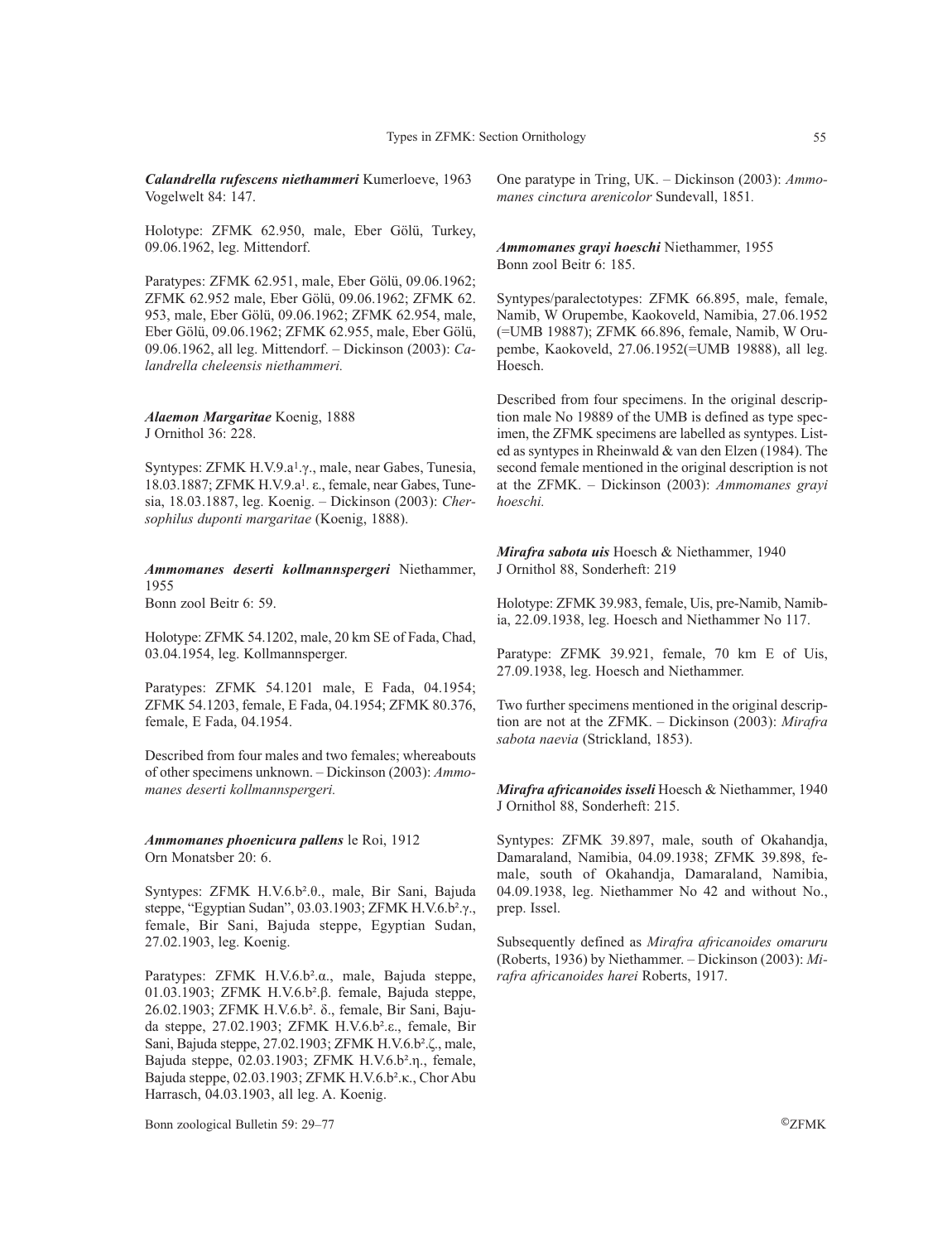***Calandrella rufescens niethammeri*** Kumerloeve, 1963
Vogelwelt 84: 147.

Holotype: ZFMK 62.950, male, Eber Gölü, Turkey, 09.06.1962, leg. Mittendorf.

Paratypes: ZFMK 62.951, male, Eber Gölü, 09.06.1962; ZFMK 62.952 male, Eber Gölü, 09.06.1962; ZFMK 62. 953, male, Eber Gölü, 09.06.1962; ZFMK 62.954, male, Eber Gölü, 09.06.1962; ZFMK 62.955, male, Eber Gölü, 09.06.1962, all leg. Mittendorf. – Dickinson (2003): *Calandrella cheleensis niethammeri.*

***Alaemon Margaritae*** Koenig, 1888
J Ornithol 36: 228.

Syntypes: ZFMK H.V.9.a¹.γ., male, near Gabes, Tunesia, 18.03.1887; ZFMK H.V.9.a¹. ε., female, near Gabes, Tunesia, 18.03.1887, leg. Koenig. – Dickinson (2003): *Chersophilus duponti margaritae* (Koenig, 1888).

***Ammomanes deserti kollmannspergeri*** Niethammer, 1955
Bonn zool Beitr 6: 59.

Holotype: ZFMK 54.1202, male, 20 km SE of Fada, Chad, 03.04.1954, leg. Kollmannsperger.

Paratypes: ZFMK 54.1201 male, E Fada, 04.1954; ZFMK 54.1203, female, E Fada, 04.1954; ZFMK 80.376, female, E Fada, 04.1954.

Described from four males and two females; whereabouts of other specimens unknown. – Dickinson (2003): *Ammomanes deserti kollmannspergeri.*

***Ammomanes phoenicura pallens*** le Roi, 1912
Orn Monatsber 20: 6.

Syntypes: ZFMK H.V.6.b².θ., male, Bir Sani, Bajuda steppe, "Egyptian Sudan", 03.03.1903; ZFMK H.V.6.b².γ., female, Bir Sani, Bajuda steppe, Egyptian Sudan, 27.02.1903, leg. Koenig.

Paratypes: ZFMK H.V.6.b².α., male, Bajuda steppe, 01.03.1903; ZFMK H.V.6.b².β. female, Bajuda steppe, 26.02.1903; ZFMK H.V.6.b². δ., female, Bir Sani, Bajuda steppe, 27.02.1903; ZFMK H.V.6.b².ε., female, Bir Sani, Bajuda steppe, 27.02.1903; ZFMK H.V.6.b².ζ., male, Bajuda steppe, 02.03.1903; ZFMK H.V.6.b².η., female, Bajuda steppe, 02.03.1903; ZFMK H.V.6.b².κ., Chor Abu Harrasch, 04.03.1903, all leg. A. Koenig.

One paratype in Tring, UK. – Dickinson (2003): *Ammomanes cinctura arenicolor* Sundevall, 1851.

***Ammomanes grayi hoeschi*** Niethammer, 1955
Bonn zool Beitr 6: 185.

Syntypes/paralectotypes: ZFMK 66.895, male, female, Namib, W Orupembe, Kaokoveld, Namibia, 27.06.1952 (=UMB 19887); ZFMK 66.896, female, Namib, W Orupembe, Kaokoveld, 27.06.1952(=UMB 19888), all leg. Hoesch.

Described from four specimens. In the original description male No 19889 of the UMB is defined as type specimen, the ZFMK specimens are labelled as syntypes. Listed as syntypes in Rheinwald & van den Elzen (1984). The second female mentioned in the original description is not at the ZFMK. – Dickinson (2003): *Ammomanes grayi hoeschi.*

***Mirafra sabota uis*** Hoesch & Niethammer, 1940
J Ornithol 88, Sonderheft: 219

Holotype: ZFMK 39.983, female, Uis, pre-Namib, Namibia, 22.09.1938, leg. Hoesch and Niethammer No 117.

Paratype: ZFMK 39.921, female, 70 km E of Uis, 27.09.1938, leg. Hoesch and Niethammer.

Two further specimens mentioned in the original description are not at the ZFMK. – Dickinson (2003): *Mirafra sabota naevia* (Strickland, 1853).

***Mirafra africanoides isseli*** Hoesch & Niethammer, 1940
J Ornithol 88, Sonderheft: 215.

Syntypes: ZFMK 39.897, male, south of Okahandja, Damaraland, Namibia, 04.09.1938; ZFMK 39.898, female, south of Okahandja, Damaraland, Namibia, 04.09.1938, leg. Niethammer No 42 and without No., prep. Issel.

Subsequently defined as *Mirafra africanoides omaruru* (Roberts, 1936) by Niethammer. – Dickinson (2003): *Mirafra africanoides harei* Roberts, 1917.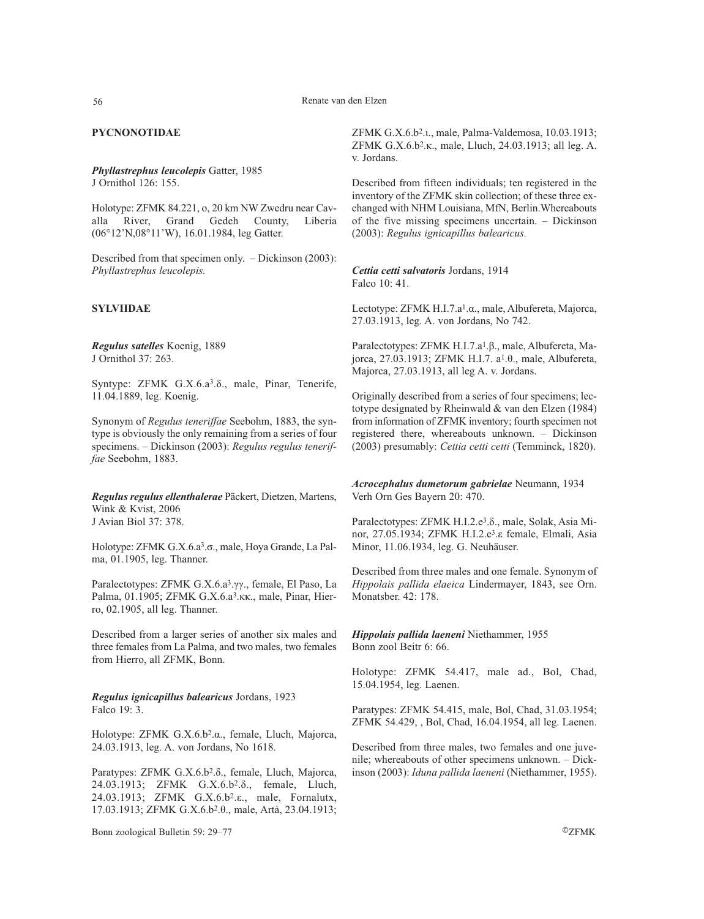## PYCNONOTIDAE

***Phyllastrephus leucolepis*** Gatter, 1985
J Ornithol 126: 155.

Holotype: ZFMK 84.221, o, 20 km NW Zwedru near Cavalla River, Grand Gedeh County, Liberia (06°12'N,08°11'W), 16.01.1984, leg Gatter.

Described from that specimen only. – Dickinson (2003): *Phyllastrephus leucolepis.*

## SYLVIIDAE

***Regulus satelles*** Koenig, 1889
J Ornithol 37: 263.

Syntype: ZFMK G.X.6.a$^{3}$.δ., male, Pinar, Tenerife, 11.04.1889, leg. Koenig.

Synonym of *Regulus teneriffae* Seebohm, 1883, the syntype is obviously the only remaining from a series of four specimens. – Dickinson (2003): *Regulus regulus teneriffae* Seebohm, 1883.

***Regulus regulus ellenthalerae*** Päckert, Dietzen, Martens, Wink & Kvist, 2006
J Avian Biol 37: 378.

Holotype: ZFMK G.X.6.a$^{3}$.σ., male, Hoya Grande, La Palma, 01.1905, leg. Thanner.

Paralectotypes: ZFMK G.X.6.a$^{3}$.γγ., female, El Paso, La Palma, 01.1905; ZFMK G.X.6.a$^{3}$.κκ., male, Pinar, Hierro, 02.1905, all leg. Thanner.

Described from a larger series of another six males and three females from La Palma, and two males, two females from Hierro, all ZFMK, Bonn.

***Regulus ignicapillus balearicus*** Jordans, 1923
Falco 19: 3.

Holotype: ZFMK G.X.6.b$^{2}$.α., female, Lluch, Majorca, 24.03.1913, leg. A. von Jordans, No 1618.

Paratypes: ZFMK G.X.6.b$^{2}$.δ., female, Lluch, Majorca, 24.03.1913; ZFMK G.X.6.b$^{2}$.δ., female, Lluch, 24.03.1913; ZFMK G.X.6.b$^{2}$.ε., male, Fornalutx, 17.03.1913; ZFMK G.X.6.b$^{2}$.θ., male, Artà, 23.04.1913; ZFMK G.X.6.b$^{2}$.ι., male, Palma-Valdemosa, 10.03.1913; ZFMK G.X.6.b$^{2}$.κ., male, Lluch, 24.03.1913; all leg. A. v. Jordans.

Described from fifteen individuals; ten registered in the inventory of the ZFMK skin collection; of these three exchanged with NHM Louisiana, MfN, Berlin.Whereabouts of the five missing specimens uncertain. – Dickinson (2003): *Regulus ignicapillus balearicus.*

***Cettia cetti salvatoris*** Jordans, 1914
Falco 10: 41.

Lectotype: ZFMK H.I.7.a$^{1}$.α., male, Albufereta, Majorca, 27.03.1913, leg. A. von Jordans, No 742.

Paralectotypes: ZFMK H.I.7.a$^{1}$.β., male, Albufereta, Majorca, 27.03.1913; ZFMK H.I.7. a$^{1}$.θ., male, Albufereta, Majorca, 27.03.1913, all leg A. v. Jordans.

Originally described from a series of four specimens; lectotype designated by Rheinwald & van den Elzen (1984) from information of ZFMK inventory; fourth specimen not registered there, whereabouts unknown. – Dickinson (2003) presumably: *Cettia cetti cetti* (Temminck, 1820).

***Acrocephalus dumetorum gabrielae*** Neumann, 1934
Verh Orn Ges Bayern 20: 470.

Paralectotypes: ZFMK H.I.2.e$^{3}$.δ., male, Solak, Asia Minor, 27.05.1934; ZFMK H.I.2.e$^{3}$.ε female, Elmali, Asia Minor, 11.06.1934, leg. G. Neuhäuser.

Described from three males and one female. Synonym of *Hippolais pallida elaeica* Lindermayer, 1843, see Orn. Monatsber. 42: 178.

***Hippolais pallida laeneni*** Niethammer, 1955
Bonn zool Beitr 6: 66.

Holotype: ZFMK 54.417, male ad., Bol, Chad, 15.04.1954, leg. Laenen.

Paratypes: ZFMK 54.415, male, Bol, Chad, 31.03.1954; ZFMK 54.429, , Bol, Chad, 16.04.1954, all leg. Laenen.

Described from three males, two females and one juvenile; whereabouts of other specimens unknown. – Dickinson (2003): *Iduna pallida laeneni* (Niethammer, 1955).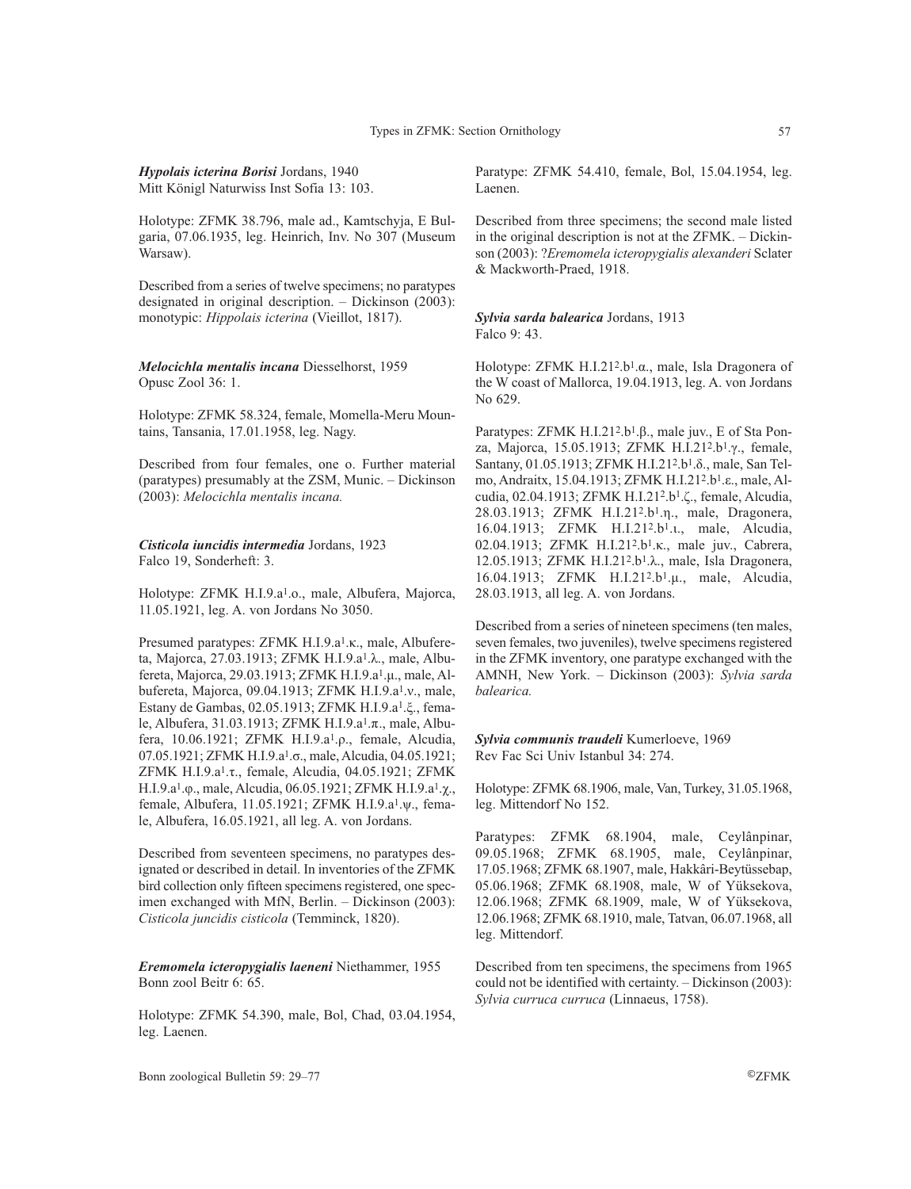***Hypolais icterina Borisi*** Jordans, 1940
Mitt Königl Naturwiss Inst Sofia 13: 103.

Holotype: ZFMK 38.796, male ad., Kamtschyja, E Bulgaria, 07.06.1935, leg. Heinrich, Inv. No 307 (Museum Warsaw).

Described from a series of twelve specimens; no paratypes designated in original description. – Dickinson (2003): monotypic: *Hippolais icterina* (Vieillot, 1817).

***Melocichla mentalis incana*** Diesselhorst, 1959
Opusc Zool 36: 1.

Holotype: ZFMK 58.324, female, Momella-Meru Mountains, Tansania, 17.01.1958, leg. Nagy.

Described from four females, one o. Further material (paratypes) presumably at the ZSM, Munic. – Dickinson (2003): *Melocichla mentalis incana.*

***Cisticola iuncidis intermedia*** Jordans, 1923
Falco 19, Sonderheft: 3.

Holotype: ZFMK H.I.9.a[1].ο., male, Albufera, Majorca, 11.05.1921, leg. A. von Jordans No 3050.

Presumed paratypes: ZFMK H.I.9.a[1].κ., male, Albufereta, Majorca, 27.03.1913; ZFMK H.I.9.a[1].λ., male, Albufereta, Majorca, 29.03.1913; ZFMK H.I.9.a[1].μ., male, Albufereta, Majorca, 09.04.1913; ZFMK H.I.9.a[1].ν., male, Estany de Gambas, 02.05.1913; ZFMK H.I.9.a[1].ξ., female, Albufera, 31.03.1913; ZFMK H.I.9.a[1].π., male, Albufera, 10.06.1921; ZFMK H.I.9.a[1].ρ., female, Alcudia, 07.05.1921; ZFMK H.I.9.a[1].σ., male, Alcudia, 04.05.1921; ZFMK H.I.9.a[1].τ., female, Alcudia, 04.05.1921; ZFMK H.I.9.a[1].φ., male, Alcudia, 06.05.1921; ZFMK H.I.9.a[1].χ., female, Albufera, 11.05.1921; ZFMK H.I.9.a[1].ψ., female, Albufera, 16.05.1921, all leg. A. von Jordans.

Described from seventeen specimens, no paratypes designated or described in detail. In inventories of the ZFMK bird collection only fifteen specimens registered, one specimen exchanged with MfN, Berlin. – Dickinson (2003): *Cisticola juncidis cisticola* (Temminck, 1820).

***Eremomela icteropygialis laeneni*** Niethammer, 1955
Bonn zool Beitr 6: 65.

Holotype: ZFMK 54.390, male, Bol, Chad, 03.04.1954, leg. Laenen.

Paratype: ZFMK 54.410, female, Bol, 15.04.1954, leg. Laenen.

Described from three specimens; the second male listed in the original description is not at the ZFMK. – Dickinson (2003): ?*Eremomela icteropygialis alexanderi* Sclater & Mackworth-Praed, 1918.

***Sylvia sarda balearica*** Jordans, 1913
Falco 9: 43.

Holotype: ZFMK H.I.21[2].b[1].α., male, Isla Dragonera of the W coast of Mallorca, 19.04.1913, leg. A. von Jordans No 629.

Paratypes: ZFMK H.I.21[2].b[1].β., male juv., E of Sta Ponza, Majorca, 15.05.1913; ZFMK H.I.21[2].b[1].γ., female, Santany, 01.05.1913; ZFMK H.I.21[2].b[1].δ., male, San Telmo, Andraitx, 15.04.1913; ZFMK H.I.21[2].b[1].ε., male, Alcudia, 02.04.1913; ZFMK H.I.21[2].b[1].ζ., female, Alcudia, 28.03.1913; ZFMK H.I.21[2].b[1].η., male, Dragonera, 16.04.1913; ZFMK H.I.21[2].b[1].ι., male, Alcudia, 02.04.1913; ZFMK H.I.21[2].b[1].κ., male juv., Cabrera, 12.05.1913; ZFMK H.I.21[2].b[1].λ., male, Isla Dragonera, 16.04.1913; ZFMK H.I.21[2].b[1].μ., male, Alcudia, 28.03.1913, all leg. A. von Jordans.

Described from a series of nineteen specimens (ten males, seven females, two juveniles), twelve specimens registered in the ZFMK inventory, one paratype exchanged with the AMNH, New York. – Dickinson (2003): *Sylvia sarda balearica.*

***Sylvia communis traudeli*** Kumerloeve, 1969
Rev Fac Sci Univ Istanbul 34: 274.

Holotype: ZFMK 68.1906, male, Van, Turkey, 31.05.1968, leg. Mittendorf No 152.

Paratypes: ZFMK 68.1904, male, Ceylânpinar, 09.05.1968; ZFMK 68.1905, male, Ceylânpinar, 17.05.1968; ZFMK 68.1907, male, Hakkâri-Beytüssebap, 05.06.1968; ZFMK 68.1908, male, W of Yüksekova, 12.06.1968; ZFMK 68.1909, male, W of Yüksekova, 12.06.1968; ZFMK 68.1910, male, Tatvan, 06.07.1968, all leg. Mittendorf.

Described from ten specimens, the specimens from 1965 could not be identified with certainty. – Dickinson (2003): *Sylvia curruca curruca* (Linnaeus, 1758).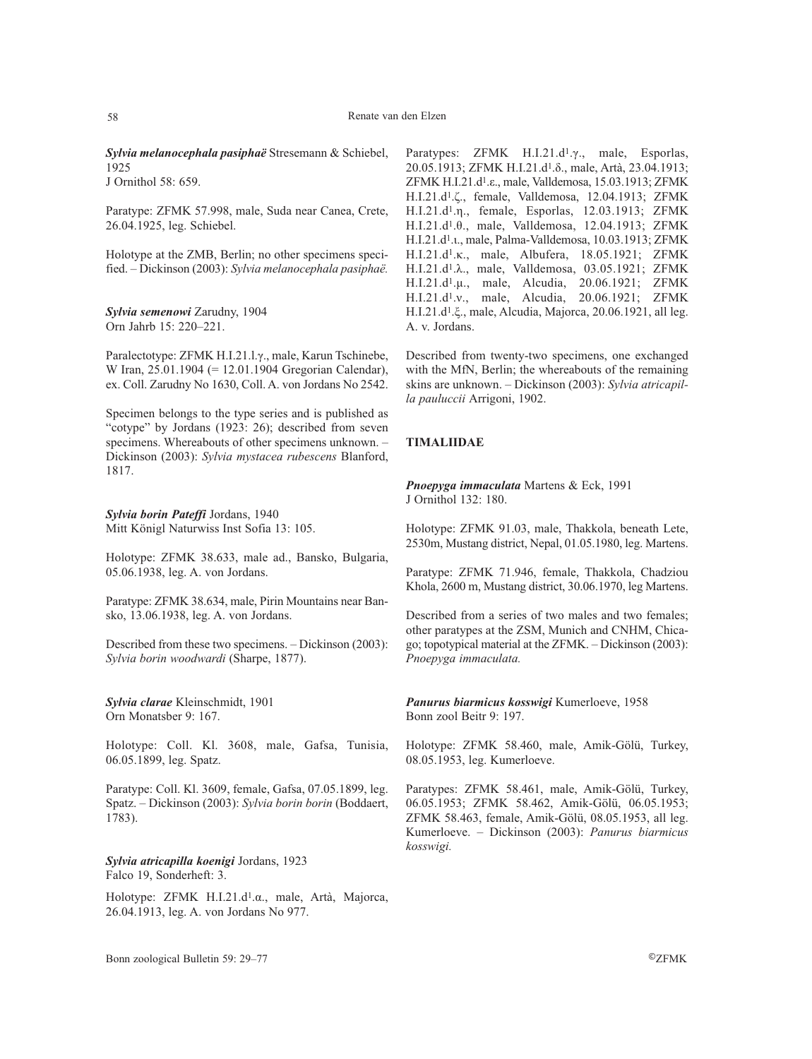***Sylvia melanocephala pasiphaë*** Stresemann & Schiebel, 1925
J Ornithol 58: 659.

Paratype: ZFMK 57.998, male, Suda near Canea, Crete, 26.04.1925, leg. Schiebel.

Holotype at the ZMB, Berlin; no other specimens specified. – Dickinson (2003): *Sylvia melanocephala pasiphaë.*

***Sylvia semenowi*** Zarudny, 1904
Orn Jahrb 15: 220–221.

Paralectotype: ZFMK H.I.21.l.γ., male, Karun Tschinebe, W Iran, 25.01.1904 (= 12.01.1904 Gregorian Calendar), ex. Coll. Zarudny No 1630, Coll. A. von Jordans No 2542.

Specimen belongs to the type series and is published as "cotype" by Jordans (1923: 26); described from seven specimens. Whereabouts of other specimens unknown. – Dickinson (2003): *Sylvia mystacea rubescens* Blanford, 1817.

***Sylvia borin Pateffi*** Jordans, 1940
Mitt Königl Naturwiss Inst Sofia 13: 105.

Holotype: ZFMK 38.633, male ad., Bansko, Bulgaria, 05.06.1938, leg. A. von Jordans.

Paratype: ZFMK 38.634, male, Pirin Mountains near Bansko, 13.06.1938, leg. A. von Jordans.

Described from these two specimens. – Dickinson (2003): *Sylvia borin woodwardi* (Sharpe, 1877).

***Sylvia clarae*** Kleinschmidt, 1901
Orn Monatsber 9: 167.

Holotype: Coll. Kl. 3608, male, Gafsa, Tunisia, 06.05.1899, leg. Spatz.

Paratype: Coll. Kl. 3609, female, Gafsa, 07.05.1899, leg. Spatz. – Dickinson (2003): *Sylvia borin borin* (Boddaert, 1783).

***Sylvia atricapilla koenigi*** Jordans, 1923
Falco 19, Sonderheft: 3.

Holotype: ZFMK H.I.21.d[1].α., male, Artà, Majorca, 26.04.1913, leg. A. von Jordans No 977.

Paratypes: ZFMK H.I.21.d[1].γ., male, Esporlas, 20.05.1913; ZFMK H.I.21.d[1].δ., male, Artà, 23.04.1913; ZFMK H.I.21.d[1].ε., male, Valldemosa, 15.03.1913; ZFMK H.I.21.d[1].ζ., female, Valldemosa, 12.04.1913; ZFMK H.I.21.d[1].η., female, Esporlas, 12.03.1913; ZFMK H.I.21.d[1].θ., male, Valldemosa, 12.04.1913; ZFMK H.I.21.d[1].ι., male, Palma-Valldemosa, 10.03.1913; ZFMK H.I.21.d[1].κ., male, Albufera, 18.05.1921; ZFMK H.I.21.d[1].λ., male, Valldemosa, 03.05.1921; ZFMK H.I.21.d[1].μ., male, Alcudia, 20.06.1921; ZFMK H.I.21.d[1].ν., male, Alcudia, 20.06.1921; ZFMK H.I.21.d[1].ξ., male, Alcudia, Majorca, 20.06.1921, all leg. A. v. Jordans.

Described from twenty-two specimens, one exchanged with the MfN, Berlin; the whereabouts of the remaining skins are unknown. – Dickinson (2003): *Sylvia atricapilla pauluccii* Arrigoni, 1902.

## TIMALIIDAE

***Pnoepyga immaculata*** Martens & Eck, 1991
J Ornithol 132: 180.

Holotype: ZFMK 91.03, male, Thakkola, beneath Lete, 2530m, Mustang district, Nepal, 01.05.1980, leg. Martens.

Paratype: ZFMK 71.946, female, Thakkola, Chadziou Khola, 2600 m, Mustang district, 30.06.1970, leg Martens.

Described from a series of two males and two females; other paratypes at the ZSM, Munich and CNHM, Chicago; topotypical material at the ZFMK. – Dickinson (2003): *Pnoepyga immaculata.*

***Panurus biarmicus kosswigi*** Kumerloeve, 1958
Bonn zool Beitr 9: 197.

Holotype: ZFMK 58.460, male, Amik-Gölü, Turkey, 08.05.1953, leg. Kumerloeve.

Paratypes: ZFMK 58.461, male, Amik-Gölü, Turkey, 06.05.1953; ZFMK 58.462, Amik-Gölü, 06.05.1953; ZFMK 58.463, female, Amik-Gölü, 08.05.1953, all leg. Kumerloeve. – Dickinson (2003): *Panurus biarmicus kosswigi.*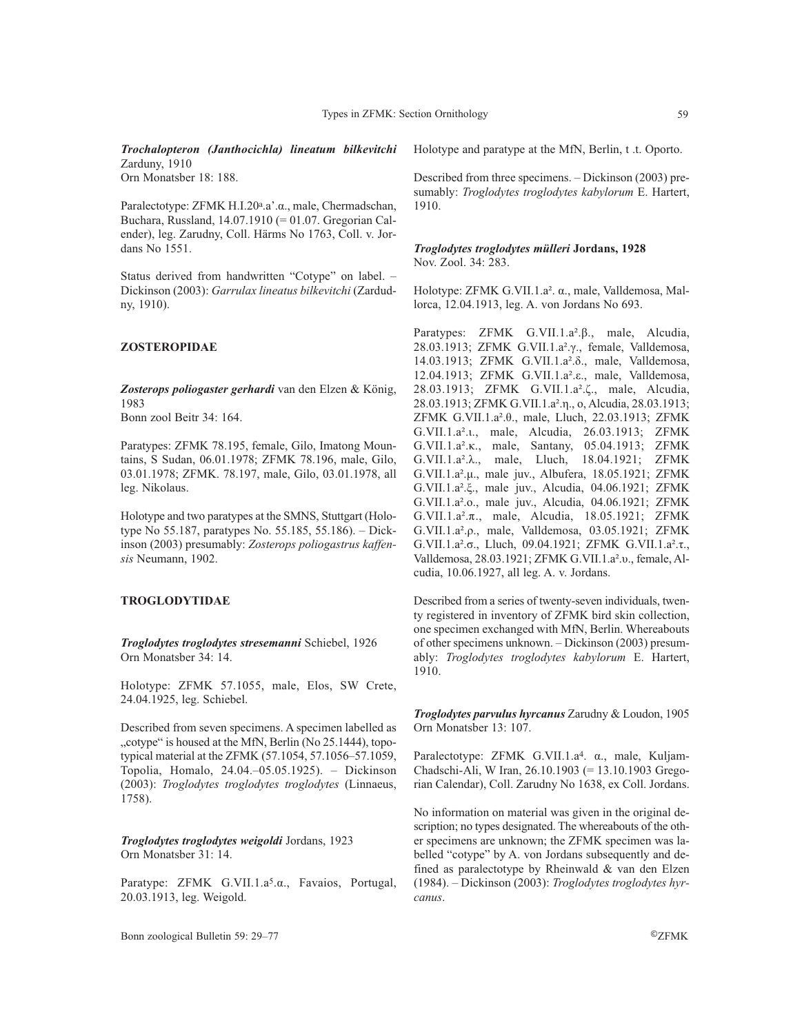***Trochalopteron (Janthocichla) lineatum bilkevitchi*** Zarduny, 1910
Orn Monatsber 18: 188.

Paralectotype: ZFMK H.I.20a.a'.α., male, Chermadschan, Buchara, Russland, 14.07.1910 (= 01.07. Gregorian Calender), leg. Zarudny, Coll. Härms No 1763, Coll. v. Jordans No 1551.

Status derived from handwritten "Cotype" on label. – Dickinson (2003): *Garrulax lineatus bilkevitchi* (Zardudny, 1910).

## ZOSTEROPIDAE

***Zosterops poliogaster gerhardi*** van den Elzen & König, 1983
Bonn zool Beitr 34: 164.

Paratypes: ZFMK 78.195, female, Gilo, Imatong Mountains, S Sudan, 06.01.1978; ZFMK 78.196, male, Gilo, 03.01.1978; ZFMK. 78.197, male, Gilo, 03.01.1978, all leg. Nikolaus.

Holotype and two paratypes at the SMNS, Stuttgart (Holotype No 55.187, paratypes No. 55.185, 55.186). – Dickinson (2003) presumably: *Zosterops poliogastrus kaffensis* Neumann, 1902.

## TROGLODYTIDAE

***Troglodytes troglodytes stresemanni*** Schiebel, 1926
Orn Monatsber 34: 14.

Holotype: ZFMK 57.1055, male, Elos, SW Crete, 24.04.1925, leg. Schiebel.

Described from seven specimens. A specimen labelled as „cotype" is housed at the MfN, Berlin (No 25.1444), topotypical material at the ZFMK (57.1054, 57.1056–57.1059, Topolia, Homalo, 24.04.–05.05.1925). – Dickinson (2003): *Troglodytes troglodytes troglodytes* (Linnaeus, 1758).

***Troglodytes troglodytes weigoldi*** Jordans, 1923
Orn Monatsber 31: 14.

Paratype: ZFMK G.VII.1.a5.α., Favaios, Portugal, 20.03.1913, leg. Weigold.

Holotype and paratype at the MfN, Berlin, t .t. Oporto.

Described from three specimens. – Dickinson (2003) presumably: *Troglodytes troglodytes kabylorum* E. Hartert, 1910.

***Troglodytes troglodytes mülleri*** **Jordans, 1928**
Nov. Zool. 34: 283.

Holotype: ZFMK G.VII.1.a². α., male, Valldemosa, Mallorca, 12.04.1913, leg. A. von Jordans No 693.

Paratypes: ZFMK G.VII.1.a².β., male, Alcudia, 28.03.1913; ZFMK G.VII.1.a².γ., female, Valldemosa, 14.03.1913; ZFMK G.VII.1.a².δ., male, Valldemosa, 12.04.1913; ZFMK G.VII.1.a².ε., male, Valldemosa, 28.03.1913; ZFMK G.VII.1.a².ζ., male, Alcudia, 28.03.1913; ZFMK G.VII.1.a².η., o, Alcudia, 28.03.1913; ZFMK G.VII.1.a².θ., male, Lluch, 22.03.1913; ZFMK G.VII.1.a².ι., male, Alcudia, 26.03.1913; ZFMK G.VII.1.a².κ., male, Santany, 05.04.1913; ZFMK G.VII.1.a².λ., male, Lluch, 18.04.1921; ZFMK G.VII.1.a².μ., male juv., Albufera, 18.05.1921; ZFMK G.VII.1.a².ξ., male juv., Alcudia, 04.06.1921; ZFMK G.VII.1.a².ο., male juv., Alcudia, 04.06.1921; ZFMK G.VII.1.a².π., male, Alcudia, 18.05.1921; ZFMK G.VII.1.a².ρ., male, Valldemosa, 03.05.1921; ZFMK G.VII.1.a².σ., Lluch, 09.04.1921; ZFMK G.VII.1.a².τ., Valldemosa, 28.03.1921; ZFMK G.VII.1.a².υ., female, Alcudia, 10.06.1927, all leg. A. v. Jordans.

Described from a series of twenty-seven individuals, twenty registered in inventory of ZFMK bird skin collection, one specimen exchanged with MfN, Berlin. Whereabouts of other specimens unknown. – Dickinson (2003) presumably: *Troglodytes troglodytes kabylorum* E. Hartert, 1910.

***Troglodytes parvulus hyrcanus*** Zarudny & Loudon, 1905
Orn Monatsber 13: 107.

Paralectotype: ZFMK G.VII.1.a4. α., male, Kuljam-Chadschi-Ali, W Iran, 26.10.1903 (= 13.10.1903 Gregorian Calendar), Coll. Zarudny No 1638, ex Coll. Jordans.

No information on material was given in the original description; no types designated. The whereabouts of the other specimens are unknown; the ZFMK specimen was labelled "cotype" by A. von Jordans subsequently and defined as paralectotype by Rheinwald & van den Elzen (1984). – Dickinson (2003): *Troglodytes troglodytes hyrcanus*.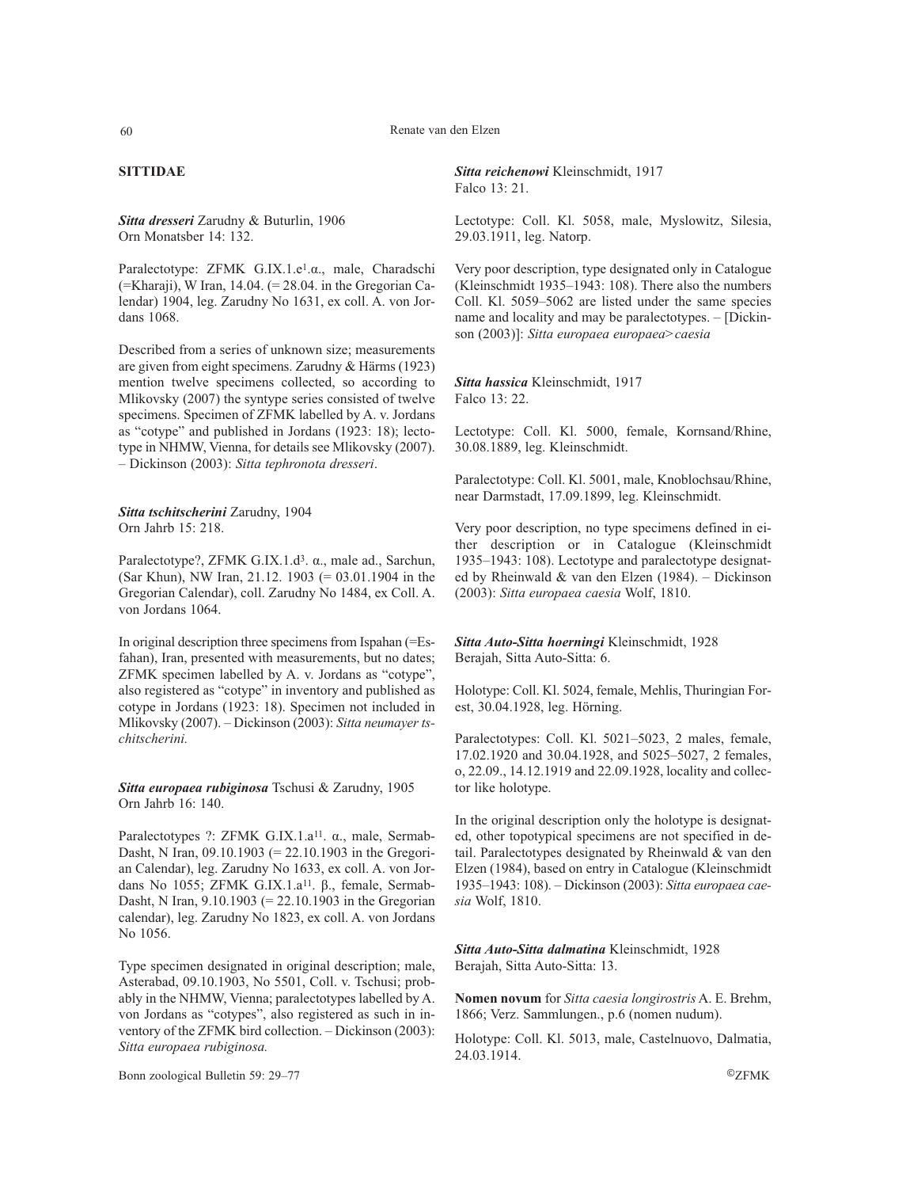## SITTIDAE

***Sitta dresseri*** Zarudny & Buturlin, 1906
Orn Monatsber 14: 132.

Paralectotype: ZFMK G.IX.1.e[1].α., male, Charadschi (=Kharaji), W Iran, 14.04. (= 28.04. in the Gregorian Calendar) 1904, leg. Zarudny No 1631, ex coll. A. von Jordans 1068.

Described from a series of unknown size; measurements are given from eight specimens. Zarudny & Härms (1923) mention twelve specimens collected, so according to Mlikovsky (2007) the syntype series consisted of twelve specimens. Specimen of ZFMK labelled by A. v. Jordans as "cotype" and published in Jordans (1923: 18); lectotype in NHMW, Vienna, for details see Mlikovsky (2007). – Dickinson (2003): *Sitta tephronota dresseri*.

***Sitta tschitscherini*** Zarudny, 1904
Orn Jahrb 15: 218.

Paralectotype?, ZFMK G.IX.1.d[3]. α., male ad., Sarchun, (Sar Khun), NW Iran, 21.12. 1903 (= 03.01.1904 in the Gregorian Calendar), coll. Zarudny No 1484, ex Coll. A. von Jordans 1064.

In original description three specimens from Ispahan (=Esfahan), Iran, presented with measurements, but no dates; ZFMK specimen labelled by A. v. Jordans as "cotype", also registered as "cotype" in inventory and published as cotype in Jordans (1923: 18). Specimen not included in Mlikovsky (2007). – Dickinson (2003): *Sitta neumayer tschitscherini.*

***Sitta europaea rubiginosa*** Tschusi & Zarudny, 1905
Orn Jahrb 16: 140.

Paralectotypes ?: ZFMK G.IX.1.a[11]. α., male, Sermab-Dasht, N Iran, 09.10.1903 (= 22.10.1903 in the Gregorian Calendar), leg. Zarudny No 1633, ex coll. A. von Jordans No 1055; ZFMK G.IX.1.a[11]. β., female, Sermab-Dasht, N Iran, 9.10.1903 (= 22.10.1903 in the Gregorian calendar), leg. Zarudny No 1823, ex coll. A. von Jordans No 1056.

Type specimen designated in original description; male, Asterabad, 09.10.1903, No 5501, Coll. v. Tschusi; probably in the NHMW, Vienna; paralectotypes labelled by A. von Jordans as "cotypes", also registered as such in inventory of the ZFMK bird collection. – Dickinson (2003): *Sitta europaea rubiginosa.*

***Sitta reichenowi*** Kleinschmidt, 1917
Falco 13: 21.

Lectotype: Coll. Kl. 5058, male, Myslowitz, Silesia, 29.03.1911, leg. Natorp.

Very poor description, type designated only in Catalogue (Kleinschmidt 1935–1943: 108). There also the numbers Coll. Kl. 5059–5062 are listed under the same species name and locality and may be paralectotypes. – [Dickinson (2003)]: *Sitta europaea europaea>caesia*

***Sitta hassica*** Kleinschmidt, 1917
Falco 13: 22.

Lectotype: Coll. Kl. 5000, female, Kornsand/Rhine, 30.08.1889, leg. Kleinschmidt.

Paralectotype: Coll. Kl. 5001, male, Knoblochsau/Rhine, near Darmstadt, 17.09.1899, leg. Kleinschmidt.

Very poor description, no type specimens defined in either description or in Catalogue (Kleinschmidt 1935–1943: 108). Lectotype and paralectotype designated by Rheinwald & van den Elzen (1984). – Dickinson (2003): *Sitta europaea caesia* Wolf, 1810.

***Sitta Auto-Sitta hoerningi*** Kleinschmidt, 1928
Berajah, Sitta Auto-Sitta: 6.

Holotype: Coll. Kl. 5024, female, Mehlis, Thuringian Forest, 30.04.1928, leg. Hörning.

Paralectotypes: Coll. Kl. 5021–5023, 2 males, female, 17.02.1920 and 30.04.1928, and 5025–5027, 2 females, o, 22.09., 14.12.1919 and 22.09.1928, locality and collector like holotype.

In the original description only the holotype is designated, other topotypical specimens are not specified in detail. Paralectotypes designated by Rheinwald & van den Elzen (1984), based on entry in Catalogue (Kleinschmidt 1935–1943: 108). – Dickinson (2003): *Sitta europaea caesia* Wolf, 1810.

***Sitta Auto-Sitta dalmatina*** Kleinschmidt, 1928
Berajah, Sitta Auto-Sitta: 13.

**Nomen novum** for *Sitta caesia longirostris* A. E. Brehm, 1866; Verz. Sammlungen., p.6 (nomen nudum).

Holotype: Coll. Kl. 5013, male, Castelnuovo, Dalmatia, 24.03.1914.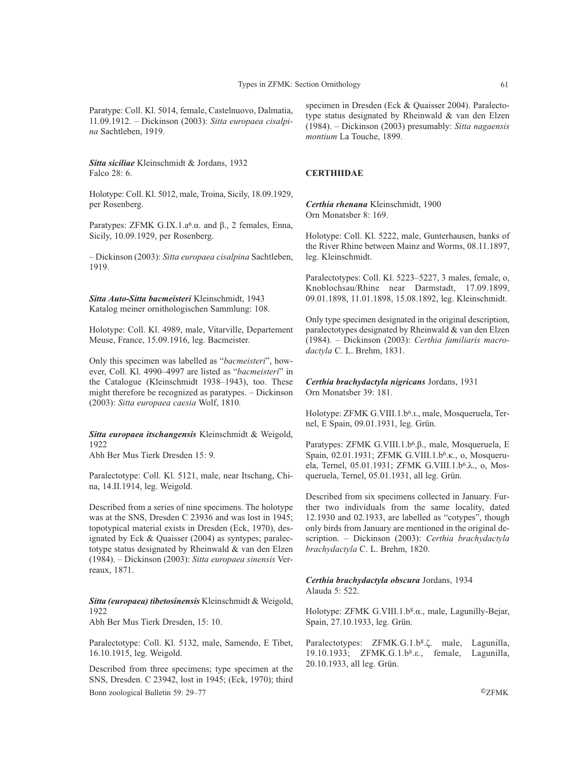Paratype: Coll. Kl. 5014, female, Castelnuovo, Dalmatia, 11.09.1912. – Dickinson (2003): *Sitta europaea cisalpina* Sachtleben, 1919.

***Sitta siciliae*** **Kleinschmidt & Jordans, 1932**
Falco 28: 6.

Holotype: Coll. Kl. 5012, male, Troina, Sicily, 18.09.1929, per Rosenberg.

Paratypes: ZFMK G.IX.1.a⁶.α. and β., 2 females, Enna, Sicily, 10.09.1929, per Rosenberg.

– Dickinson (2003): *Sitta europaea cisalpina* Sachtleben, 1919.

***Sitta Auto-Sitta bacmeisteri*** **Kleinschmidt, 1943**
Katalog meiner ornithologischen Sammlung: 108.

Holotype: Coll. Kl. 4989, male, Vitarville, Departement Meuse, France, 15.09.1916, leg. Bacmeister.

Only this specimen was labelled as "*bacmeisteri*", however, Coll. Kl. 4990–4997 are listed as "*bacmeisteri*" in the Catalogue (Kleinschmidt 1938–1943), too. These might therefore be recognized as paratypes. – Dickinson (2003): *Sitta europaea caesia* Wolf, 1810.

***Sitta europaea itschangensis*** **Kleinschmidt & Weigold, 1922**
Abh Ber Mus Tierk Dresden 15: 9.

Paralectotype: Coll. Kl. 5121, male, near Itschang, China, 14.II.1914, leg. Weigold.

Described from a series of nine specimens. The holotype was at the SNS, Dresden C 23936 and was lost in 1945; topotypical material exists in Dresden (Eck, 1970), designated by Eck & Quaisser (2004) as syntypes; paralectotype status designated by Rheinwald & van den Elzen (1984). – Dickinson (2003): *Sitta europaea sinensis* Verreaux, 1871.

***Sitta (europaea) tibetosinensis*** **Kleinschmidt & Weigold, 1922**
Abh Ber Mus Tierk Dresden, 15: 10.

Paralectotype: Coll. Kl. 5132, male, Samendo, E Tibet, 16.10.1915, leg. Weigold.

Described from three specimens; type specimen at the SNS, Dresden. C 23942, lost in 1945; (Eck, 1970); third specimen in Dresden (Eck & Quaisser 2004). Paralectotype status designated by Rheinwald & van den Elzen (1984). – Dickinson (2003) presumably: *Sitta nagaensis montium* La Touche, 1899.

## CERTHIIDAE

***Certhia rhenana*** **Kleinschmidt, 1900**
Orn Monatsber 8: 169.

Holotype: Coll. Kl. 5222, male, Gunterhausen, banks of the River Rhine between Mainz and Worms, 08.11.1897, leg. Kleinschmidt.

Paralectotypes: Coll. Kl. 5223–5227, 3 males, female, o, Knoblochsau/Rhine near Darmstadt, 17.09.1899, 09.01.1898, 11.01.1898, 15.08.1892, leg. Kleinschmidt.

Only type specimen designated in the original description, paralectotypes designated by Rheinwald & van den Elzen (1984). – Dickinson (2003): *Certhia familiaris macrodactyla* C. L. Brehm, 1831.

***Certhia brachydactyla nigricans*** **Jordans, 1931**
Orn Monatsber 39: 181.

Holotype: ZFMK G.VIII.1.b⁶.ι., male, Mosqueruela, Ternel, E Spain, 09.01.1931, leg. Grün.

Paratypes: ZFMK G.VIII.1.b⁶.β., male, Mosqueruela, E Spain, 02.01.1931; ZFMK G.VIII.1.b⁶.κ., o, Mosqueruela, Ternel, 05.01.1931; ZFMK G.VIII.1.b⁶.λ., o, Mosqueruela, Ternel, 05.01.1931, all leg. Grün.

Described from six specimens collected in January. Further two individuals from the same locality, dated 12.1930 and 02.1933, are labelled as "cotypes", though only birds from January are mentioned in the original description. – Dickinson (2003): *Certhia brachydactyla brachydactyla* C. L. Brehm, 1820.

***Certhia brachydactyla obscura*** **Jordans, 1934**
Alauda 5: 522.

Holotype: ZFMK G.VIII.1.b⁸.α., male, Lagunilly-Bejar, Spain, 27.10.1933, leg. Grün.

Paralectotypes: ZFMK.G.1.b⁸.ζ. male, Lagunilla, 19.10.1933; ZFMK.G.1.b⁸.ε., female, Lagunilla, 20.10.1933, all leg. Grün.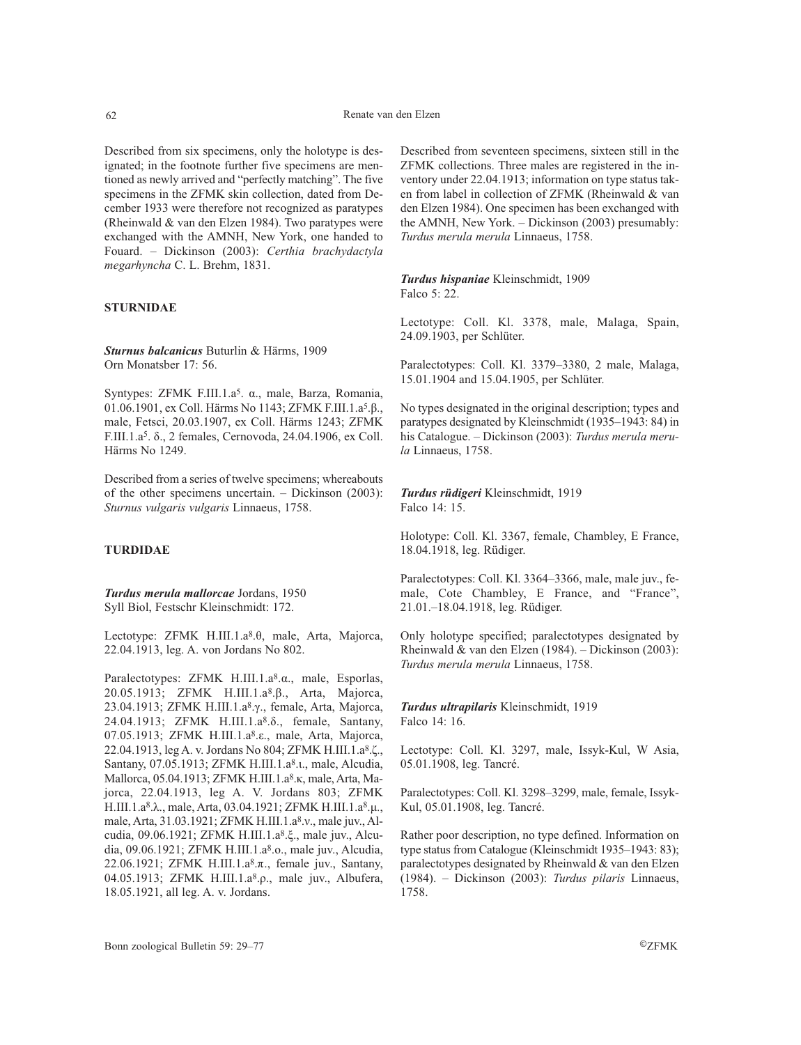Described from six specimens, only the holotype is designated; in the footnote further five specimens are mentioned as newly arrived and "perfectly matching". The five specimens in the ZFMK skin collection, dated from December 1933 were therefore not recognized as paratypes (Rheinwald & van den Elzen 1984). Two paratypes were exchanged with the AMNH, New York, one handed to Fouard. – Dickinson (2003): *Certhia brachydactyla megarhyncha* C. L. Brehm, 1831.

## STURNIDAE

***Sturnus balcanicus*** Buturlin & Härms, 1909
Orn Monatsber 17: 56.

Syntypes: ZFMK F.III.1.a[5]. α., male, Barza, Romania, 01.06.1901, ex Coll. Härms No 1143; ZFMK F.III.1.a[5].β., male, Fetsci, 20.03.1907, ex Coll. Härms 1243; ZFMK F.III.1.a[5]. δ., 2 females, Cernovoda, 24.04.1906, ex Coll. Härms No 1249.

Described from a series of twelve specimens; whereabouts of the other specimens uncertain. – Dickinson (2003): *Sturnus vulgaris vulgaris* Linnaeus, 1758.

## TURDIDAE

***Turdus merula mallorcae*** Jordans, 1950
Syll Biol, Festschr Kleinschmidt: 172.

Lectotype: ZFMK H.III.1.a[8].θ, male, Arta, Majorca, 22.04.1913, leg. A. von Jordans No 802.

Paralectotypes: ZFMK H.III.1.a[8].α., male, Esporlas, 20.05.1913; ZFMK H.III.1.a[8].β., Arta, Majorca, 23.04.1913; ZFMK H.III.1.a[8].γ., female, Arta, Majorca, 24.04.1913; ZFMK H.III.1.a[8].δ., female, Santany, 07.05.1913; ZFMK H.III.1.a[8].ε., male, Arta, Majorca, 22.04.1913, leg A. v. Jordans No 804; ZFMK H.III.1.a[8].ζ., Santany, 07.05.1913; ZFMK H.III.1.a[8].ι., male, Alcudia, Mallorca, 05.04.1913; ZFMK H.III.1.a[8].κ, male, Arta, Majorca, 22.04.1913, leg A. V. Jordans 803; ZFMK H.III.1.a[8].λ., male, Arta, 03.04.1921; ZFMK H.III.1.a[8].μ., male, Arta, 31.03.1921; ZFMK H.III.1.a[8].ν., male juv., Alcudia, 09.06.1921; ZFMK H.III.1.a[8].ξ., male juv., Alcudia, 09.06.1921; ZFMK H.III.1.a[8].ο., male juv., Alcudia, 22.06.1921; ZFMK H.III.1.a[8].π., female juv., Santany, 04.05.1913; ZFMK H.III.1.a[8].ρ., male juv., Albufera, 18.05.1921, all leg. A. v. Jordans.

Described from seventeen specimens, sixteen still in the ZFMK collections. Three males are registered in the inventory under 22.04.1913; information on type status taken from label in collection of ZFMK (Rheinwald & van den Elzen 1984). One specimen has been exchanged with the AMNH, New York. – Dickinson (2003) presumably: *Turdus merula merula* Linnaeus, 1758.

***Turdus hispaniae*** Kleinschmidt, 1909
Falco 5: 22.

Lectotype: Coll. Kl. 3378, male, Malaga, Spain, 24.09.1903, per Schlüter.

Paralectotypes: Coll. Kl. 3379–3380, 2 male, Malaga, 15.01.1904 and 15.04.1905, per Schlüter.

No types designated in the original description; types and paratypes designated by Kleinschmidt (1935–1943: 84) in his Catalogue. – Dickinson (2003): *Turdus merula merula* Linnaeus, 1758.

***Turdus rüdigeri*** Kleinschmidt, 1919
Falco 14: 15.

Holotype: Coll. Kl. 3367, female, Chambley, E France, 18.04.1918, leg. Rüdiger.

Paralectotypes: Coll. Kl. 3364–3366, male, male juv., female, Cote Chambley, E France, and "France", 21.01.–18.04.1918, leg. Rüdiger.

Only holotype specified; paralectotypes designated by Rheinwald & van den Elzen (1984). – Dickinson (2003): *Turdus merula merula* Linnaeus, 1758.

***Turdus ultrapilaris*** Kleinschmidt, 1919
Falco 14: 16.

Lectotype: Coll. Kl. 3297, male, Issyk-Kul, W Asia, 05.01.1908, leg. Tancré.

Paralectotypes: Coll. Kl. 3298–3299, male, female, Issyk-Kul, 05.01.1908, leg. Tancré.

Rather poor description, no type defined. Information on type status from Catalogue (Kleinschmidt 1935–1943: 83); paralectotypes designated by Rheinwald & van den Elzen (1984). – Dickinson (2003): *Turdus pilaris* Linnaeus, 1758.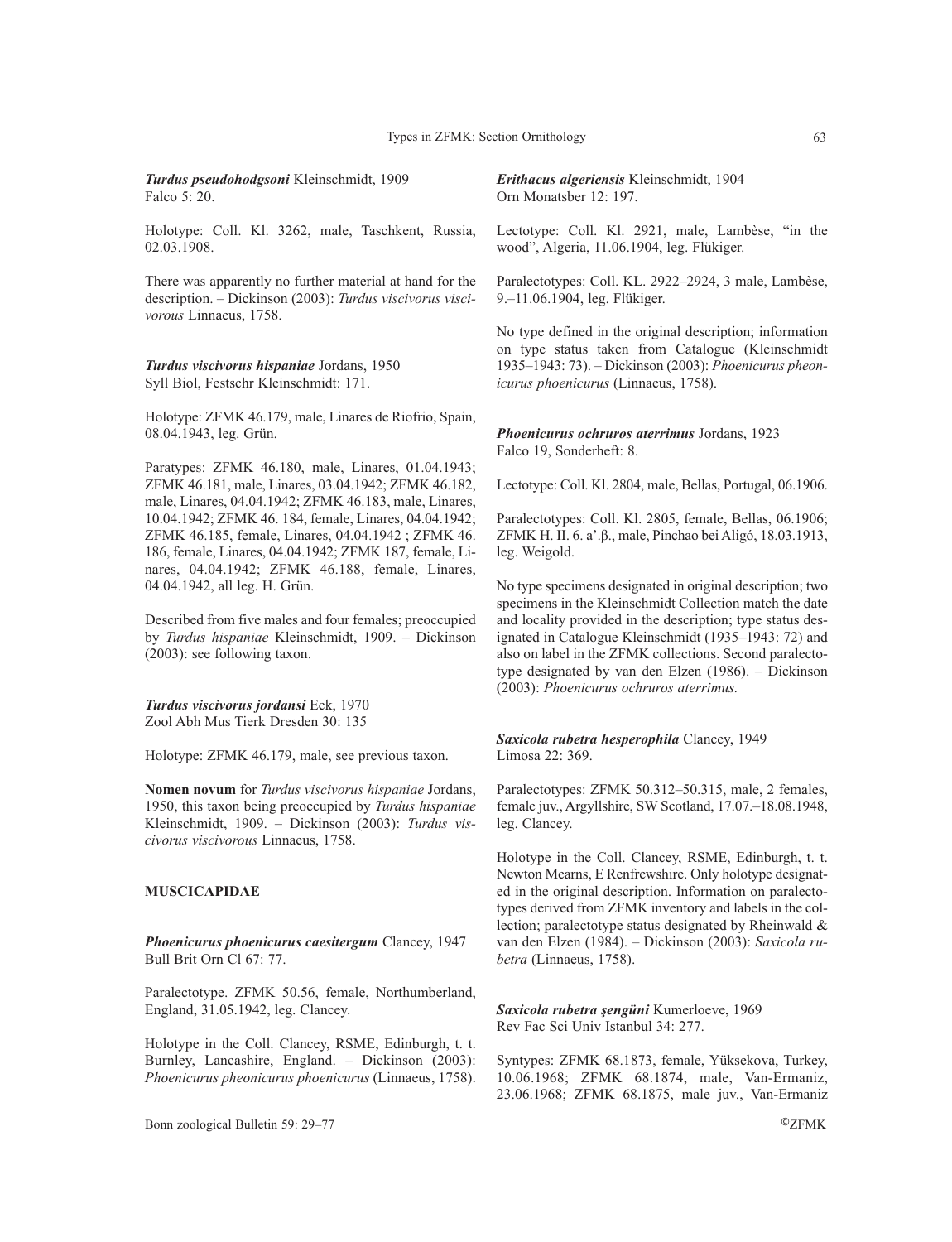***Turdus pseudohodgsoni*** Kleinschmidt, 1909
Falco 5: 20.

Holotype: Coll. Kl. 3262, male, Taschkent, Russia, 02.03.1908.

There was apparently no further material at hand for the description. – Dickinson (2003): *Turdus viscivorus viscivorous* Linnaeus, 1758.

***Turdus viscivorus hispaniae*** Jordans, 1950
Syll Biol, Festschr Kleinschmidt: 171.

Holotype: ZFMK 46.179, male, Linares de Riofrio, Spain, 08.04.1943, leg. Grün.

Paratypes: ZFMK 46.180, male, Linares, 01.04.1943; ZFMK 46.181, male, Linares, 03.04.1942; ZFMK 46.182, male, Linares, 04.04.1942; ZFMK 46.183, male, Linares, 10.04.1942; ZFMK 46. 184, female, Linares, 04.04.1942; ZFMK 46.185, female, Linares, 04.04.1942 ; ZFMK 46. 186, female, Linares, 04.04.1942; ZFMK 187, female, Linares, 04.04.1942; ZFMK 46.188, female, Linares, 04.04.1942, all leg. H. Grün.

Described from five males and four females; preoccupied by *Turdus hispaniae* Kleinschmidt, 1909. – Dickinson (2003): see following taxon.

***Turdus viscivorus jordansi*** Eck, 1970
Zool Abh Mus Tierk Dresden 30: 135

Holotype: ZFMK 46.179, male, see previous taxon.

**Nomen novum** for *Turdus viscivorus hispaniae* Jordans, 1950, this taxon being preoccupied by *Turdus hispaniae* Kleinschmidt, 1909. – Dickinson (2003): *Turdus viscivorus viscivorous* Linnaeus, 1758.

## MUSCICAPIDAE

***Phoenicurus phoenicurus caesitergum*** Clancey, 1947
Bull Brit Orn Cl 67: 77.

Paralectotype. ZFMK 50.56, female, Northumberland, England, 31.05.1942, leg. Clancey.

Holotype in the Coll. Clancey, RSME, Edinburgh, t. t. Burnley, Lancashire, England. – Dickinson (2003): *Phoenicurus pheonicurus phoenicurus* (Linnaeus, 1758).

***Erithacus algeriensis*** Kleinschmidt, 1904
Orn Monatsber 12: 197.

Lectotype: Coll. Kl. 2921, male, Lambèse, "in the wood", Algeria, 11.06.1904, leg. Flükiger.

Paralectotypes: Coll. KL. 2922–2924, 3 male, Lambèse, 9.–11.06.1904, leg. Flükiger.

No type defined in the original description; information on type status taken from Catalogue (Kleinschmidt 1935–1943: 73). – Dickinson (2003): *Phoenicurus pheonicurus phoenicurus* (Linnaeus, 1758).

***Phoenicurus ochruros aterrimus*** Jordans, 1923
Falco 19, Sonderheft: 8.

Lectotype: Coll. Kl. 2804, male, Bellas, Portugal, 06.1906.

Paralectotypes: Coll. Kl. 2805, female, Bellas, 06.1906; ZFMK H. II. 6. a'.β., male, Pinchao bei Aligó, 18.03.1913, leg. Weigold.

No type specimens designated in original description; two specimens in the Kleinschmidt Collection match the date and locality provided in the description; type status designated in Catalogue Kleinschmidt (1935–1943: 72) and also on label in the ZFMK collections. Second paralectotype designated by van den Elzen (1986). – Dickinson (2003): *Phoenicurus ochruros aterrimus.*

***Saxicola rubetra hesperophila*** Clancey, 1949
Limosa 22: 369.

Paralectotypes: ZFMK 50.312–50.315, male, 2 females, female juv., Argyllshire, SW Scotland, 17.07.–18.08.1948, leg. Clancey.

Holotype in the Coll. Clancey, RSME, Edinburgh, t. t. Newton Mearns, E Renfrewshire. Only holotype designated in the original description. Information on paralectotypes derived from ZFMK inventory and labels in the collection; paralectotype status designated by Rheinwald & van den Elzen (1984). – Dickinson (2003): *Saxicola rubetra* (Linnaeus, 1758).

***Saxicola rubetra şengüni*** Kumerloeve, 1969
Rev Fac Sci Univ Istanbul 34: 277.

Syntypes: ZFMK 68.1873, female, Yüksekova, Turkey, 10.06.1968; ZFMK 68.1874, male, Van-Ermaniz, 23.06.1968; ZFMK 68.1875, male juv., Van-Ermaniz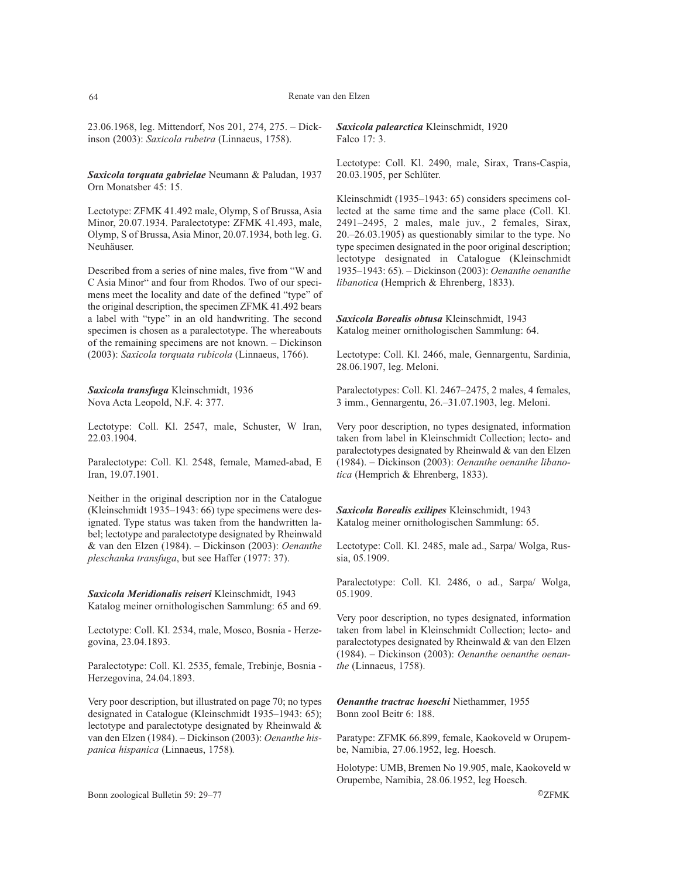23.06.1968, leg. Mittendorf, Nos 201, 274, 275. – Dickinson (2003): *Saxicola rubetra* (Linnaeus, 1758).

***Saxicola torquata gabrielae*** Neumann & Paludan, 1937
Orn Monatsber 45: 15.

Lectotype: ZFMK 41.492 male, Olymp, S of Brussa, Asia Minor, 20.07.1934. Paralectotype: ZFMK 41.493, male, Olymp, S of Brussa, Asia Minor, 20.07.1934, both leg. G. Neuhäuser.

Described from a series of nine males, five from "W and C Asia Minor" and four from Rhodos. Two of our specimens meet the locality and date of the defined "type" of the original description, the specimen ZFMK 41.492 bears a label with "type" in an old handwriting. The second specimen is chosen as a paralectotype. The whereabouts of the remaining specimens are not known. – Dickinson (2003): *Saxicola torquata rubicola* (Linnaeus, 1766).

***Saxicola transfuga*** Kleinschmidt, 1936
Nova Acta Leopold, N.F. 4: 377.

Lectotype: Coll. Kl. 2547, male, Schuster, W Iran, 22.03.1904.

Paralectotype: Coll. Kl. 2548, female, Mamed-abad, E Iran, 19.07.1901.

Neither in the original description nor in the Catalogue (Kleinschmidt 1935–1943: 66) type specimens were designated. Type status was taken from the handwritten label; lectotype and paralectotype designated by Rheinwald & van den Elzen (1984). – Dickinson (2003): *Oenanthe pleschanka transfuga*, but see Haffer (1977: 37).

***Saxicola Meridionalis reiseri*** Kleinschmidt, 1943
Katalog meiner ornithologischen Sammlung: 65 and 69.

Lectotype: Coll. Kl. 2534, male, Mosco, Bosnia - Herzegovina, 23.04.1893.

Paralectotype: Coll. Kl. 2535, female, Trebinje, Bosnia - Herzegovina, 24.04.1893.

Very poor description, but illustrated on page 70; no types designated in Catalogue (Kleinschmidt 1935–1943: 65); lectotype and paralectotype designated by Rheinwald & van den Elzen (1984). – Dickinson (2003): *Oenanthe hispanica hispanica* (Linnaeus, 1758).

***Saxicola palearctica*** Kleinschmidt, 1920
Falco 17: 3.

Lectotype: Coll. Kl. 2490, male, Sirax, Trans-Caspia, 20.03.1905, per Schlüter.

Kleinschmidt (1935–1943: 65) considers specimens collected at the same time and the same place (Coll. Kl. 2491–2495, 2 males, male juv., 2 females, Sirax, 20.–26.03.1905) as questionably similar to the type. No type specimen designated in the poor original description; lectotype designated in Catalogue (Kleinschmidt 1935–1943: 65). – Dickinson (2003): *Oenanthe oenanthe libanotica* (Hemprich & Ehrenberg, 1833).

***Saxicola Borealis obtusa*** Kleinschmidt, 1943
Katalog meiner ornithologischen Sammlung: 64.

Lectotype: Coll. Kl. 2466, male, Gennargentu, Sardinia, 28.06.1907, leg. Meloni.

Paralectotypes: Coll. Kl. 2467–2475, 2 males, 4 females, 3 imm., Gennargentu, 26.–31.07.1903, leg. Meloni.

Very poor description, no types designated, information taken from label in Kleinschmidt Collection; lecto- and paralectotypes designated by Rheinwald & van den Elzen (1984). – Dickinson (2003): *Oenanthe oenanthe libanotica* (Hemprich & Ehrenberg, 1833).

***Saxicola Borealis exilipes*** Kleinschmidt, 1943
Katalog meiner ornithologischen Sammlung: 65.

Lectotype: Coll. Kl. 2485, male ad., Sarpa/ Wolga, Russia, 05.1909.

Paralectotype: Coll. Kl. 2486, o ad., Sarpa/ Wolga, 05.1909.

Very poor description, no types designated, information taken from label in Kleinschmidt Collection; lecto- and paralectotypes designated by Rheinwald & van den Elzen (1984). – Dickinson (2003): *Oenanthe oenanthe oenanthe* (Linnaeus, 1758).

***Oenanthe tractrac hoeschi*** Niethammer, 1955
Bonn zool Beitr 6: 188.

Paratype: ZFMK 66.899, female, Kaokoveld w Orupembe, Namibia, 27.06.1952, leg. Hoesch.

Holotype: UMB, Bremen No 19.905, male, Kaokoveld w Orupembe, Namibia, 28.06.1952, leg Hoesch.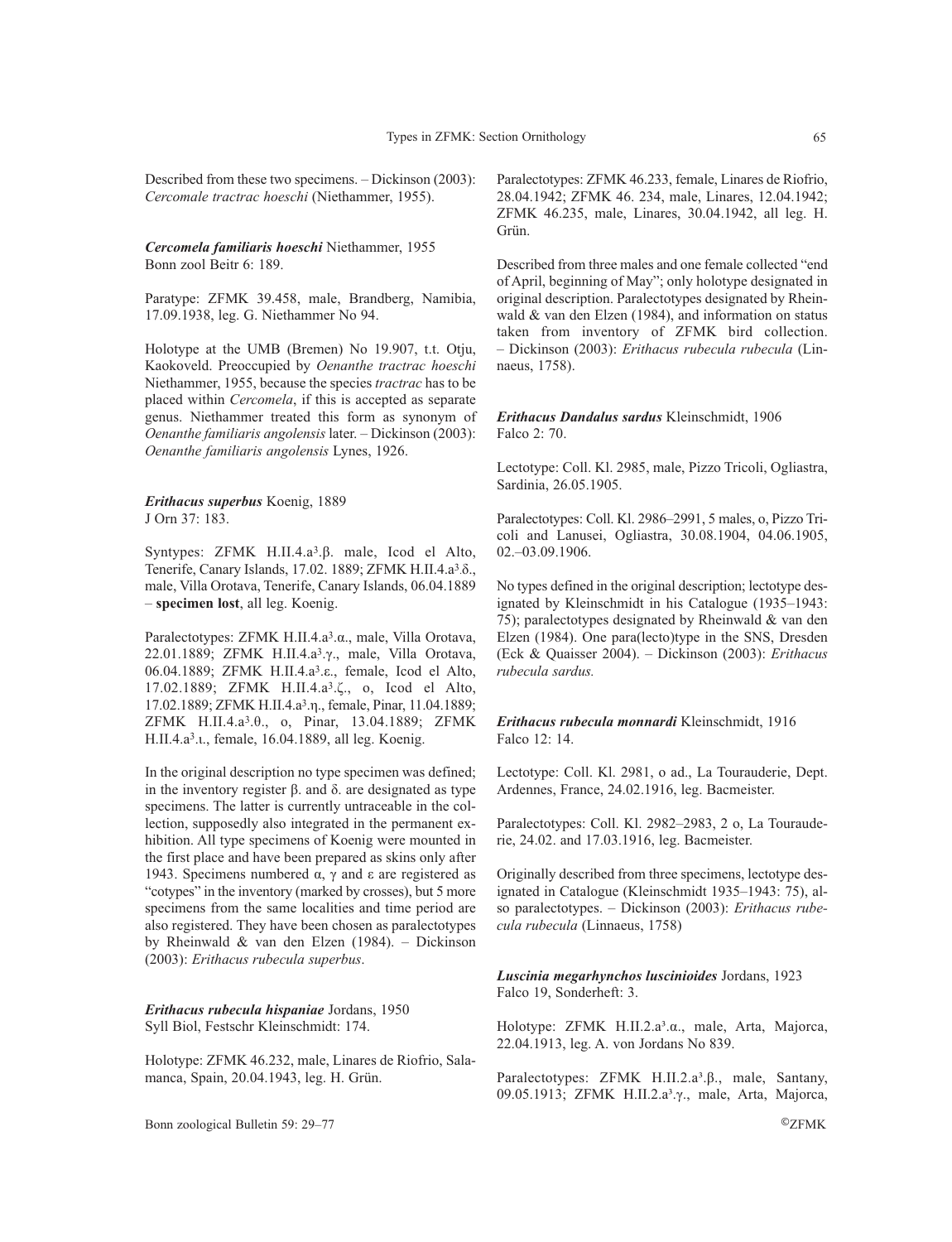Described from these two specimens. – Dickinson (2003): *Cercomale tractrac hoeschi* (Niethammer, 1955).

***Cercomela familiaris hoeschi*** Niethammer, 1955
Bonn zool Beitr 6: 189.

Paratype: ZFMK 39.458, male, Brandberg, Namibia, 17.09.1938, leg. G. Niethammer No 94.

Holotype at the UMB (Bremen) No 19.907, t.t. Otju, Kaokoveld. Preoccupied by *Oenanthe tractrac hoeschi* Niethammer, 1955, because the species *tractrac* has to be placed within *Cercomela*, if this is accepted as separate genus. Niethammer treated this form as synonym of *Oenanthe familiaris angolensis* later. – Dickinson (2003): *Oenanthe familiaris angolensis* Lynes, 1926.

***Erithacus superbus*** Koenig, 1889
J Orn 37: 183.

Syntypes: ZFMK H.II.4.a³.β. male, Icod el Alto, Tenerife, Canary Islands, 17.02. 1889; ZFMK H.II.4.a³.δ., male, Villa Orotava, Tenerife, Canary Islands, 06.04.1889 – **specimen lost**, all leg. Koenig.

Paralectotypes: ZFMK H.II.4.a³.α., male, Villa Orotava, 22.01.1889; ZFMK H.II.4.a³.γ., male, Villa Orotava, 06.04.1889; ZFMK H.II.4.a³.ε., female, Icod el Alto, 17.02.1889; ZFMK H.II.4.a³.ζ., o, Icod el Alto, 17.02.1889; ZFMK H.II.4.a³.η., female, Pinar, 11.04.1889; ZFMK H.II.4.a³.θ., o, Pinar, 13.04.1889; ZFMK H.II.4.a³.ι., female, 16.04.1889, all leg. Koenig.

In the original description no type specimen was defined; in the inventory register β. and δ. are designated as type specimens. The latter is currently untraceable in the collection, supposedly also integrated in the permanent exhibition. All type specimens of Koenig were mounted in the first place and have been prepared as skins only after 1943. Specimens numbered α, γ and ε are registered as "cotypes" in the inventory (marked by crosses), but 5 more specimens from the same localities and time period are also registered. They have been chosen as paralectotypes by Rheinwald & van den Elzen (1984). – Dickinson (2003): *Erithacus rubecula superbus*.

***Erithacus rubecula hispaniae*** Jordans, 1950
Syll Biol, Festschr Kleinschmidt: 174.

Holotype: ZFMK 46.232, male, Linares de Riofrio, Salamanca, Spain, 20.04.1943, leg. H. Grün.

Paralectotypes: ZFMK 46.233, female, Linares de Riofrio, 28.04.1942; ZFMK 46. 234, male, Linares, 12.04.1942; ZFMK 46.235, male, Linares, 30.04.1942, all leg. H. Grün.

Described from three males and one female collected "end of April, beginning of May"; only holotype designated in original description. Paralectotypes designated by Rheinwald & van den Elzen (1984), and information on status taken from inventory of ZFMK bird collection. – Dickinson (2003): *Erithacus rubecula rubecula* (Linnaeus, 1758).

***Erithacus Dandalus sardus*** Kleinschmidt, 1906
Falco 2: 70.

Lectotype: Coll. Kl. 2985, male, Pizzo Tricoli, Ogliastra, Sardinia, 26.05.1905.

Paralectotypes: Coll. Kl. 2986–2991, 5 males, o, Pizzo Tricoli and Lanusei, Ogliastra, 30.08.1904, 04.06.1905, 02.–03.09.1906.

No types defined in the original description; lectotype designated by Kleinschmidt in his Catalogue (1935–1943: 75); paralectotypes designated by Rheinwald & van den Elzen (1984). One para(lecto)type in the SNS, Dresden (Eck & Quaisser 2004). – Dickinson (2003): *Erithacus rubecula sardus.*

***Erithacus rubecula monnardi*** Kleinschmidt, 1916
Falco 12: 14.

Lectotype: Coll. Kl. 2981, o ad., La Tourauderie, Dept. Ardennes, France, 24.02.1916, leg. Bacmeister.

Paralectotypes: Coll. Kl. 2982–2983, 2 o, La Tourauderie, 24.02. and 17.03.1916, leg. Bacmeister.

Originally described from three specimens, lectotype designated in Catalogue (Kleinschmidt 1935–1943: 75), also paralectotypes. – Dickinson (2003): *Erithacus rubecula rubecula* (Linnaeus, 1758)

***Luscinia megarhynchos luscinioides*** Jordans, 1923
Falco 19, Sonderheft: 3.

Holotype: ZFMK H.II.2.a³.α., male, Arta, Majorca, 22.04.1913, leg. A. von Jordans No 839.

Paralectotypes: ZFMK H.II.2.a³.β., male, Santany, 09.05.1913; ZFMK H.II.2.a³.γ., male, Arta, Majorca,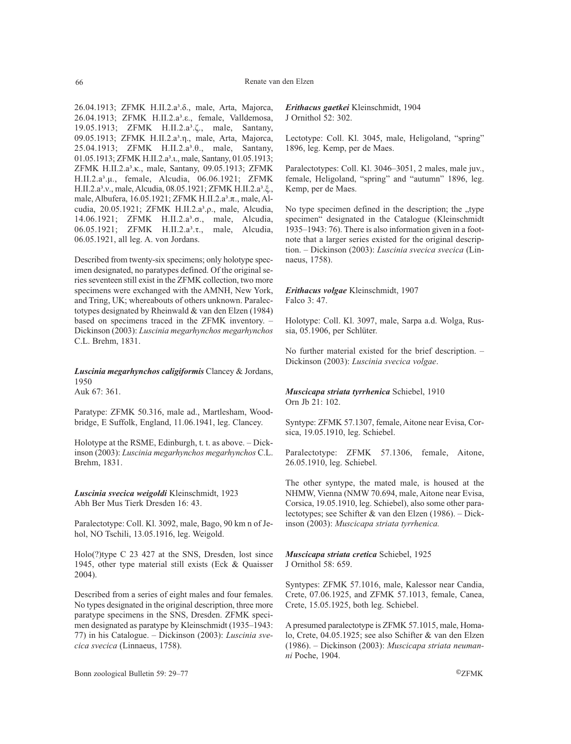26.04.1913; ZFMK H.II.2.a³.δ., male, Arta, Majorca, 26.04.1913; ZFMK H.II.2.a³.ε., female, Valldemosa, 19.05.1913; ZFMK H.II.2.a³.ζ., male, Santany, 09.05.1913; ZFMK H.II.2.a³.η., male, Arta, Majorca, 25.04.1913; ZFMK H.II.2.a³.θ., male, Santany, 01.05.1913; ZFMK H.II.2.a³.ι., male, Santany, 01.05.1913; ZFMK H.II.2.a³.κ., male, Santany, 09.05.1913; ZFMK H.II.2.a³.μ., female, Alcudia, 06.06.1921; ZFMK H.II.2.a³.ν., male, Alcudia, 08.05.1921; ZFMK H.II.2.a³.ξ., male, Albufera, 16.05.1921; ZFMK H.II.2.a³.π., male, Alcudia, 20.05.1921; ZFMK H.II.2.a³.ρ., male, Alcudia, 14.06.1921; ZFMK H.II.2.a³.σ., male, Alcudia, 06.05.1921; ZFMK H.II.2.a³.τ., male, Alcudia, 06.05.1921, all leg. A. von Jordans.

Described from twenty-six specimens; only holotype specimen designated, no paratypes defined. Of the original series seventeen still exist in the ZFMK collection, two more specimens were exchanged with the AMNH, New York, and Tring, UK; whereabouts of others unknown. Paralectotypes designated by Rheinwald & van den Elzen (1984) based on specimens traced in the ZFMK inventory. – Dickinson (2003): *Luscinia megarhynchos megarhynchos* C.L. Brehm, 1831.

***Luscinia megarhynchos caligiformis*** Clancey & Jordans, 1950
Auk 67: 361.

Paratype: ZFMK 50.316, male ad., Martlesham, Woodbridge, E Suffolk, England, 11.06.1941, leg. Clancey.

Holotype at the RSME, Edinburgh, t. t. as above. – Dickinson (2003): *Luscinia megarhynchos megarhynchos* C.L. Brehm, 1831.

***Luscinia svecica weigoldi*** Kleinschmidt, 1923
Abh Ber Mus Tierk Dresden 16: 43.

Paralectotype: Coll. Kl. 3092, male, Bago, 90 km n of Jehol, NO Tschili, 13.05.1916, leg. Weigold.

Holo(?)type C 23 427 at the SNS, Dresden, lost since 1945, other type material still exists (Eck & Quaisser 2004).

Described from a series of eight males and four females. No types designated in the original description, three more paratype specimens in the SNS, Dresden. ZFMK specimen designated as paratype by Kleinschmidt (1935–1943: 77) in his Catalogue. – Dickinson (2003): *Luscinia svecica svecica* (Linnaeus, 1758).

***Erithacus gaetkei*** Kleinschmidt, 1904
J Ornithol 52: 302.

Lectotype: Coll. Kl. 3045, male, Heligoland, "spring" 1896, leg. Kemp, per de Maes.

Paralectotypes: Coll. Kl. 3046–3051, 2 males, male juv., female, Heligoland, "spring" and "autumn" 1896, leg. Kemp, per de Maes.

No type specimen defined in the description; the „type specimen" designated in the Catalogue (Kleinschmidt 1935–1943: 76). There is also information given in a footnote that a larger series existed for the original description. – Dickinson (2003): *Luscinia svecica svecica* (Linnaeus, 1758).

***Erithacus volgae*** Kleinschmidt, 1907
Falco 3: 47.

Holotype: Coll. Kl. 3097, male, Sarpa a.d. Wolga, Russia, 05.1906, per Schlüter.

No further material existed for the brief description. – Dickinson (2003): *Luscinia svecica volgae*.

***Muscicapa striata tyrrhenica*** Schiebel, 1910
Orn Jb 21: 102.

Syntype: ZFMK 57.1307, female, Aitone near Evisa, Corsica, 19.05.1910, leg. Schiebel.

Paralectotype: ZFMK 57.1306, female, Aitone, 26.05.1910, leg. Schiebel.

The other syntype, the mated male, is housed at the NHMW, Vienna (NMW 70.694, male, Aitone near Evisa, Corsica, 19.05.1910, leg. Schiebel), also some other paralectotypes; see Schifter & van den Elzen (1986). – Dickinson (2003): *Muscicapa striata tyrrhenica.*

***Muscicapa striata cretica*** Schiebel, 1925
J Ornithol 58: 659.

Syntypes: ZFMK 57.1016, male, Kalessor near Candia, Crete, 07.06.1925, and ZFMK 57.1013, female, Canea, Crete, 15.05.1925, both leg. Schiebel.

A presumed paralectotype is ZFMK 57.1015, male, Homalo, Crete, 04.05.1925; see also Schifter & van den Elzen (1986). – Dickinson (2003): *Muscicapa striata neumanni* Poche, 1904.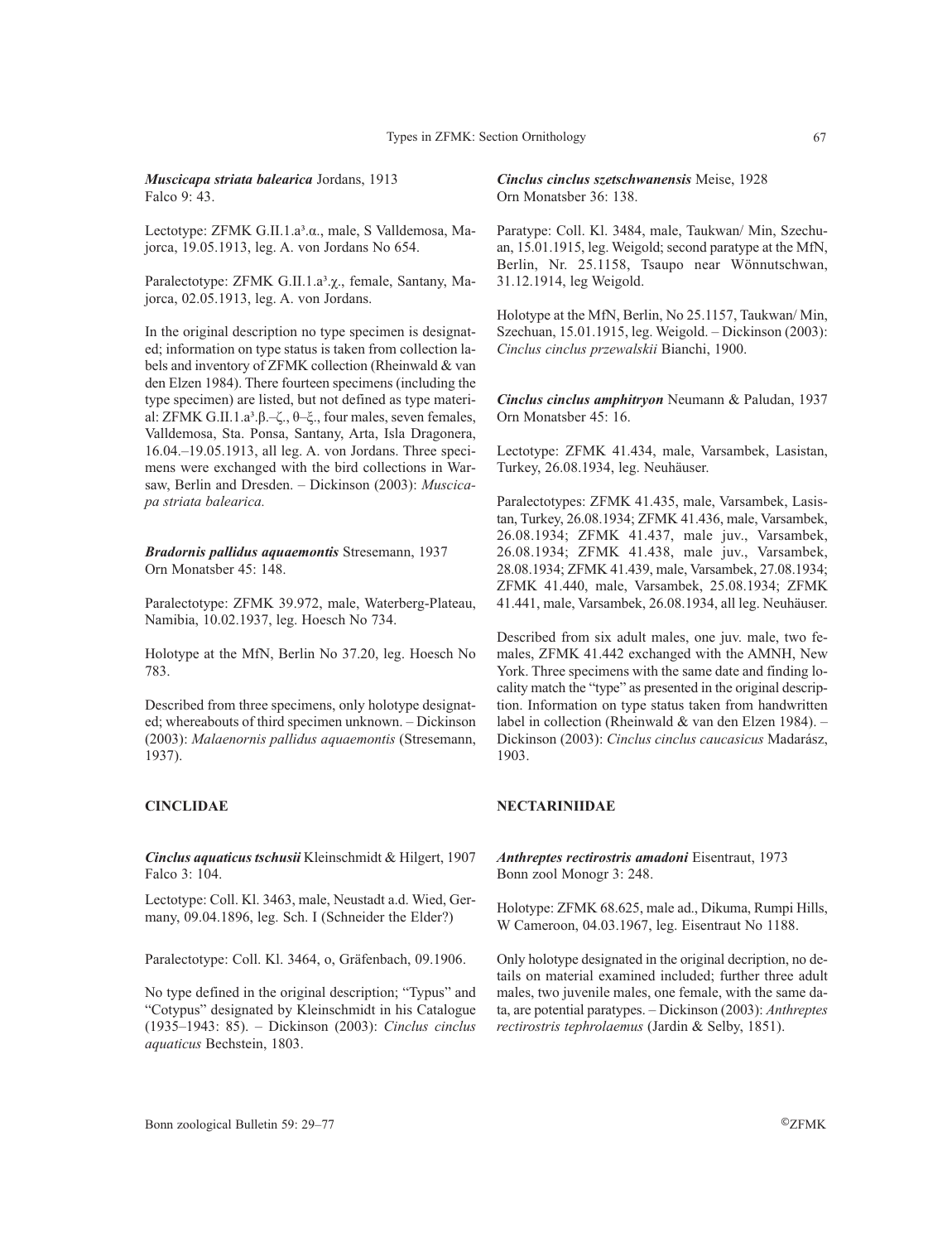***Muscicapa striata balearica*** Jordans, 1913
Falco 9: 43.

Lectotype: ZFMK G.II.1.a³.α., male, S Valldemosa, Majorca, 19.05.1913, leg. A. von Jordans No 654.

Paralectotype: ZFMK G.II.1.a³.χ., female, Santany, Majorca, 02.05.1913, leg. A. von Jordans.

In the original description no type specimen is designated; information on type status is taken from collection labels and inventory of ZFMK collection (Rheinwald & van den Elzen 1984). There fourteen specimens (including the type specimen) are listed, but not defined as type material: ZFMK G.II.1.a³.β.–ζ., θ–ξ., four males, seven females, Valldemosa, Sta. Ponsa, Santany, Arta, Isla Dragonera, 16.04.–19.05.1913, all leg. A. von Jordans. Three specimens were exchanged with the bird collections in Warsaw, Berlin and Dresden. – Dickinson (2003): *Muscicapa striata balearica.*

***Bradornis pallidus aquaemontis*** Stresemann, 1937
Orn Monatsber 45: 148.

Paralectotype: ZFMK 39.972, male, Waterberg-Plateau, Namibia, 10.02.1937, leg. Hoesch No 734.

Holotype at the MfN, Berlin No 37.20, leg. Hoesch No 783.

Described from three specimens, only holotype designated; whereabouts of third specimen unknown. – Dickinson (2003): *Malaenornis pallidus aquaemontis* (Stresemann, 1937).

## CINCLIDAE

***Cinclus aquaticus tschusii*** Kleinschmidt & Hilgert, 1907
Falco 3: 104.

Lectotype: Coll. Kl. 3463, male, Neustadt a.d. Wied, Germany, 09.04.1896, leg. Sch. I (Schneider the Elder?)

Paralectotype: Coll. Kl. 3464, o, Gräfenbach, 09.1906.

No type defined in the original description; "Typus" and "Cotypus" designated by Kleinschmidt in his Catalogue (1935–1943: 85). – Dickinson (2003): *Cinclus cinclus aquaticus* Bechstein, 1803.

***Cinclus cinclus szetschwanensis*** Meise, 1928
Orn Monatsber 36: 138.

Paratype: Coll. Kl. 3484, male, Taukwan/ Min, Szechuan, 15.01.1915, leg. Weigold; second paratype at the MfN, Berlin, Nr. 25.1158, Tsaupo near Wönnutschwan, 31.12.1914, leg Weigold.

Holotype at the MfN, Berlin, No 25.1157, Taukwan/ Min, Szechuan, 15.01.1915, leg. Weigold. – Dickinson (2003): *Cinclus cinclus przewalskii* Bianchi, 1900.

***Cinclus cinclus amphitryon*** Neumann & Paludan, 1937
Orn Monatsber 45: 16.

Lectotype: ZFMK 41.434, male, Varsambek, Lasistan, Turkey, 26.08.1934, leg. Neuhäuser.

Paralectotypes: ZFMK 41.435, male, Varsambek, Lasistan, Turkey, 26.08.1934; ZFMK 41.436, male, Varsambek, 26.08.1934; ZFMK 41.437, male juv., Varsambek, 26.08.1934; ZFMK 41.438, male juv., Varsambek, 28.08.1934; ZFMK 41.439, male, Varsambek, 27.08.1934; ZFMK 41.440, male, Varsambek, 25.08.1934; ZFMK 41.441, male, Varsambek, 26.08.1934, all leg. Neuhäuser.

Described from six adult males, one juv. male, two females, ZFMK 41.442 exchanged with the AMNH, New York. Three specimens with the same date and finding locality match the "type" as presented in the original description. Information on type status taken from handwritten label in collection (Rheinwald & van den Elzen 1984). – Dickinson (2003): *Cinclus cinclus caucasicus* Madarász, 1903.

## NECTARINIIDAE

***Anthreptes rectirostris amadoni*** Eisentraut, 1973
Bonn zool Monogr 3: 248.

Holotype: ZFMK 68.625, male ad., Dikuma, Rumpi Hills, W Cameroon, 04.03.1967, leg. Eisentraut No 1188.

Only holotype designated in the original decription, no details on material examined included; further three adult males, two juvenile males, one female, with the same data, are potential paratypes. – Dickinson (2003): *Anthreptes rectirostris tephrolaemus* (Jardin & Selby, 1851).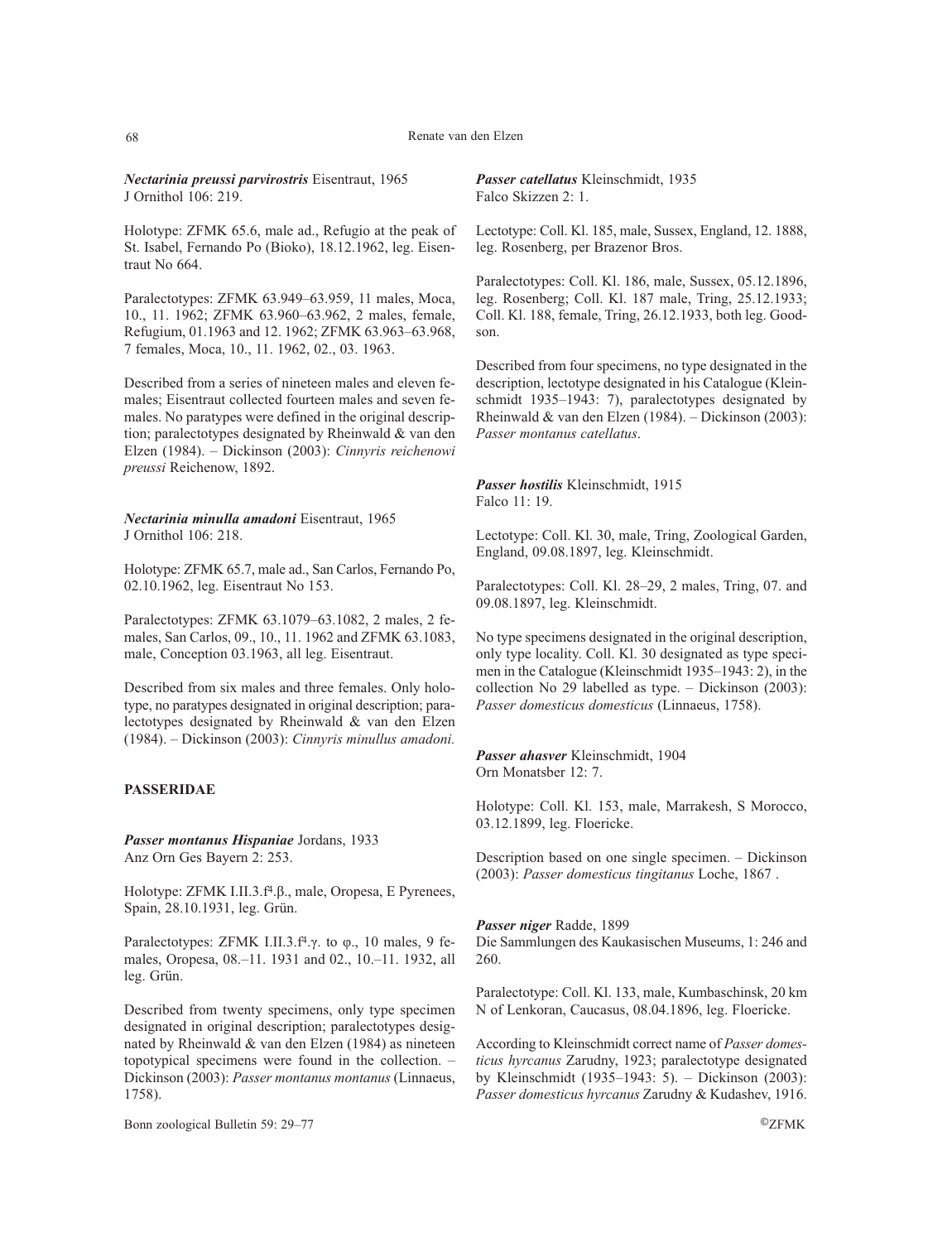***Nectarinia preussi parvirostris*** Eisentraut, 1965
J Ornithol 106: 219.

Holotype: ZFMK 65.6, male ad., Refugio at the peak of St. Isabel, Fernando Po (Bioko), 18.12.1962, leg. Eisentraut No 664.

Paralectotypes: ZFMK 63.949–63.959, 11 males, Moca, 10., 11. 1962; ZFMK 63.960–63.962, 2 males, female, Refugium, 01.1963 and 12. 1962; ZFMK 63.963–63.968, 7 females, Moca, 10., 11. 1962, 02., 03. 1963.

Described from a series of nineteen males and eleven females; Eisentraut collected fourteen males and seven females. No paratypes were defined in the original description; paralectotypes designated by Rheinwald & van den Elzen (1984). – Dickinson (2003): *Cinnyris reichenowi preussi* Reichenow, 1892.

***Nectarinia minulla amadoni*** Eisentraut, 1965
J Ornithol 106: 218.

Holotype: ZFMK 65.7, male ad., San Carlos, Fernando Po, 02.10.1962, leg. Eisentraut No 153.

Paralectotypes: ZFMK 63.1079–63.1082, 2 males, 2 females, San Carlos, 09., 10., 11. 1962 and ZFMK 63.1083, male, Conception 03.1963, all leg. Eisentraut.

Described from six males and three females. Only holotype, no paratypes designated in original description; paralectotypes designated by Rheinwald & van den Elzen (1984). – Dickinson (2003): *Cinnyris minullus amadoni.*

## PASSERIDAE

***Passer montanus Hispaniae*** Jordans, 1933
Anz Orn Ges Bayern 2: 253.

Holotype: ZFMK I.II.3.f⁴.β., male, Oropesa, E Pyrenees, Spain, 28.10.1931, leg. Grün.

Paralectotypes: ZFMK I.II.3.f⁴.γ. to φ., 10 males, 9 females, Oropesa, 08.–11. 1931 and 02., 10.–11. 1932, all leg. Grün.

Described from twenty specimens, only type specimen designated in original description; paralectotypes designated by Rheinwald & van den Elzen (1984) as nineteen topotypical specimens were found in the collection. – Dickinson (2003): *Passer montanus montanus* (Linnaeus, 1758).

***Passer catellatus*** Kleinschmidt, 1935
Falco Skizzen 2: 1.

Lectotype: Coll. Kl. 185, male, Sussex, England, 12. 1888, leg. Rosenberg, per Brazenor Bros.

Paralectotypes: Coll. Kl. 186, male, Sussex, 05.12.1896, leg. Rosenberg; Coll. Kl. 187 male, Tring, 25.12.1933; Coll. Kl. 188, female, Tring, 26.12.1933, both leg. Goodson.

Described from four specimens, no type designated in the description, lectotype designated in his Catalogue (Kleinschmidt 1935–1943: 7), paralectotypes designated by Rheinwald & van den Elzen (1984). – Dickinson (2003): *Passer montanus catellatus*.

***Passer hostilis*** Kleinschmidt, 1915
Falco 11: 19.

Lectotype: Coll. Kl. 30, male, Tring, Zoological Garden, England, 09.08.1897, leg. Kleinschmidt.

Paralectotypes: Coll. Kl. 28–29, 2 males, Tring, 07. and 09.08.1897, leg. Kleinschmidt.

No type specimens designated in the original description, only type locality. Coll. Kl. 30 designated as type specimen in the Catalogue (Kleinschmidt 1935–1943: 2), in the collection No 29 labelled as type. – Dickinson (2003): *Passer domesticus domesticus* (Linnaeus, 1758).

***Passer ahasver*** Kleinschmidt, 1904
Orn Monatsber 12: 7.

Holotype: Coll. Kl. 153, male, Marrakesh, S Morocco, 03.12.1899, leg. Floericke.

Description based on one single specimen. – Dickinson (2003): *Passer domesticus tingitanus* Loche, 1867 .

***Passer niger*** Radde, 1899
Die Sammlungen des Kaukasischen Museums, 1: 246 and 260.

Paralectotype: Coll. Kl. 133, male, Kumbaschinsk, 20 km N of Lenkoran, Caucasus, 08.04.1896, leg. Floericke.

According to Kleinschmidt correct name of *Passer domesticus hyrcanus* Zarudny, 1923; paralectotype designated by Kleinschmidt (1935–1943: 5). – Dickinson (2003): *Passer domesticus hyrcanus* Zarudny & Kudashev, 1916.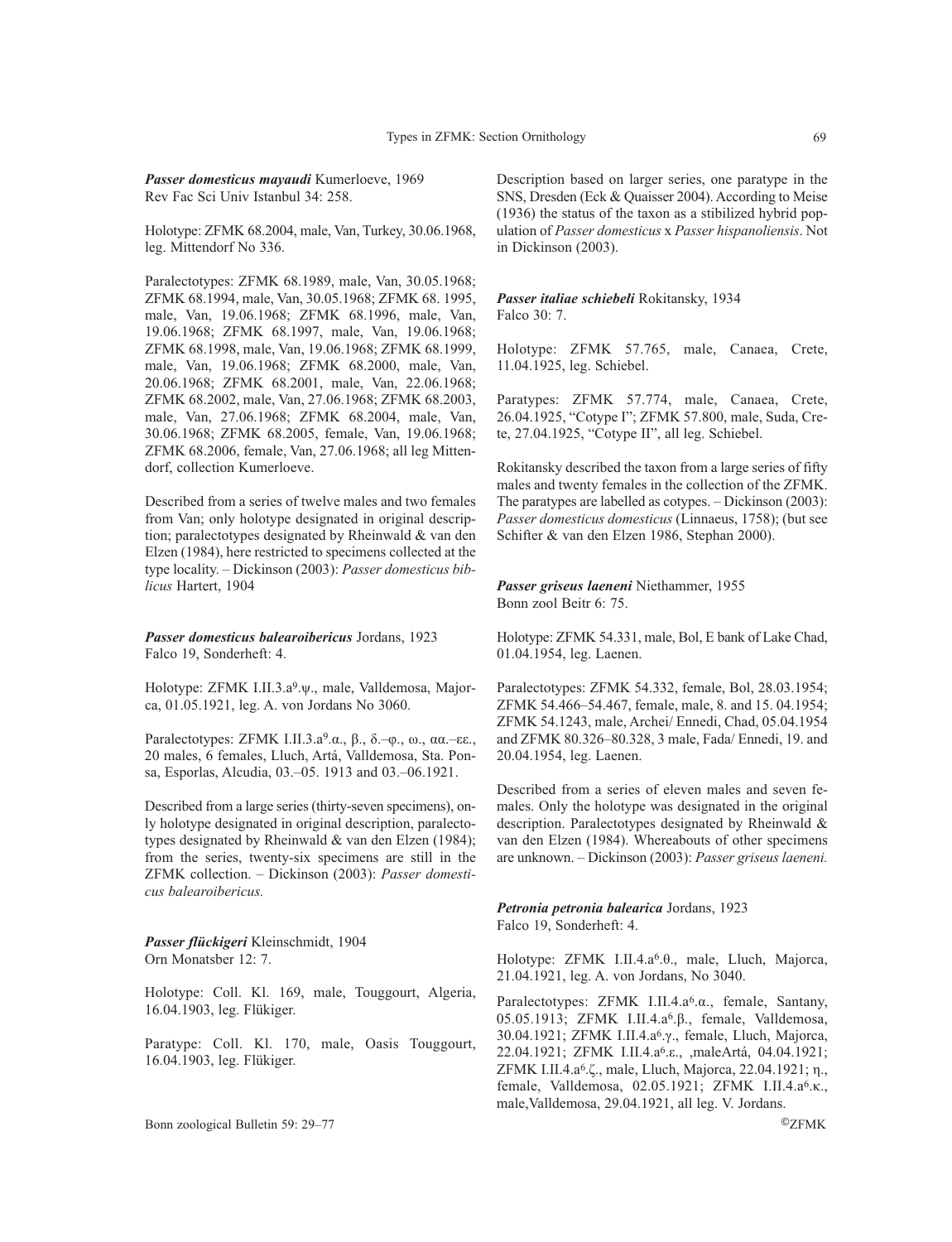***Passer domesticus mayaudi*** Kumerloeve, 1969
Rev Fac Sci Univ Istanbul 34: 258.

Holotype: ZFMK 68.2004, male, Van, Turkey, 30.06.1968, leg. Mittendorf No 336.

Paralectotypes: ZFMK 68.1989, male, Van, 30.05.1968; ZFMK 68.1994, male, Van, 30.05.1968; ZFMK 68. 1995, male, Van, 19.06.1968; ZFMK 68.1996, male, Van, 19.06.1968; ZFMK 68.1997, male, Van, 19.06.1968; ZFMK 68.1998, male, Van, 19.06.1968; ZFMK 68.1999, male, Van, 19.06.1968; ZFMK 68.2000, male, Van, 20.06.1968; ZFMK 68.2001, male, Van, 22.06.1968; ZFMK 68.2002, male, Van, 27.06.1968; ZFMK 68.2003, male, Van, 27.06.1968; ZFMK 68.2004, male, Van, 30.06.1968; ZFMK 68.2005, female, Van, 19.06.1968; ZFMK 68.2006, female, Van, 27.06.1968; all leg Mittendorf, collection Kumerloeve.

Described from a series of twelve males and two females from Van; only holotype designated in original description; paralectotypes designated by Rheinwald & van den Elzen (1984), here restricted to specimens collected at the type locality. – Dickinson (2003): *Passer domesticus biblicus* Hartert, 1904

***Passer domesticus balearoibericus*** Jordans, 1923
Falco 19, Sonderheft: 4.

Holotype: ZFMK I.II.3.a⁹.ψ., male, Valldemosa, Majorca, 01.05.1921, leg. A. von Jordans No 3060.

Paralectotypes: ZFMK I.II.3.a⁹.α., β., δ.–φ., ω., αα.–εε., 20 males, 6 females, Lluch, Artá, Valldemosa, Sta. Ponsa, Esporlas, Alcudia, 03.–05. 1913 and 03.–06.1921.

Described from a large series (thirty-seven specimens), only holotype designated in original description, paralectotypes designated by Rheinwald & van den Elzen (1984); from the series, twenty-six specimens are still in the ZFMK collection. – Dickinson (2003): *Passer domesticus balearoibericus.*

***Passer flückigeri*** Kleinschmidt, 1904
Orn Monatsber 12: 7.

Holotype: Coll. Kl. 169, male, Touggourt, Algeria, 16.04.1903, leg. Flükiger.

Paratype: Coll. Kl. 170, male, Oasis Touggourt, 16.04.1903, leg. Flükiger.

Description based on larger series, one paratype in the SNS, Dresden (Eck & Quaisser 2004). According to Meise (1936) the status of the taxon as a stibilized hybrid population of *Passer domesticus* x *Passer hispanoliensis*. Not in Dickinson (2003).

***Passer italiae schiebeli*** Rokitansky, 1934
Falco 30: 7.

Holotype: ZFMK 57.765, male, Canaea, Crete, 11.04.1925, leg. Schiebel.

Paratypes: ZFMK 57.774, male, Canaea, Crete, 26.04.1925, "Cotype I"; ZFMK 57.800, male, Suda, Crete, 27.04.1925, "Cotype II", all leg. Schiebel.

Rokitansky described the taxon from a large series of fifty males and twenty females in the collection of the ZFMK. The paratypes are labelled as cotypes. – Dickinson (2003): *Passer domesticus domesticus* (Linnaeus, 1758); (but see Schifter & van den Elzen 1986, Stephan 2000).

***Passer griseus laeneni*** Niethammer, 1955
Bonn zool Beitr 6: 75.

Holotype: ZFMK 54.331, male, Bol, E bank of Lake Chad, 01.04.1954, leg. Laenen.

Paralectotypes: ZFMK 54.332, female, Bol, 28.03.1954; ZFMK 54.466–54.467, female, male, 8. and 15. 04.1954; ZFMK 54.1243, male, Archei/ Ennedi, Chad, 05.04.1954 and ZFMK 80.326–80.328, 3 male, Fada/ Ennedi, 19. and 20.04.1954, leg. Laenen.

Described from a series of eleven males and seven females. Only the holotype was designated in the original description. Paralectotypes designated by Rheinwald & van den Elzen (1984). Whereabouts of other specimens are unknown. – Dickinson (2003): *Passer griseus laeneni.*

***Petronia petronia balearica*** Jordans, 1923
Falco 19, Sonderheft: 4.

Holotype: ZFMK I.II.4.a⁶.θ., male, Lluch, Majorca, 21.04.1921, leg. A. von Jordans, No 3040.

Paralectotypes: ZFMK I.II.4.a⁶.α., female, Santany, 05.05.1913; ZFMK I.II.4.a⁶.β., female, Valldemosa, 30.04.1921; ZFMK I.II.4.a⁶.γ., female, Lluch, Majorca, 22.04.1921; ZFMK I.II.4.a⁶.ε., ,maleArtá, 04.04.1921; ZFMK I.II.4.a⁶.ζ., male, Lluch, Majorca, 22.04.1921; η., female, Valldemosa, 02.05.1921; ZFMK I.II.4.a⁶.κ., male,Valldemosa, 29.04.1921, all leg. V. Jordans.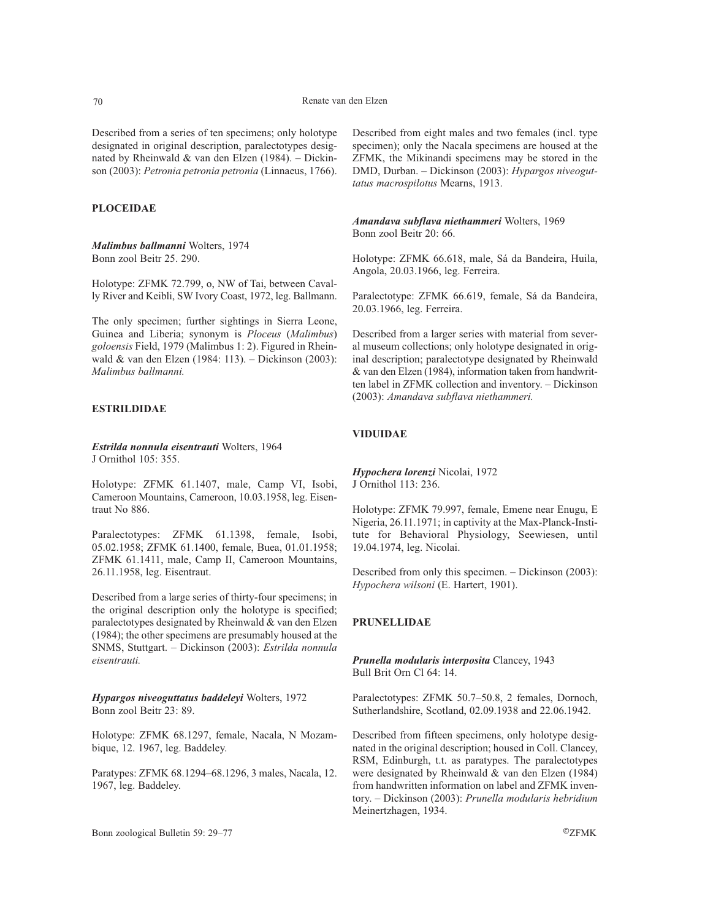Described from a series of ten specimens; only holotype designated in original description, paralectotypes designated by Rheinwald & van den Elzen (1984). – Dickinson (2003): *Petronia petronia petronia* (Linnaeus, 1766).

## PLOCEIDAE

***Malimbus ballmanni*** Wolters, 1974
Bonn zool Beitr 25. 290.

Holotype: ZFMK 72.799, o, NW of Tai, between Cavally River and Keibli, SW Ivory Coast, 1972, leg. Ballmann.

The only specimen; further sightings in Sierra Leone, Guinea and Liberia; synonym is *Ploceus* (*Malimbus*) *goloensis* Field, 1979 (Malimbus 1: 2). Figured in Rheinwald & van den Elzen (1984: 113). – Dickinson (2003): *Malimbus ballmanni.*

## ESTRILDIDAE

***Estrilda nonnula eisentrauti*** Wolters, 1964
J Ornithol 105: 355.

Holotype: ZFMK 61.1407, male, Camp VI, Isobi, Cameroon Mountains, Cameroon, 10.03.1958, leg. Eisentraut No 886.

Paralectotypes: ZFMK 61.1398, female, Isobi, 05.02.1958; ZFMK 61.1400, female, Buea, 01.01.1958; ZFMK 61.1411, male, Camp II, Cameroon Mountains, 26.11.1958, leg. Eisentraut.

Described from a large series of thirty-four specimens; in the original description only the holotype is specified; paralectotypes designated by Rheinwald & van den Elzen (1984); the other specimens are presumably housed at the SNMS, Stuttgart. – Dickinson (2003): *Estrilda nonnula eisentrauti.*

***Hypargos niveoguttatus baddeleyi*** Wolters, 1972
Bonn zool Beitr 23: 89.

Holotype: ZFMK 68.1297, female, Nacala, N Mozambique, 12. 1967, leg. Baddeley.

Paratypes: ZFMK 68.1294–68.1296, 3 males, Nacala, 12. 1967, leg. Baddeley.

Described from eight males and two females (incl. type specimen); only the Nacala specimens are housed at the ZFMK, the Mikinandi specimens may be stored in the DMD, Durban. – Dickinson (2003): *Hypargos niveoguttatus macrospilotus* Mearns, 1913.

***Amandava subflava niethammeri*** Wolters, 1969
Bonn zool Beitr 20: 66.

Holotype: ZFMK 66.618, male, Sá da Bandeira, Huila, Angola, 20.03.1966, leg. Ferreira.

Paralectotype: ZFMK 66.619, female, Sá da Bandeira, 20.03.1966, leg. Ferreira.

Described from a larger series with material from several museum collections; only holotype designated in original description; paralectotype designated by Rheinwald & van den Elzen (1984), information taken from handwritten label in ZFMK collection and inventory. – Dickinson (2003): *Amandava subflava niethammeri.*

## VIDUIDAE

***Hypochera lorenzi*** Nicolai, 1972
J Ornithol 113: 236.

Holotype: ZFMK 79.997, female, Emene near Enugu, E Nigeria, 26.11.1971; in captivity at the Max-Planck-Institute for Behavioral Physiology, Seewiesen, until 19.04.1974, leg. Nicolai.

Described from only this specimen. – Dickinson (2003): *Hypochera wilsoni* (E. Hartert, 1901).

## PRUNELLIDAE

***Prunella modularis interposita*** Clancey, 1943
Bull Brit Orn Cl 64: 14.

Paralectotypes: ZFMK 50.7–50.8, 2 females, Dornoch, Sutherlandshire, Scotland, 02.09.1938 and 22.06.1942.

Described from fifteen specimens, only holotype designated in the original description; housed in Coll. Clancey, RSM, Edinburgh, t.t. as paratypes. The paralectotypes were designated by Rheinwald & van den Elzen (1984) from handwritten information on label and ZFMK inventory. – Dickinson (2003): *Prunella modularis hebridium* Meinertzhagen, 1934.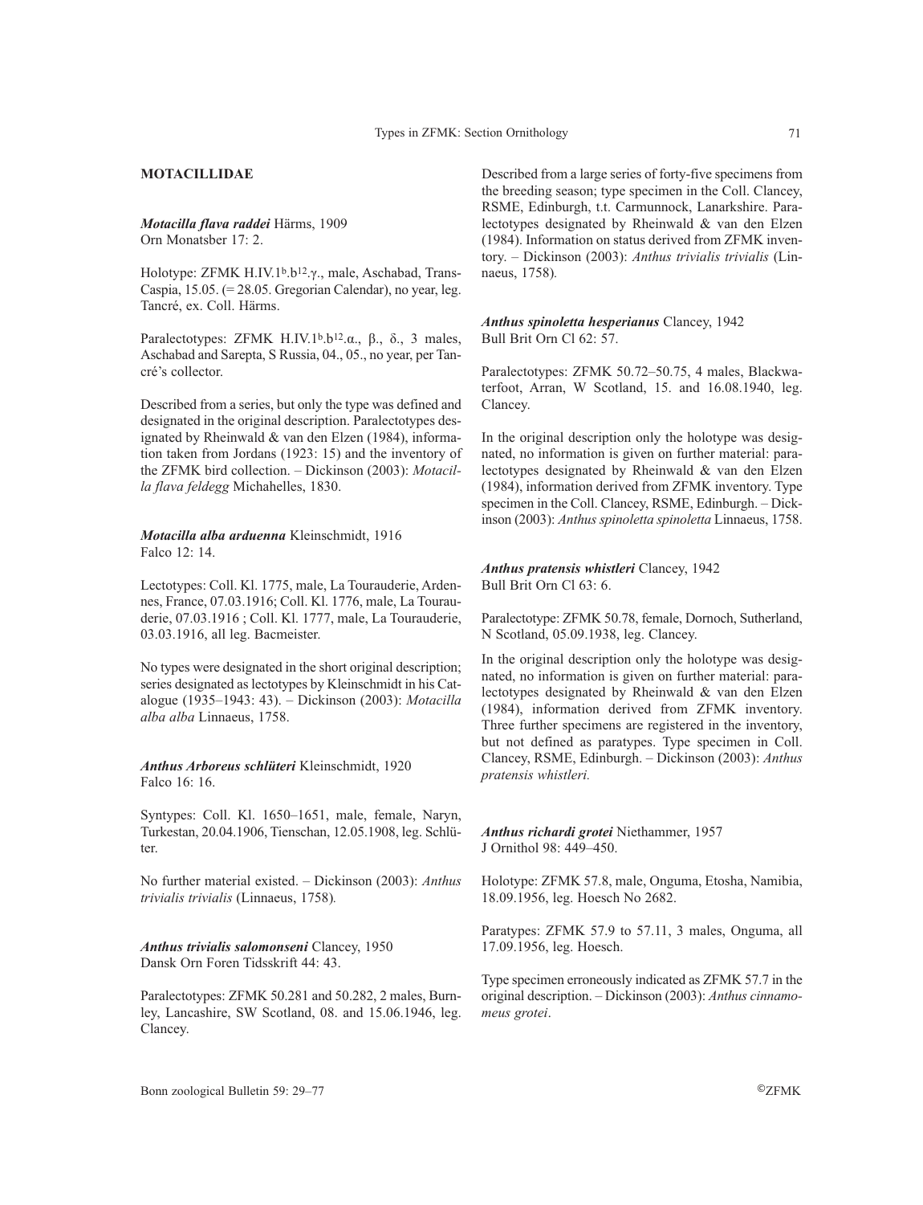## MOTACILLIDAE

***Motacilla flava raddei*** Härms, 1909
Orn Monatsber 17: 2.

Holotype: ZFMK H.IV.1b.b12.γ., male, Aschabad, Trans-Caspia, 15.05. (= 28.05. Gregorian Calendar), no year, leg. Tancré, ex. Coll. Härms.

Paralectotypes: ZFMK H.IV.1b.b12.α., β., δ., 3 males, Aschabad and Sarepta, S Russia, 04., 05., no year, per Tancré's collector.

Described from a series, but only the type was defined and designated in the original description. Paralectotypes designated by Rheinwald & van den Elzen (1984), information taken from Jordans (1923: 15) and the inventory of the ZFMK bird collection. – Dickinson (2003): *Motacilla flava feldegg* Michahelles, 1830.

***Motacilla alba arduenna*** Kleinschmidt, 1916
Falco 12: 14.

Lectotypes: Coll. Kl. 1775, male, La Tourauderie, Ardennes, France, 07.03.1916; Coll. Kl. 1776, male, La Tourauderie, 07.03.1916 ; Coll. Kl. 1777, male, La Tourauderie, 03.03.1916, all leg. Bacmeister.

No types were designated in the short original description; series designated as lectotypes by Kleinschmidt in his Catalogue (1935–1943: 43). – Dickinson (2003): *Motacilla alba alba* Linnaeus, 1758.

***Anthus Arboreus schlüteri*** Kleinschmidt, 1920
Falco 16: 16.

Syntypes: Coll. Kl. 1650–1651, male, female, Naryn, Turkestan, 20.04.1906, Tienschan, 12.05.1908, leg. Schlüter.

No further material existed. – Dickinson (2003): *Anthus trivialis trivialis* (Linnaeus, 1758).

***Anthus trivialis salomonseni*** Clancey, 1950
Dansk Orn Foren Tidsskrift 44: 43.

Paralectotypes: ZFMK 50.281 and 50.282, 2 males, Burnley, Lancashire, SW Scotland, 08. and 15.06.1946, leg. Clancey.

Described from a large series of forty-five specimens from the breeding season; type specimen in the Coll. Clancey, RSME, Edinburgh, t.t. Carmunnock, Lanarkshire. Paralectotypes designated by Rheinwald & van den Elzen (1984). Information on status derived from ZFMK inventory. – Dickinson (2003): *Anthus trivialis trivialis* (Linnaeus, 1758).

***Anthus spinoletta hesperianus*** Clancey, 1942
Bull Brit Orn Cl 62: 57.

Paralectotypes: ZFMK 50.72–50.75, 4 males, Blackwaterfoot, Arran, W Scotland, 15. and 16.08.1940, leg. Clancey.

In the original description only the holotype was designated, no information is given on further material: paralectotypes designated by Rheinwald & van den Elzen (1984), information derived from ZFMK inventory. Type specimen in the Coll. Clancey, RSME, Edinburgh. – Dickinson (2003): *Anthus spinoletta spinoletta* Linnaeus, 1758.

***Anthus pratensis whistleri*** Clancey, 1942
Bull Brit Orn Cl 63: 6.

Paralectotype: ZFMK 50.78, female, Dornoch, Sutherland, N Scotland, 05.09.1938, leg. Clancey.

In the original description only the holotype was designated, no information is given on further material: paralectotypes designated by Rheinwald & van den Elzen (1984), information derived from ZFMK inventory. Three further specimens are registered in the inventory, but not defined as paratypes. Type specimen in Coll. Clancey, RSME, Edinburgh. – Dickinson (2003): *Anthus pratensis whistleri.*

***Anthus richardi grotei*** Niethammer, 1957
J Ornithol 98: 449–450.

Holotype: ZFMK 57.8, male, Onguma, Etosha, Namibia, 18.09.1956, leg. Hoesch No 2682.

Paratypes: ZFMK 57.9 to 57.11, 3 males, Onguma, all 17.09.1956, leg. Hoesch.

Type specimen erroneously indicated as ZFMK 57.7 in the original description. – Dickinson (2003): *Anthus cinnamomeus grotei*.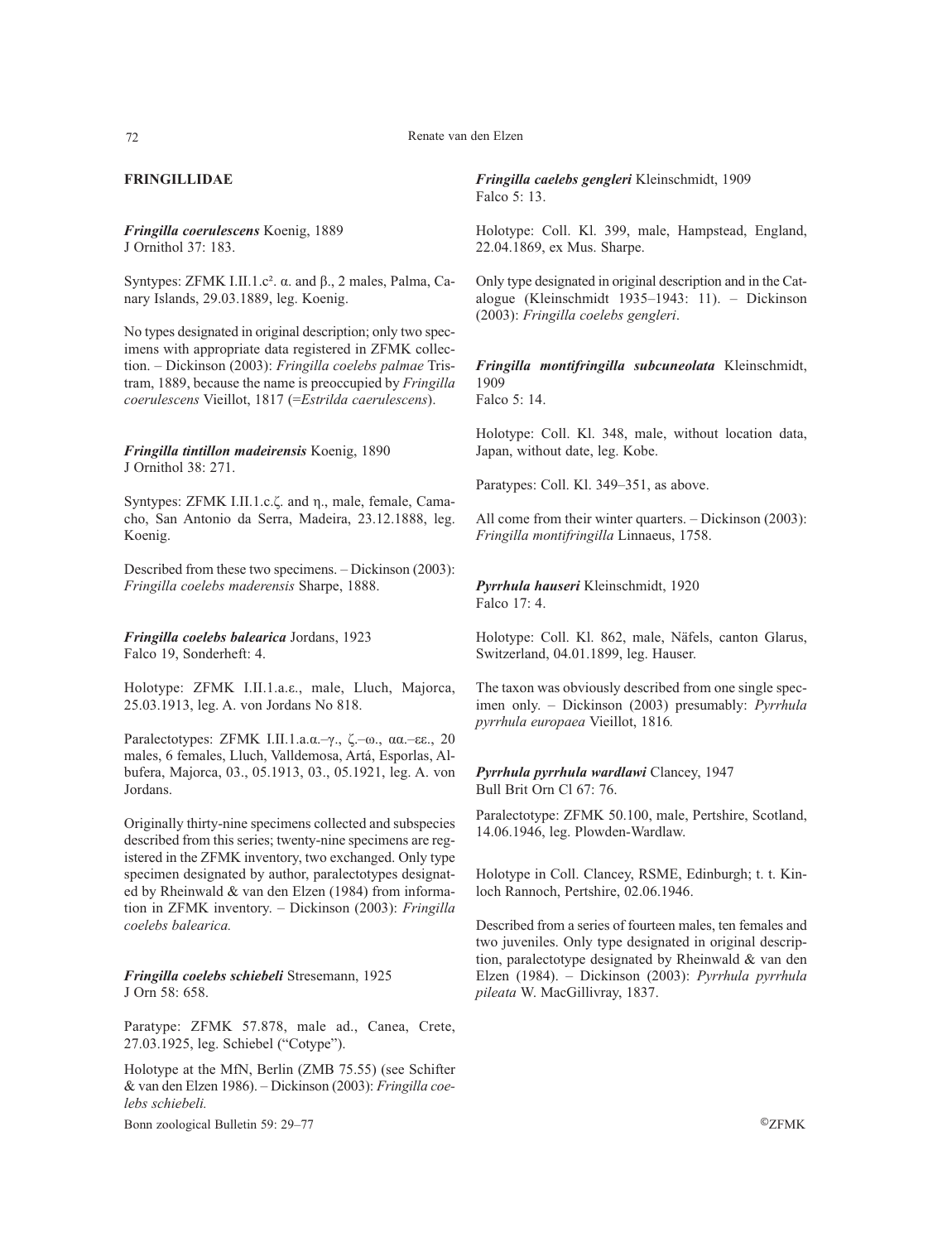## FRINGILLIDAE

***Fringilla coerulescens*** Koenig, 1889
J Ornithol 37: 183.

Syntypes: ZFMK I.II.1.c². α. and β., 2 males, Palma, Canary Islands, 29.03.1889, leg. Koenig.

No types designated in original description; only two specimens with appropriate data registered in ZFMK collection. – Dickinson (2003): *Fringilla coelebs palmae* Tristram, 1889, because the name is preoccupied by *Fringilla coerulescens* Vieillot, 1817 (=*Estrilda caerulescens*).

***Fringilla tintillon madeirensis*** Koenig, 1890
J Ornithol 38: 271.

Syntypes: ZFMK I.II.1.c.ζ. and η., male, female, Camacho, San Antonio da Serra, Madeira, 23.12.1888, leg. Koenig.

Described from these two specimens. – Dickinson (2003): *Fringilla coelebs maderensis* Sharpe, 1888.

***Fringilla coelebs balearica*** Jordans, 1923
Falco 19, Sonderheft: 4.

Holotype: ZFMK I.II.1.a.ε., male, Lluch, Majorca, 25.03.1913, leg. A. von Jordans No 818.

Paralectotypes: ZFMK I.II.1.a.α.–γ., ζ.–ω., αα.–εε., 20 males, 6 females, Lluch, Valldemosa, Artá, Esporlas, Albufera, Majorca, 03., 05.1913, 03., 05.1921, leg. A. von Jordans.

Originally thirty-nine specimens collected and subspecies described from this series; twenty-nine specimens are registered in the ZFMK inventory, two exchanged. Only type specimen designated by author, paralectotypes designated by Rheinwald & van den Elzen (1984) from information in ZFMK inventory. – Dickinson (2003): *Fringilla coelebs balearica.*

***Fringilla coelebs schiebeli*** Stresemann, 1925
J Orn 58: 658.

Paratype: ZFMK 57.878, male ad., Canea, Crete, 27.03.1925, leg. Schiebel ("Cotype").

Holotype at the MfN, Berlin (ZMB 75.55) (see Schifter & van den Elzen 1986). – Dickinson (2003): *Fringilla coelebs schiebeli.*

***Fringilla caelebs gengleri*** Kleinschmidt, 1909
Falco 5: 13.

Holotype: Coll. Kl. 399, male, Hampstead, England, 22.04.1869, ex Mus. Sharpe.

Only type designated in original description and in the Catalogue (Kleinschmidt 1935–1943: 11). – Dickinson (2003): *Fringilla coelebs gengleri*.

***Fringilla montifringilla subcuneolata*** Kleinschmidt, 1909
Falco 5: 14.

Holotype: Coll. Kl. 348, male, without location data, Japan, without date, leg. Kobe.

Paratypes: Coll. Kl. 349–351, as above.

All come from their winter quarters. – Dickinson (2003): *Fringilla montifringilla* Linnaeus, 1758.

***Pyrrhula hauseri*** Kleinschmidt, 1920
Falco 17: 4.

Holotype: Coll. Kl. 862, male, Näfels, canton Glarus, Switzerland, 04.01.1899, leg. Hauser.

The taxon was obviously described from one single specimen only. – Dickinson (2003) presumably: *Pyrrhula pyrrhula europaea* Vieillot, 1816*.*

***Pyrrhula pyrrhula wardlawi*** Clancey, 1947
Bull Brit Orn Cl 67: 76.

Paralectotype: ZFMK 50.100, male, Pertshire, Scotland, 14.06.1946, leg. Plowden-Wardlaw.

Holotype in Coll. Clancey, RSME, Edinburgh; t. t. Kinloch Rannoch, Pertshire, 02.06.1946.

Described from a series of fourteen males, ten females and two juveniles. Only type designated in original description, paralectotype designated by Rheinwald & van den Elzen (1984). – Dickinson (2003): *Pyrrhula pyrrhula pileata* W. MacGillivray, 1837.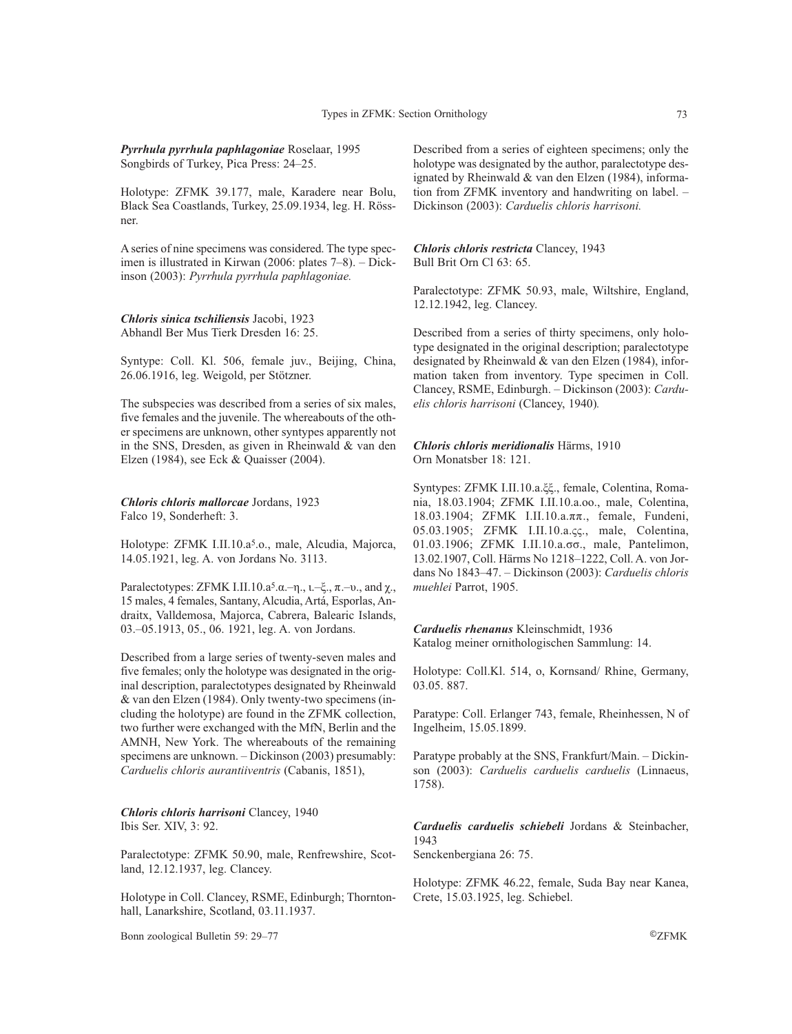***Pyrrhula pyrrhula paphlagoniae*** Roselaar, 1995
Songbirds of Turkey, Pica Press: 24–25.

Holotype: ZFMK 39.177, male, Karadere near Bolu, Black Sea Coastlands, Turkey, 25.09.1934, leg. H. Rössner.

A series of nine specimens was considered. The type specimen is illustrated in Kirwan (2006: plates 7–8). – Dickinson (2003): *Pyrrhula pyrrhula paphlagoniae.*

***Chloris sinica tschiliensis*** Jacobi, 1923
Abhandl Ber Mus Tierk Dresden 16: 25.

Syntype: Coll. Kl. 506, female juv., Beijing, China, 26.06.1916, leg. Weigold, per Stötzner.

The subspecies was described from a series of six males, five females and the juvenile. The whereabouts of the other specimens are unknown, other syntypes apparently not in the SNS, Dresden, as given in Rheinwald & van den Elzen (1984), see Eck & Quaisser (2004).

***Chloris chloris mallorcae*** Jordans, 1923
Falco 19, Sonderheft: 3.

Holotype: ZFMK I.II.10.a5.o., male, Alcudia, Majorca, 14.05.1921, leg. A. von Jordans No. 3113.

Paralectotypes: ZFMK I.II.10.a5.α.–η., ι.–ξ., π.–υ., and χ., 15 males, 4 females, Santany, Alcudia, Artá, Esporlas, Andraitx, Valldemosa, Majorca, Cabrera, Balearic Islands, 03.–05.1913, 05., 06. 1921, leg. A. von Jordans.

Described from a large series of twenty-seven males and five females; only the holotype was designated in the original description, paralectotypes designated by Rheinwald & van den Elzen (1984). Only twenty-two specimens (including the holotype) are found in the ZFMK collection, two further were exchanged with the MfN, Berlin and the AMNH, New York. The whereabouts of the remaining specimens are unknown. – Dickinson (2003) presumably: *Carduelis chloris aurantiiventris* (Cabanis, 1851),

***Chloris chloris harrisoni*** Clancey, 1940
Ibis Ser. XIV, 3: 92.

Paralectotype: ZFMK 50.90, male, Renfrewshire, Scotland, 12.12.1937, leg. Clancey.

Holotype in Coll. Clancey, RSME, Edinburgh; Thorntonhall, Lanarkshire, Scotland, 03.11.1937.

Described from a series of eighteen specimens; only the holotype was designated by the author, paralectotype designated by Rheinwald & van den Elzen (1984), information from ZFMK inventory and handwriting on label. – Dickinson (2003): *Carduelis chloris harrisoni.*

***Chloris chloris restricta*** Clancey, 1943
Bull Brit Orn Cl 63: 65.

Paralectotype: ZFMK 50.93, male, Wiltshire, England, 12.12.1942, leg. Clancey.

Described from a series of thirty specimens, only holotype designated in the original description; paralectotype designated by Rheinwald & van den Elzen (1984), information taken from inventory. Type specimen in Coll. Clancey, RSME, Edinburgh. – Dickinson (2003): *Carduelis chloris harrisoni* (Clancey, 1940).

***Chloris chloris meridionalis*** Härms, 1910
Orn Monatsber 18: 121.

Syntypes: ZFMK I.II.10.a.ξξ., female, Colentina, Romania, 18.03.1904; ZFMK I.II.10.a.oo., male, Colentina, 18.03.1904; ZFMK I.II.10.a.ππ., female, Fundeni, 05.03.1905; ZFMK I.II.10.a.ςς., male, Colentina, 01.03.1906; ZFMK I.II.10.a.σσ., male, Pantelimon, 13.02.1907, Coll. Härms No 1218–1222, Coll. A. von Jordans No 1843–47. – Dickinson (2003): *Carduelis chloris muehlei* Parrot, 1905.

***Carduelis rhenanus*** Kleinschmidt, 1936
Katalog meiner ornithologischen Sammlung: 14.

Holotype: Coll.Kl. 514, o, Kornsand/ Rhine, Germany, 03.05. 887.

Paratype: Coll. Erlanger 743, female, Rheinhessen, N of Ingelheim, 15.05.1899.

Paratype probably at the SNS, Frankfurt/Main. – Dickinson (2003): *Carduelis carduelis carduelis* (Linnaeus, 1758).

***Carduelis carduelis schiebeli*** Jordans & Steinbacher, 1943
Senckenbergiana 26: 75.

Holotype: ZFMK 46.22, female, Suda Bay near Kanea, Crete, 15.03.1925, leg. Schiebel.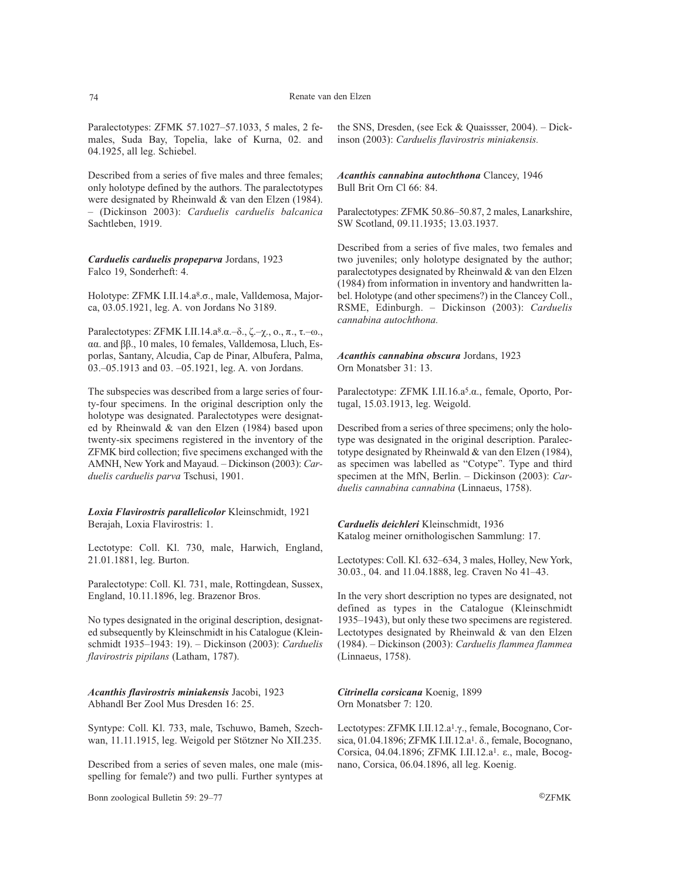Paralectotypes: ZFMK 57.1027–57.1033, 5 males, 2 females, Suda Bay, Topelia, lake of Kurna, 02. and 04.1925, all leg. Schiebel.

Described from a series of five males and three females; only holotype defined by the authors. The paralectotypes were designated by Rheinwald & van den Elzen (1984). – (Dickinson 2003): *Carduelis carduelis balcanica* Sachtleben, 1919.

***Carduelis carduelis propeparva*** Jordans, 1923
Falco 19, Sonderheft: 4.

Holotype: ZFMK I.II.14.a$^8$.σ., male, Valldemosa, Majorca, 03.05.1921, leg. A. von Jordans No 3189.

Paralectotypes: ZFMK I.II.14.a$^8$.α.–δ., ζ.–χ., ο., π., τ.–ω., αα. and ββ., 10 males, 10 females, Valldemosa, Lluch, Esporlas, Santany, Alcudia, Cap de Pinar, Albufera, Palma, 03.–05.1913 and 03. –05.1921, leg. A. von Jordans.

The subspecies was described from a large series of fourty-four specimens. In the original description only the holotype was designated. Paralectotypes were designated by Rheinwald & van den Elzen (1984) based upon twenty-six specimens registered in the inventory of the ZFMK bird collection; five specimens exchanged with the AMNH, New York and Mayaud. – Dickinson (2003): *Carduelis carduelis parva* Tschusi, 1901.

***Loxia Flavirostris parallelicolor*** Kleinschmidt, 1921
Berajah, Loxia Flavirostris: 1.

Lectotype: Coll. Kl. 730, male, Harwich, England, 21.01.1881, leg. Burton.

Paralectotype: Coll. Kl. 731, male, Rottingdean, Sussex, England, 10.11.1896, leg. Brazenor Bros.

No types designated in the original description, designated subsequently by Kleinschmidt in his Catalogue (Kleinschmidt 1935–1943: 19). – Dickinson (2003): *Carduelis flavirostris pipilans* (Latham, 1787).

***Acanthis flavirostris miniakensis*** Jacobi, 1923
Abhandl Ber Zool Mus Dresden 16: 25.

Syntype: Coll. Kl. 733, male, Tschuwo, Bameh, Szechwan, 11.11.1915, leg. Weigold per Stötzner No XII.235.

Described from a series of seven males, one male (misspelling for female?) and two pulli. Further syntypes at the SNS, Dresden, (see Eck & Quaissser, 2004). – Dickinson (2003): *Carduelis flavirostris miniakensis.*

***Acanthis cannabina autochthona*** Clancey, 1946
Bull Brit Orn Cl 66: 84.

Paralectotypes: ZFMK 50.86–50.87, 2 males, Lanarkshire, SW Scotland, 09.11.1935; 13.03.1937.

Described from a series of five males, two females and two juveniles; only holotype designated by the author; paralectotypes designated by Rheinwald & van den Elzen (1984) from information in inventory and handwritten label. Holotype (and other specimens?) in the Clancey Coll., RSME, Edinburgh. – Dickinson (2003): *Carduelis cannabina autochthona.*

***Acanthis cannabina obscura*** Jordans, 1923
Orn Monatsber 31: 13.

Paralectotype: ZFMK I.II.16.a$^5$.α., female, Oporto, Portugal, 15.03.1913, leg. Weigold.

Described from a series of three specimens; only the holotype was designated in the original description. Paralectotype designated by Rheinwald & van den Elzen (1984), as specimen was labelled as "Cotype". Type and third specimen at the MfN, Berlin. – Dickinson (2003): *Carduelis cannabina cannabina* (Linnaeus, 1758).

***Carduelis deichleri*** Kleinschmidt, 1936
Katalog meiner ornithologischen Sammlung: 17.

Lectotypes: Coll. Kl. 632–634, 3 males, Holley, New York, 30.03., 04. and 11.04.1888, leg. Craven No 41–43.

In the very short description no types are designated, not defined as types in the Catalogue (Kleinschmidt 1935–1943), but only these two specimens are registered. Lectotypes designated by Rheinwald & van den Elzen (1984). – Dickinson (2003): *Carduelis flammea flammea* (Linnaeus, 1758).

***Citrinella corsicana*** Koenig, 1899
Orn Monatsber 7: 120.

Lectotypes: ZFMK I.II.12.a$^1$.γ., female, Bocognano, Corsica, 01.04.1896; ZFMK I.II.12.a$^1$. δ., female, Bocognano, Corsica, 04.04.1896; ZFMK I.II.12.a$^1$. ε., male, Bocognano, Corsica, 06.04.1896, all leg. Koenig.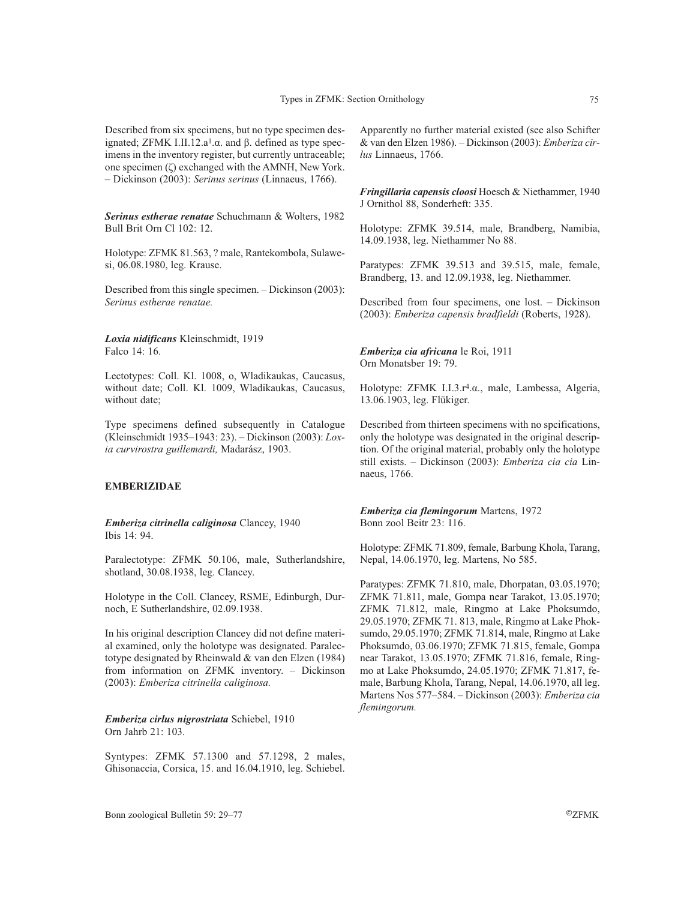Described from six specimens, but no type specimen designated; ZFMK I.II.12.a[1].α. and β. defined as type specimens in the inventory register, but currently untraceable; one specimen (ζ) exchanged with the AMNH, New York. – Dickinson (2003): *Serinus serinus* (Linnaeus, 1766).

***Serinus estherae renatae*** Schuchmann & Wolters, 1982
Bull Brit Orn Cl 102: 12.

Holotype: ZFMK 81.563, ? male, Rantekombola, Sulawesi, 06.08.1980, leg. Krause.

Described from this single specimen. – Dickinson (2003): *Serinus estherae renatae.*

***Loxia nidificans*** Kleinschmidt, 1919
Falco 14: 16.

Lectotypes: Coll. Kl. 1008, o, Wladikaukas, Caucasus, without date; Coll. Kl. 1009, Wladikaukas, Caucasus, without date;

Type specimens defined subsequently in Catalogue (Kleinschmidt 1935–1943: 23). – Dickinson (2003): *Loxia curvirostra guillemardi,* Madarász, 1903.

## EMBERIZIDAE

***Emberiza citrinella caliginosa*** Clancey, 1940
Ibis 14: 94.

Paralectotype: ZFMK 50.106, male, Sutherlandshire, shotland, 30.08.1938, leg. Clancey.

Holotype in the Coll. Clancey, RSME, Edinburgh, Durnoch, E Sutherlandshire, 02.09.1938.

In his original description Clancey did not define material examined, only the holotype was designated. Paralectotype designated by Rheinwald & van den Elzen (1984) from information on ZFMK inventory. – Dickinson (2003): *Emberiza citrinella caliginosa.*

***Emberiza cirlus nigrostriata*** Schiebel, 1910
Orn Jahrb 21: 103.

Syntypes: ZFMK 57.1300 and 57.1298, 2 males, Ghisonaccia, Corsica, 15. and 16.04.1910, leg. Schiebel. Apparently no further material existed (see also Schifter & van den Elzen 1986). – Dickinson (2003): *Emberiza cirlus* Linnaeus, 1766.

***Fringillaria capensis cloosi*** Hoesch & Niethammer, 1940
J Ornithol 88, Sonderheft: 335.

Holotype: ZFMK 39.514, male, Brandberg, Namibia, 14.09.1938, leg. Niethammer No 88.

Paratypes: ZFMK 39.513 and 39.515, male, female, Brandberg, 13. and 12.09.1938, leg. Niethammer.

Described from four specimens, one lost. – Dickinson (2003): *Emberiza capensis bradfieldi* (Roberts, 1928).

***Emberiza cia africana*** le Roi, 1911
Orn Monatsber 19: 79.

Holotype: ZFMK I.I.3.r[4].α., male, Lambessa, Algeria, 13.06.1903, leg. Flükiger.

Described from thirteen specimens with no spcifications, only the holotype was designated in the original description. Of the original material, probably only the holotype still exists. – Dickinson (2003): *Emberiza cia cia* Linnaeus, 1766.

***Emberiza cia flemingorum*** Martens, 1972
Bonn zool Beitr 23: 116.

Holotype: ZFMK 71.809, female, Barbung Khola, Tarang, Nepal, 14.06.1970, leg. Martens, No 585.

Paratypes: ZFMK 71.810, male, Dhorpatan, 03.05.1970; ZFMK 71.811, male, Gompa near Tarakot, 13.05.1970; ZFMK 71.812, male, Ringmo at Lake Phoksumdo, 29.05.1970; ZFMK 71. 813, male, Ringmo at Lake Phoksumdo, 29.05.1970; ZFMK 71.814, male, Ringmo at Lake Phoksumdo, 03.06.1970; ZFMK 71.815, female, Gompa near Tarakot, 13.05.1970; ZFMK 71.816, female, Ringmo at Lake Phoksumdo, 24.05.1970; ZFMK 71.817, female, Barbung Khola, Tarang, Nepal, 14.06.1970, all leg. Martens Nos 577–584. – Dickinson (2003): *Emberiza cia flemingorum.*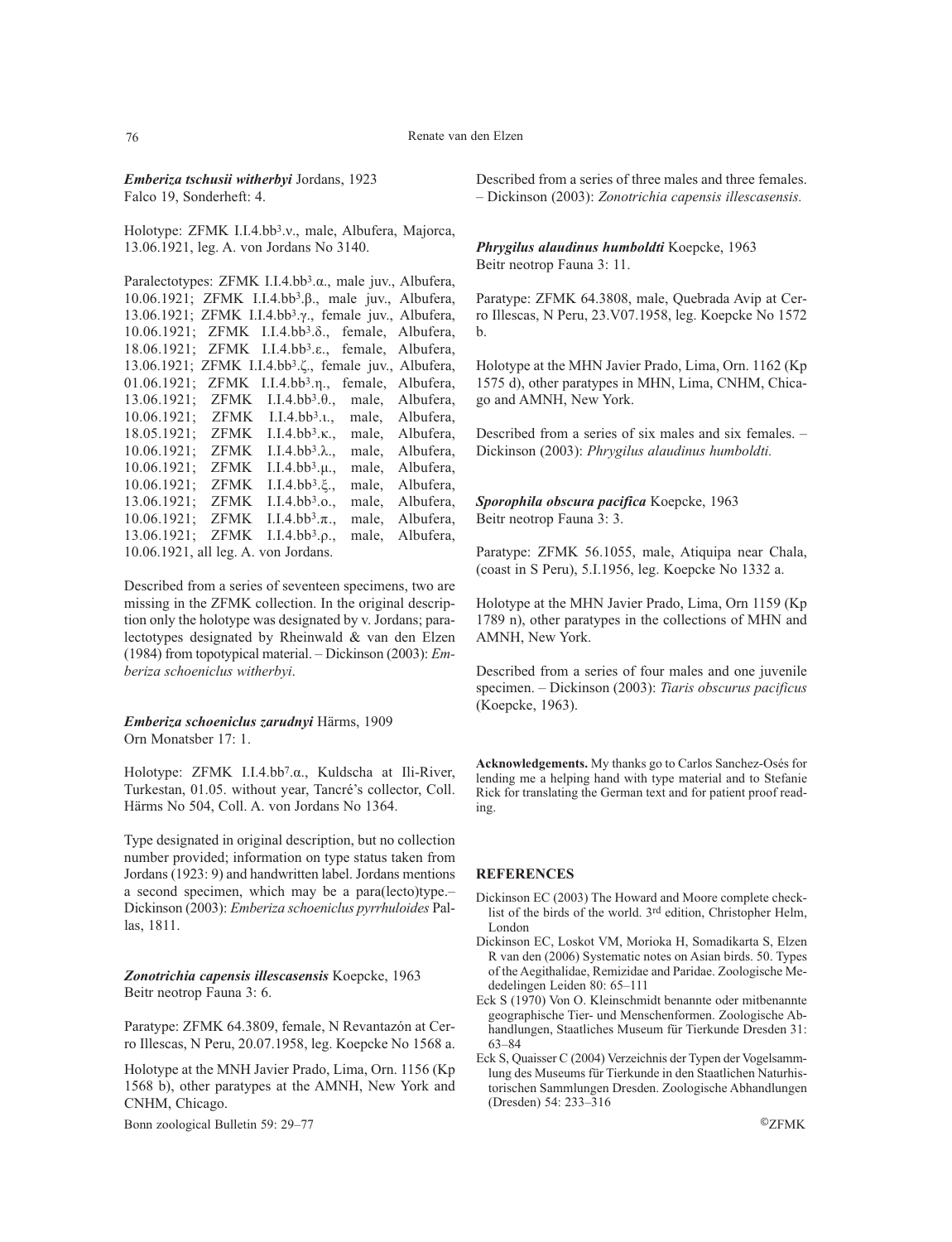***Emberiza tschusii witherbyi*** Jordans, 1923
Falco 19, Sonderheft: 4.

Holotype: ZFMK I.I.4.bb³.ν., male, Albufera, Majorca, 13.06.1921, leg. A. von Jordans No 3140.

Paralectotypes: ZFMK I.I.4.bb³.α., male juv., Albufera, 10.06.1921; ZFMK I.I.4.bb³.β., male juv., Albufera, 13.06.1921; ZFMK I.I.4.bb³.γ., female juv., Albufera, 10.06.1921; ZFMK I.I.4.bb³.δ., female, Albufera, 18.06.1921; ZFMK I.I.4.bb³.ε., female, Albufera, 13.06.1921; ZFMK I.I.4.bb³.ζ., female juv., Albufera, 01.06.1921; ZFMK I.I.4.bb³.η., female, Albufera, 13.06.1921; ZFMK I.I.4.bb³.θ., male, Albufera, 10.06.1921; ZFMK I.I.4.bb³.ι., male, Albufera, 18.05.1921; ZFMK I.I.4.bb³.κ., male, Albufera, 10.06.1921; ZFMK I.I.4.bb³.λ., male, Albufera, 10.06.1921; ZFMK I.I.4.bb³.μ., male, Albufera, 10.06.1921; ZFMK I.I.4.bb³.ξ., male, Albufera, 13.06.1921; ZFMK I.I.4.bb³.ο., male, Albufera, 10.06.1921; ZFMK I.I.4.bb³.π., male, Albufera, 13.06.1921; ZFMK I.I.4.bb³.ρ., male, Albufera, 10.06.1921, all leg. A. von Jordans.

Described from a series of seventeen specimens, two are missing in the ZFMK collection. In the original description only the holotype was designated by v. Jordans; paralectotypes designated by Rheinwald & van den Elzen (1984) from topotypical material. – Dickinson (2003): *Emberiza schoeniclus witherbyi*.

***Emberiza schoeniclus zarudnyi*** Härms, 1909
Orn Monatsber 17: 1.

Holotype: ZFMK I.I.4.bb⁷.α., Kuldscha at Ili-River, Turkestan, 01.05. without year, Tancré's collector, Coll. Härms No 504, Coll. A. von Jordans No 1364.

Type designated in original description, but no collection number provided; information on type status taken from Jordans (1923: 9) and handwritten label. Jordans mentions a second specimen, which may be a para(lecto)type.– Dickinson (2003): *Emberiza schoeniclus pyrrhuloides* Pallas, 1811.

***Zonotrichia capensis illescasensis*** Koepcke, 1963
Beitr neotrop Fauna 3: 6.

Paratype: ZFMK 64.3809, female, N Revantazón at Cerro Illescas, N Peru, 20.07.1958, leg. Koepcke No 1568 a.

Holotype at the MNH Javier Prado, Lima, Orn. 1156 (Kp 1568 b), other paratypes at the AMNH, New York and CNHM, Chicago.

Described from a series of three males and three females. – Dickinson (2003): *Zonotrichia capensis illescasensis.*

***Phrygilus alaudinus humboldti*** Koepcke, 1963
Beitr neotrop Fauna 3: 11.

Paratype: ZFMK 64.3808, male, Quebrada Avip at Cerro Illescas, N Peru, 23.V07.1958, leg. Koepcke No 1572 b.

Holotype at the MHN Javier Prado, Lima, Orn. 1162 (Kp 1575 d), other paratypes in MHN, Lima, CNHM, Chicago and AMNH, New York.

Described from a series of six males and six females. – Dickinson (2003): *Phrygilus alaudinus humboldti.*

***Sporophila obscura pacifica*** Koepcke, 1963
Beitr neotrop Fauna 3: 3.

Paratype: ZFMK 56.1055, male, Atiquipa near Chala, (coast in S Peru), 5.I.1956, leg. Koepcke No 1332 a.

Holotype at the MHN Javier Prado, Lima, Orn 1159 (Kp 1789 n), other paratypes in the collections of MHN and AMNH, New York.

Described from a series of four males and one juvenile specimen. – Dickinson (2003): *Tiaris obscurus pacificus* (Koepcke, 1963).

**Acknowledgements.** My thanks go to Carlos Sanchez-Osés for lending me a helping hand with type material and to Stefanie Rick for translating the German text and for patient proof reading.

## REFERENCES

Dickinson EC (2003) The Howard and Moore complete checklist of the birds of the world. 3rd edition, Christopher Helm, London

Dickinson EC, Loskot VM, Morioka H, Somadikarta S, Elzen R van den (2006) Systematic notes on Asian birds. 50. Types of the Aegithalidae, Remizidae and Paridae. Zoologische Mededelingen Leiden 80: 65–111

Eck S (1970) Von O. Kleinschmidt benannte oder mitbenannte geographische Tier- und Menschenformen. Zoologische Abhandlungen, Staatliches Museum für Tierkunde Dresden 31: 63–84

Eck S, Quaisser C (2004) Verzeichnis der Typen der Vogelsammlung des Museums für Tierkunde in den Staatlichen Naturhistorischen Sammlungen Dresden. Zoologische Abhandlungen (Dresden) 54: 233–316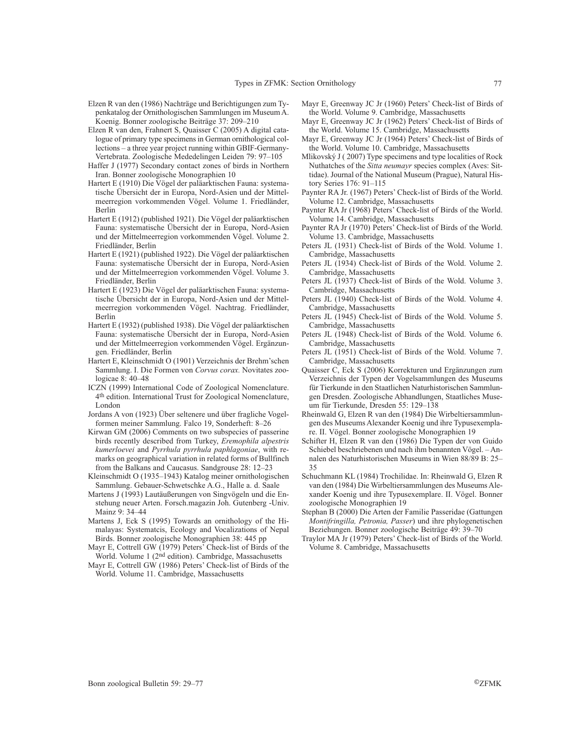Elzen R van den (1986) Nachträge und Berichtigungen zum Typenkatalog der Ornithologischen Sammlungen im Museum A. Koenig. Bonner zoologische Beiträge 37: 209–210

Elzen R van den, Frahnert S, Quaisser C (2005) A digital catalogue of primary type specimens in German ornithological collections – a three year project running within GBIF-Germany-Vertebrata. Zoologische Mededelingen Leiden 79: 97–105

Haffer J (1977) Secondary contact zones of birds in Northern Iran. Bonner zoologische Monographien 10

Hartert E (1910) Die Vögel der paläarktischen Fauna: systematische Übersicht der in Europa, Nord-Asien und der Mittelmeerregion vorkommenden Vögel. Volume 1. Friedländer, Berlin

Hartert E (1912) (published 1921). Die Vögel der paläarktischen Fauna: systematische Übersicht der in Europa, Nord-Asien und der Mittelmeerregion vorkommenden Vögel. Volume 2. Friedländer, Berlin

Hartert E (1921) (published 1922). Die Vögel der paläarktischen Fauna: systematische Übersicht der in Europa, Nord-Asien und der Mittelmeerregion vorkommenden Vögel. Volume 3. Friedländer, Berlin

Hartert E (1923) Die Vögel der paläarktischen Fauna: systematische Übersicht der in Europa, Nord-Asien und der Mittelmeerregion vorkommenden Vögel. Nachtrag. Friedländer, Berlin

Hartert E (1932) (published 1938). Die Vögel der paläarktischen Fauna: systematische Übersicht der in Europa, Nord-Asien und der Mittelmeerregion vorkommenden Vögel. Ergänzungen. Friedländer, Berlin

Hartert E, Kleinschmidt O (1901) Verzeichnis der Brehm'schen Sammlung. I. Die Formen von *Corvus corax.* Novitates zoologicae 8: 40–48

ICZN (1999) International Code of Zoological Nomenclature. 4th edition. International Trust for Zoological Nomenclature, London

Jordans A von (1923) Über seltenere und über fragliche Vogelformen meiner Sammlung. Falco 19, Sonderheft: 8–26

Kirwan GM (2006) Comments on two subspecies of passerine birds recently described from Turkey, *Eremophila alpestris kumerloevei* and *Pyrrhula pyrrhula paphlagoniae*, with remarks on geographical variation in related forms of Bullfinch from the Balkans and Caucasus. Sandgrouse 28: 12–23

Kleinschmidt O (1935–1943) Katalog meiner ornithologischen Sammlung. Gebauer-Schwetschke A.G., Halle a. d. Saale

Martens J (1993) Lautäußerungen von Singvögeln und die Enstehung neuer Arten. Forsch.magazin Joh. Gutenberg -Univ. Mainz 9: 34–44

Martens J, Eck S (1995) Towards an ornithology of the Himalayas: Systematcis, Ecology and Vocalizations of Nepal Birds. Bonner zoologische Monographien 38: 445 pp

Mayr E, Cottrell GW (1979) Peters' Check-list of Birds of the World. Volume 1 (2nd edition). Cambridge, Massachusetts

Mayr E, Cottrell GW (1986) Peters' Check-list of Birds of the World. Volume 11. Cambridge, Massachusetts

Mayr E, Greenway JC Jr (1960) Peters' Check-list of Birds of the World. Volume 9. Cambridge, Massachusetts

Mayr E, Greenway JC Jr (1962) Peters' Check-list of Birds of the World. Volume 15. Cambridge, Massachusetts

Mayr E, Greenway JC Jr (1964) Peters' Check-list of Birds of the World. Volume 10. Cambridge, Massachusetts

Mlikovský J ( 2007) Type specimens and type localities of Rock Nuthatches of the *Sitta neumayr* species complex (Aves: Sittidae). Journal of the National Museum (Prague), Natural History Series 176: 91–115

Paynter RA Jr. (1967) Peters' Check-list of Birds of the World. Volume 12. Cambridge, Massachusetts

Paynter RA Jr (1968) Peters' Check-list of Birds of the World. Volume 14. Cambridge, Massachusetts

Paynter RA Jr (1970) Peters' Check-list of Birds of the World. Volume 13. Cambridge, Massachusetts

Peters JL (1931) Check-list of Birds of the Wold. Volume 1. Cambridge, Massachusetts

Peters JL (1934) Check-list of Birds of the Wold. Volume 2. Cambridge, Massachusetts

Peters JL (1937) Check-list of Birds of the Wold. Volume 3. Cambridge, Massachusetts

Peters JL (1940) Check-list of Birds of the Wold. Volume 4. Cambridge, Massachusetts

Peters JL (1945) Check-list of Birds of the Wold. Volume 5. Cambridge, Massachusetts

Peters JL (1948) Check-list of Birds of the Wold. Volume 6. Cambridge, Massachusetts

Peters JL (1951) Check-list of Birds of the Wold. Volume 7. Cambridge, Massachusetts

Quaisser C, Eck S (2006) Korrekturen und Ergänzungen zum Verzeichnis der Typen der Vogelsammlungen des Museums für Tierkunde in den Staatlichen Naturhistorischen Sammlungen Dresden. Zoologische Abhandlungen, Staatliches Museum für Tierkunde, Dresden 55: 129–138

Rheinwald G, Elzen R van den (1984) Die Wirbeltiersammlungen des Museums Alexander Koenig und ihre Typusexemplare. II. Vögel. Bonner zoologische Monographien 19

Schifter H, Elzen R van den (1986) Die Typen der von Guido Schiebel beschriebenen und nach ihm benannten Vögel. – Annalen des Naturhistorischen Museums in Wien 88/89 B: 25–35

Schuchmann KL (1984) Trochilidae. In: Rheinwald G, Elzen R van den (1984) Die Wirbeltiersammlungen des Museums Alexander Koenig und ihre Typusexemplare. II. Vögel. Bonner zoologische Monographien 19

Stephan B (2000) Die Arten der Familie Passeridae (Gattungen *Montifringilla, Petronia, Passer*) und ihre phylogenetischen Beziehungen. Bonner zoologische Beiträge 49: 39–70

Traylor MA Jr (1979) Peters' Check-list of Birds of the World. Volume 8. Cambridge, Massachusetts